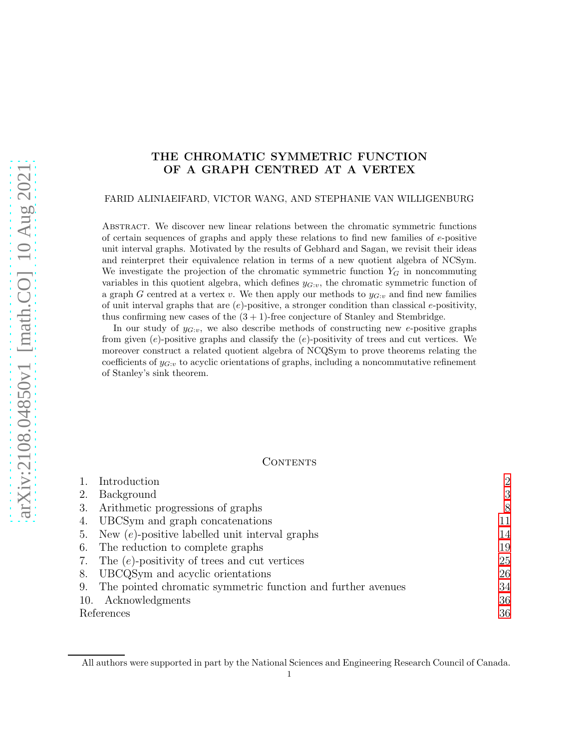# THE CHROMATIC SYMMETRIC FUNCTION OF A GRAPH CENTRED AT A VERTEX

FARID ALINIAEIFARD, VICTOR WANG, AND STEPHANIE VAN WILLIGENBURG

Abstract. We discover new linear relations between the chromatic symmetric functions of certain sequences of graphs and apply these relations to find new families of $e$-positive unit interval graphs. Motivated by the results of Gebhard and Sagan, we revisit their ideas and reinterpret their equivalence relation in terms of a new quotient algebra of NCSym. We investigate the projection of the chromatic symmetric function $Y_G$ in noncommuting variables in this quotient algebra, which defines $y_{G:v}$, the chromatic symmetric function of a graph $G$ centred at a vertex $v$. We then apply our methods to $y_{G:v}$ and find new families of unit interval graphs that are $(e)$-positive, a stronger condition than classical $e$-positivity, thus confirming new cases of the $(3+1)$-free conjecture of Stanley and Stembridge.

In our study of $y_{G:v}$, we also describe methods of constructing new $e$-positive graphs from given $(e)$-positive graphs and classify the $(e)$-positivity of trees and cut vertices. We moreover construct a related quotient algebra of NCQSym to prove theorems relating the coefficients of $y_{G:v}$ to acyclic orientations of graphs, including a noncommutative refinement of Stanley's sink theorem.

## Contents

| | | |
|---|---|---|
| 1. | Introduction | 2 |
| 2. | Background | 3 |
| 3. | Arithmetic progressions of graphs | 8 |
| 4. | UBCSym and graph concatenations | 11 |
| 5. | New $(e)$-positive labelled unit interval graphs | 14 |
| 6. | The reduction to complete graphs | 19 |
| 7. | The $(e)$-positivity of trees and cut vertices | 25 |
| 8. | UBCQSym and acyclic orientations | 26 |
| 9. | The pointed chromatic symmetric function and further avenues | 34 |
| 10. | Acknowledgments | 36 |
| | References | 36 |

All authors were supported in part by the National Sciences and Engineering Research Council of Canada.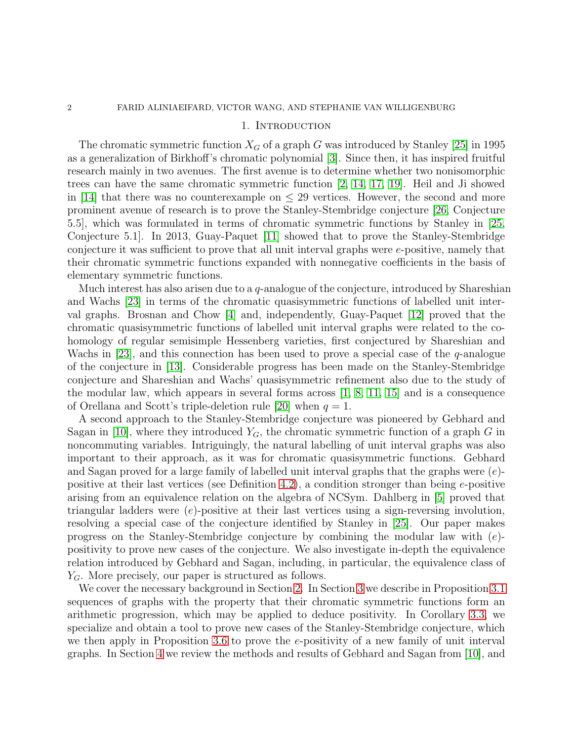## 1. Introduction

The chromatic symmetric function $X_G$ of a graph $G$ was introduced by Stanley [25] in 1995 as a generalization of Birkhoff's chromatic polynomial [3]. Since then, it has inspired fruitful research mainly in two avenues. The first avenue is to determine whether two nonisomorphic trees can have the same chromatic symmetric function [2, 14, 17, 19]. Heil and Ji showed in [14] that there was no counterexample on $\leq 29$ vertices. However, the second and more prominent avenue of research is to prove the Stanley-Stembridge conjecture [26, Conjecture 5.5], which was formulated in terms of chromatic symmetric functions by Stanley in [25, Conjecture 5.1]. In 2013, Guay-Paquet [11] showed that to prove the Stanley-Stembridge conjecture it was sufficient to prove that all unit interval graphs were $e$-positive, namely that their chromatic symmetric functions expanded with nonnegative coefficients in the basis of elementary symmetric functions.

Much interest has also arisen due to a $q$-analogue of the conjecture, introduced by Shareshian and Wachs [23] in terms of the chromatic quasisymmetric functions of labelled unit interval graphs. Brosnan and Chow [4] and, independently, Guay-Paquet [12] proved that the chromatic quasisymmetric functions of labelled unit interval graphs were related to the cohomology of regular semisimple Hessenberg varieties, first conjectured by Shareshian and Wachs in [23], and this connection has been used to prove a special case of the $q$-analogue of the conjecture in [13]. Considerable progress has been made on the Stanley-Stembridge conjecture and Shareshian and Wachs' quasisymmetric refinement also due to the study of the modular law, which appears in several forms across [1, 8, 11, 15] and is a consequence of Orellana and Scott's triple-deletion rule [20] when $q = 1$.

A second approach to the Stanley-Stembridge conjecture was pioneered by Gebhard and Sagan in [10], where they introduced $Y_G$, the chromatic symmetric function of a graph $G$ in noncommuting variables. Intriguingly, the natural labelling of unit interval graphs was also important to their approach, as it was for chromatic quasisymmetric functions. Gebhard and Sagan proved for a large family of labelled unit interval graphs that the graphs were $(e)$-positive at their last vertices (see Definition 4.2), a condition stronger than being $e$-positive arising from an equivalence relation on the algebra of NCSym. Dahlberg in [5] proved that triangular ladders were $(e)$-positive at their last vertices using a sign-reversing involution, resolving a special case of the conjecture identified by Stanley in [25]. Our paper makes progress on the Stanley-Stembridge conjecture by combining the modular law with $(e)$-positivity to prove new cases of the conjecture. We also investigate in-depth the equivalence relation introduced by Gebhard and Sagan, including, in particular, the equivalence class of $Y_G$. More precisely, our paper is structured as follows.

We cover the necessary background in Section 2. In Section 3 we describe in Proposition 3.1 sequences of graphs with the property that their chromatic symmetric functions form an arithmetic progression, which may be applied to deduce positivity. In Corollary 3.3, we specialize and obtain a tool to prove new cases of the Stanley-Stembridge conjecture, which we then apply in Proposition 3.6 to prove the $e$-positivity of a new family of unit interval graphs. In Section 4 we review the methods and results of Gebhard and Sagan from [10], and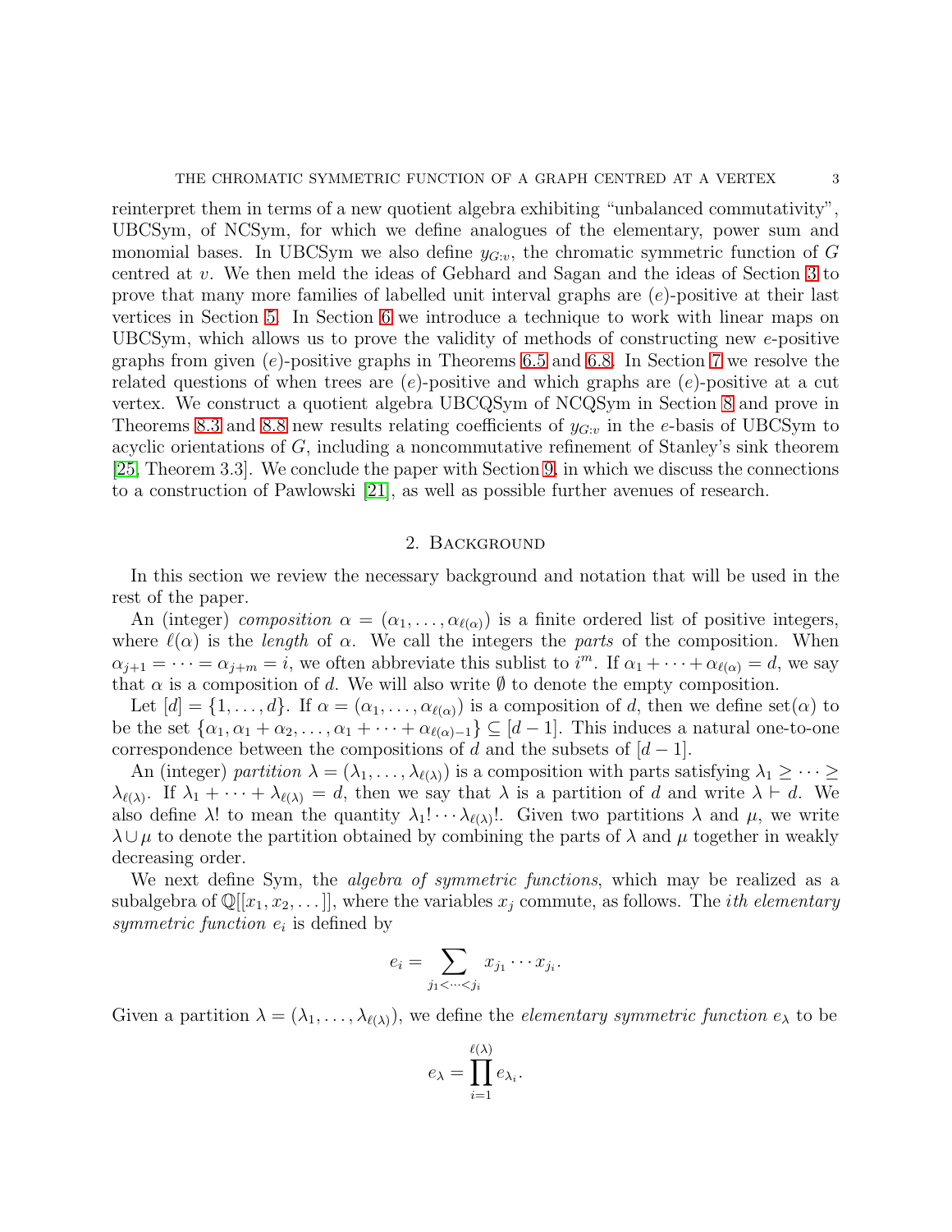reinterpret them in terms of a new quotient algebra exhibiting "unbalanced commutativity", UBCSym, of NCSym, for which we define analogues of the elementary, power sum and monomial bases. In UBCSym we also define $y_{G:v}$, the chromatic symmetric function of $G$ centred at $v$. We then meld the ideas of Gebhard and Sagan and the ideas of Section 3 to prove that many more families of labelled unit interval graphs are $(e)$-positive at their last vertices in Section 5. In Section 6 we introduce a technique to work with linear maps on UBCSym, which allows us to prove the validity of methods of constructing new $e$-positive graphs from given $(e)$-positive graphs in Theorems 6.5 and 6.8. In Section 7 we resolve the related questions of when trees are $(e)$-positive and which graphs are $(e)$-positive at a cut vertex. We construct a quotient algebra UBCQSym of NCQSym in Section 8 and prove in Theorems 8.3 and 8.8 new results relating coefficients of $y_{G:v}$ in the $e$-basis of UBCSym to acyclic orientations of $G$, including a noncommutative refinement of Stanley's sink theorem [25, Theorem 3.3]. We conclude the paper with Section 9, in which we discuss the connections to a construction of Pawlowski [21], as well as possible further avenues of research.

## 2. Background

In this section we review the necessary background and notation that will be used in the rest of the paper.

An (integer) *composition* $\alpha = (\alpha_1, \dots, \alpha_{\ell(\alpha)})$ is a finite ordered list of positive integers, where $\ell(\alpha)$ is the *length* of $\alpha$. We call the integers the *parts* of the composition. When $\alpha_{j+1} = \cdots = \alpha_{j+m} = i$, we often abbreviate this sublist to $i^m$. If $\alpha_1 + \cdots + \alpha_{\ell(\alpha)} = d$, we say that $\alpha$ is a composition of $d$. We will also write $\emptyset$ to denote the empty composition.

Let $[d] = \{1, \dots, d\}$. If $\alpha = (\alpha_1, \dots, \alpha_{\ell(\alpha)})$ is a composition of $d$, then we define $\text{set}(\alpha)$ to be the set $\{\alpha_1, \alpha_1 + \alpha_2, \dots, \alpha_1 + \cdots + \alpha_{\ell(\alpha)-1}\} \subseteq [d-1]$. This induces a natural one-to-one correspondence between the compositions of $d$ and the subsets of $[d-1]$.

An (integer) *partition* $\lambda = (\lambda_1, \dots, \lambda_{\ell(\lambda)})$ is a composition with parts satisfying $\lambda_1 \geq \cdots \geq \lambda_{\ell(\lambda)}$. If $\lambda_1 + \cdots + \lambda_{\ell(\lambda)} = d$, then we say that $\lambda$ is a partition of $d$ and write $\lambda \vdash d$. We also define $\lambda!$ to mean the quantity $\lambda_1! \cdots \lambda_{\ell(\lambda)}!$. Given two partitions $\lambda$ and $\mu$, we write $\lambda \cup \mu$ to denote the partition obtained by combining the parts of $\lambda$ and $\mu$ together in weakly decreasing order.

We next define Sym, the *algebra of symmetric functions*, which may be realized as a subalgebra of $\mathbb{Q}[[x_1, x_2, \dots]]$, where the variables $x_j$ commute, as follows. The *ith elementary symmetric function* $e_i$ is defined by

$$e_i = \sum_{j_1 < \cdots < j_i} x_{j_1} \cdots x_{j_i}.$$

Given a partition $\lambda = (\lambda_1, \dots, \lambda_{\ell(\lambda)})$, we define the *elementary symmetric function* $e_\lambda$ to be

$$e_\lambda = \prod_{i=1}^{\ell(\lambda)} e_{\lambda_i}.$$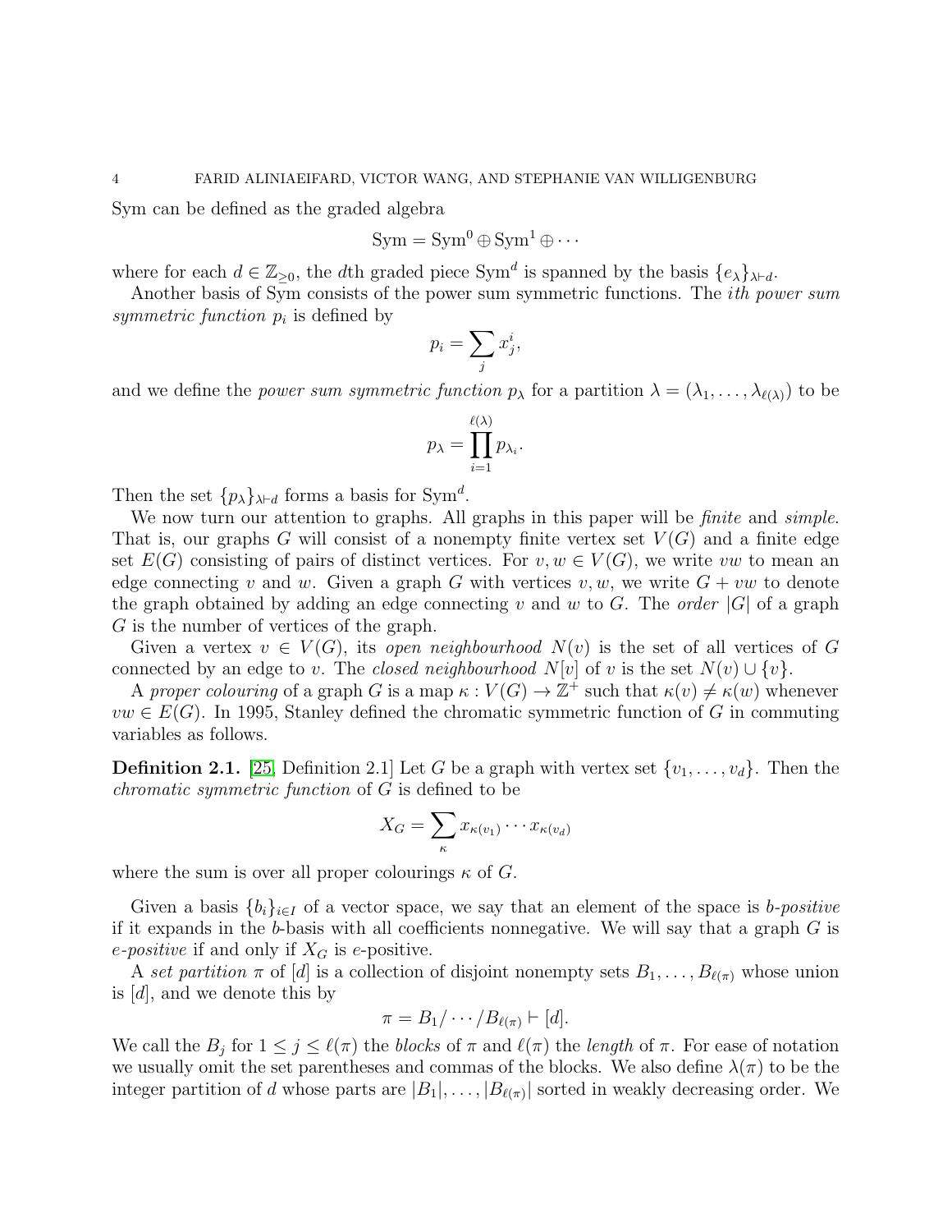Sym can be defined as the graded algebra

$$\mathrm{Sym} = \mathrm{Sym}^0 \oplus \mathrm{Sym}^1 \oplus \cdots$$

where for each $d \in \mathbb{Z}_{\geq 0}$, the $d$th graded piece $\mathrm{Sym}^d$ is spanned by the basis $\{e_\lambda\}_{\lambda \vdash d}$.

Another basis of Sym consists of the power sum symmetric functions. The *ith power sum symmetric function* $p_i$ is defined by

$$p_i = \sum_j x_j^i,$$

and we define the *power sum symmetric function* $p_\lambda$ for a partition $\lambda = (\lambda_1, \ldots, \lambda_{\ell(\lambda)})$ to be

$$p_\lambda = \prod_{i=1}^{\ell(\lambda)} p_{\lambda_i}.$$

Then the set $\{p_\lambda\}_{\lambda \vdash d}$ forms a basis for $\mathrm{Sym}^d$.

We now turn our attention to graphs. All graphs in this paper will be *finite* and *simple*. That is, our graphs $G$ will consist of a nonempty finite vertex set $V(G)$ and a finite edge set $E(G)$ consisting of pairs of distinct vertices. For $v, w \in V(G)$, we write $vw$ to mean an edge connecting $v$ and $w$. Given a graph $G$ with vertices $v, w$, we write $G + vw$ to denote the graph obtained by adding an edge connecting $v$ and $w$ to $G$. The *order* $|G|$ of a graph $G$ is the number of vertices of the graph.

Given a vertex $v \in V(G)$, its *open neighbourhood* $N(v)$ is the set of all vertices of $G$ connected by an edge to $v$. The *closed neighbourhood* $N[v]$ of $v$ is the set $N(v) \cup \{v\}$.

A *proper colouring* of a graph $G$ is a map $\kappa : V(G) \to \mathbb{Z}^+$ such that $\kappa(v) \neq \kappa(w)$ whenever $vw \in E(G)$. In 1995, Stanley defined the chromatic symmetric function of $G$ in commuting variables as follows.

**Definition 2.1.** [25, Definition 2.1] Let $G$ be a graph with vertex set $\{v_1, \ldots, v_d\}$. Then the *chromatic symmetric function* of $G$ is defined to be

$$X_G = \sum_\kappa x_{\kappa(v_1)} \cdots x_{\kappa(v_d)}$$

where the sum is over all proper colourings $\kappa$ of $G$.

Given a basis $\{b_i\}_{i \in I}$ of a vector space, we say that an element of the space is *b-positive* if it expands in the $b$-basis with all coefficients nonnegative. We will say that a graph $G$ is *e-positive* if and only if $X_G$ is $e$-positive.

A *set partition* $\pi$ of $[d]$ is a collection of disjoint nonempty sets $B_1, \ldots, B_{\ell(\pi)}$ whose union is $[d]$, and we denote this by

$$\pi = B_1 / \cdots / B_{\ell(\pi)} \vdash [d].$$

We call the $B_j$ for $1 \leq j \leq \ell(\pi)$ the *blocks* of $\pi$ and $\ell(\pi)$ the *length* of $\pi$. For ease of notation we usually omit the set parentheses and commas of the blocks. We also define $\lambda(\pi)$ to be the integer partition of $d$ whose parts are $|B_1|, \ldots, |B_{\ell(\pi)}|$ sorted in weakly decreasing order. We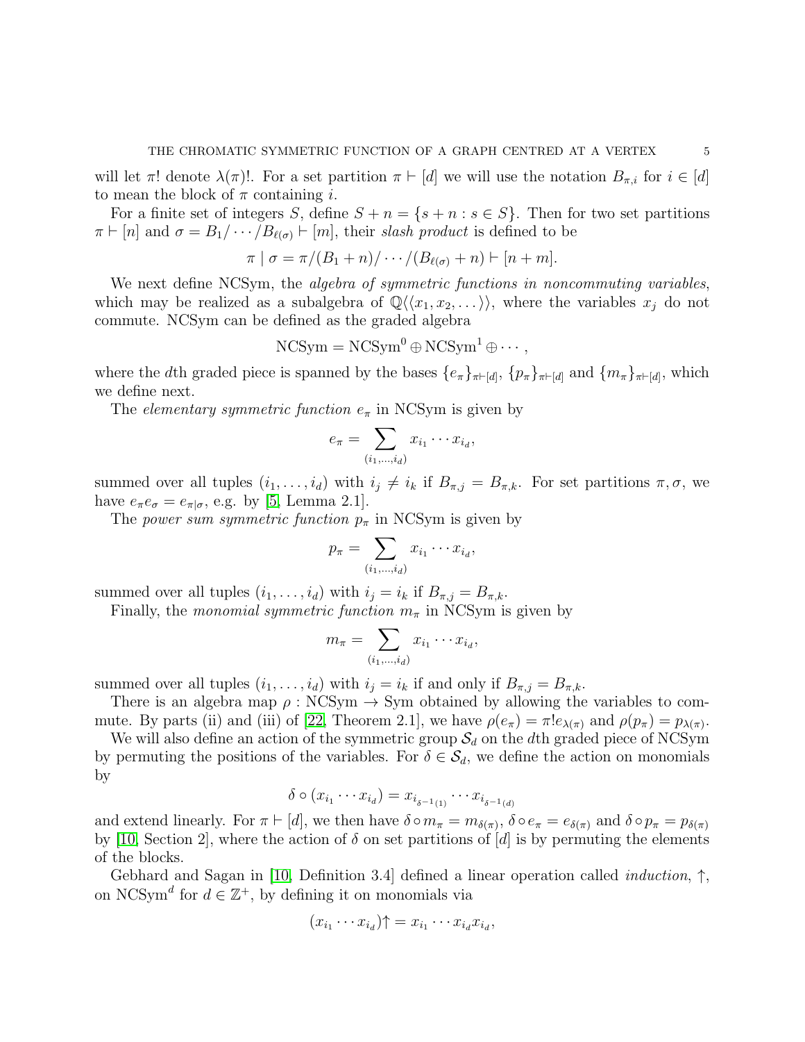will let $\pi!$ denote $\lambda(\pi)!$. For a set partition $\pi \vdash [d]$ we will use the notation $B_{\pi,i}$ for $i \in [d]$ to mean the block of $\pi$ containing $i$.

For a finite set of integers $S$, define $S + n = \{s + n : s \in S\}$. Then for two set partitions $\pi \vdash [n]$ and $\sigma = B_1/\cdots/B_{\ell(\sigma)} \vdash [m]$, their *slash product* is defined to be

$$\pi \mid \sigma = \pi/(B_1 + n)/\cdots/(B_{\ell(\sigma)} + n) \vdash [n + m].$$

We next define NCSym, the *algebra of symmetric functions in noncommuting variables*, which may be realized as a subalgebra of $\mathbb{Q}\langle\langle x_1, x_2, \dots\rangle\rangle$, where the variables $x_j$ do not commute. NCSym can be defined as the graded algebra

$$\mathrm{NCSym} = \mathrm{NCSym}^0 \oplus \mathrm{NCSym}^1 \oplus \cdots,$$

where the $d$th graded piece is spanned by the bases $\{e_\pi\}_{\pi\vdash[d]}$, $\{p_\pi\}_{\pi\vdash[d]}$ and $\{m_\pi\}_{\pi\vdash[d]}$, which we define next.

The *elementary symmetric function* $e_\pi$ in NCSym is given by

$$e_\pi = \sum_{(i_1,\dots,i_d)} x_{i_1} \cdots x_{i_d},$$

summed over all tuples $(i_1, \dots, i_d)$ with $i_j \neq i_k$ if $B_{\pi,j} = B_{\pi,k}$. For set partitions $\pi, \sigma$, we have $e_\pi e_\sigma = e_{\pi|\sigma}$, e.g. by [5, Lemma 2.1].

The *power sum symmetric function* $p_\pi$ in NCSym is given by

$$p_\pi = \sum_{(i_1,\dots,i_d)} x_{i_1} \cdots x_{i_d},$$

summed over all tuples $(i_1, \dots, i_d)$ with $i_j = i_k$ if $B_{\pi,j} = B_{\pi,k}$.

Finally, the *monomial symmetric function* $m_\pi$ in NCSym is given by

$$m_\pi = \sum_{(i_1,\dots,i_d)} x_{i_1} \cdots x_{i_d},$$

summed over all tuples $(i_1, \dots, i_d)$ with $i_j = i_k$ if and only if $B_{\pi,j} = B_{\pi,k}$.

There is an algebra map $\rho : \mathrm{NCSym} \to \mathrm{Sym}$ obtained by allowing the variables to commute. By parts (ii) and (iii) of [22, Theorem 2.1], we have $\rho(e_\pi) = \pi! e_{\lambda(\pi)}$ and $\rho(p_\pi) = p_{\lambda(\pi)}$.

We will also define an action of the symmetric group $\mathcal{S}_d$ on the $d$th graded piece of NCSym by permuting the positions of the variables. For $\delta \in \mathcal{S}_d$, we define the action on monomials by

$$\delta \circ (x_{i_1} \cdots x_{i_d}) = x_{i_{\delta^{-1}(1)}} \cdots x_{i_{\delta^{-1}(d)}}$$

and extend linearly. For $\pi \vdash [d]$, we then have $\delta \circ m_\pi = m_{\delta(\pi)}$, $\delta \circ e_\pi = e_{\delta(\pi)}$ and $\delta \circ p_\pi = p_{\delta(\pi)}$ by [10, Section 2], where the action of $\delta$ on set partitions of $[d]$ is by permuting the elements of the blocks.

Gebhard and Sagan in [10, Definition 3.4] defined a linear operation called *induction*, $\uparrow$, on $\mathrm{NCSym}^d$ for $d \in \mathbb{Z}^+$, by defining it on monomials via

$$(x_{i_1} \cdots x_{i_d})\uparrow = x_{i_1} \cdots x_{i_d} x_{i_d},$$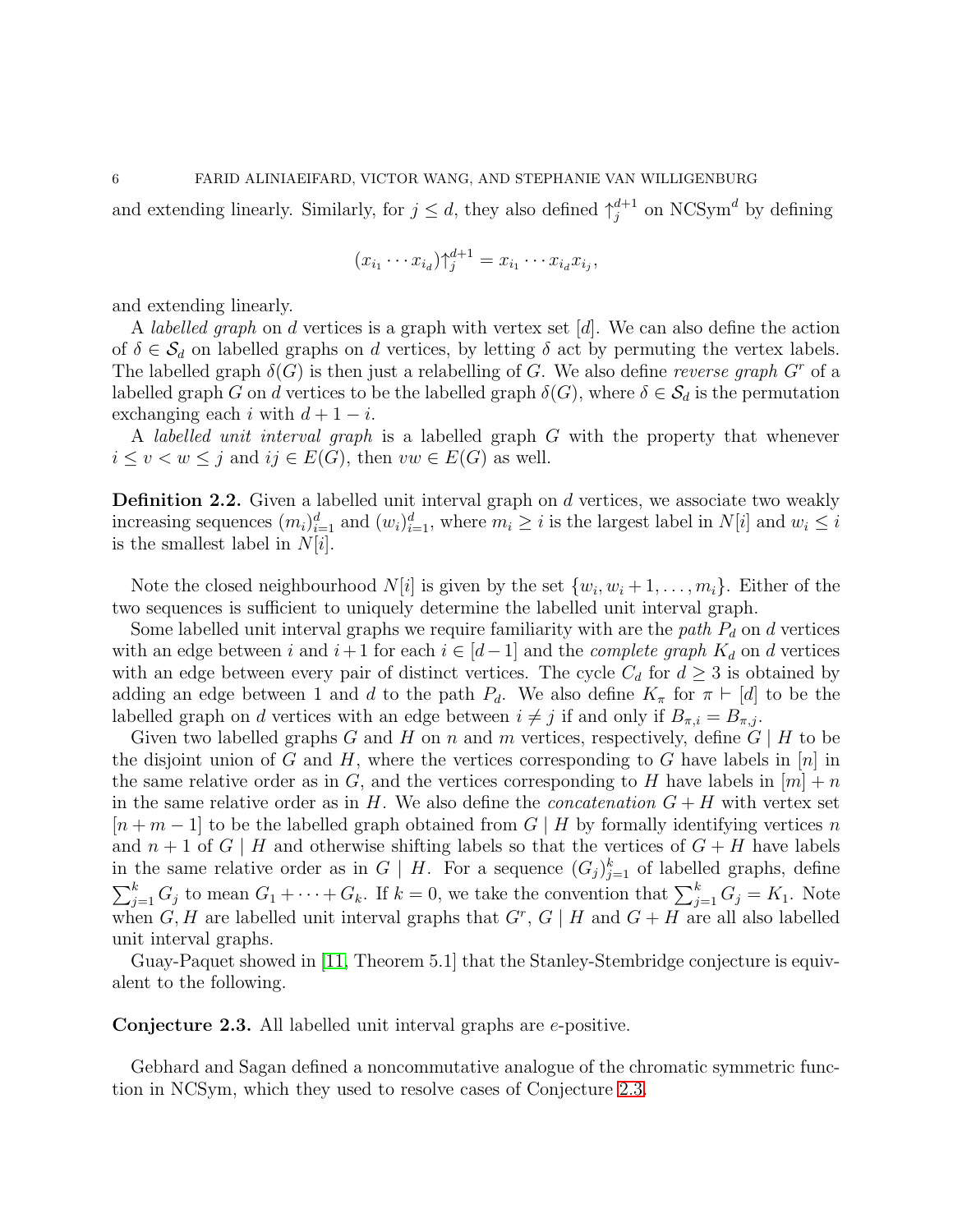and extending linearly. Similarly, for $j \leq d$, they also defined $\uparrow_j^{d+1}$ on $\mathrm{NCSym}^d$ by defining

$$(x_{i_1} \cdots x_{i_d})\uparrow_j^{d+1} = x_{i_1} \cdots x_{i_d} x_{i_j},$$

and extending linearly.

A *labelled graph* on $d$ vertices is a graph with vertex set $[d]$. We can also define the action of $\delta \in \mathcal{S}_d$ on labelled graphs on $d$ vertices, by letting $\delta$ act by permuting the vertex labels. The labelled graph $\delta(G)$ is then just a relabelling of $G$. We also define *reverse graph* $G^r$ of a labelled graph $G$ on $d$ vertices to be the labelled graph $\delta(G)$, where $\delta \in \mathcal{S}_d$ is the permutation exchanging each $i$ with $d+1-i$.

A *labelled unit interval graph* is a labelled graph $G$ with the property that whenever $i \leq v < w \leq j$ and $ij \in E(G)$, then $vw \in E(G)$ as well.

**Definition 2.2.** Given a labelled unit interval graph on $d$ vertices, we associate two weakly increasing sequences $(m_i)_{i=1}^d$ and $(w_i)_{i=1}^d$, where $m_i \geq i$ is the largest label in $N[i]$ and $w_i \leq i$ is the smallest label in $N[i]$.

Note the closed neighbourhood $N[i]$ is given by the set $\{w_i, w_i + 1, \ldots, m_i\}$. Either of the two sequences is sufficient to uniquely determine the labelled unit interval graph.

Some labelled unit interval graphs we require familiarity with are the *path* $P_d$ on $d$ vertices with an edge between $i$ and $i+1$ for each $i \in [d-1]$ and the *complete graph* $K_d$ on $d$ vertices with an edge between every pair of distinct vertices. The cycle $C_d$ for $d \geq 3$ is obtained by adding an edge between 1 and $d$ to the path $P_d$. We also define $K_\pi$ for $\pi \vdash [d]$ to be the labelled graph on $d$ vertices with an edge between $i \neq j$ if and only if $B_{\pi,i} = B_{\pi,j}$.

Given two labelled graphs $G$ and $H$ on $n$ and $m$ vertices, respectively, define $G \mid H$ to be the disjoint union of $G$ and $H$, where the vertices corresponding to $G$ have labels in $[n]$ in the same relative order as in $G$, and the vertices corresponding to $H$ have labels in $[m]+n$ in the same relative order as in $H$. We also define the *concatenation* $G + H$ with vertex set $[n+m-1]$ to be the labelled graph obtained from $G \mid H$ by formally identifying vertices $n$ and $n+1$ of $G \mid H$ and otherwise shifting labels so that the vertices of $G+H$ have labels in the same relative order as in $G \mid H$. For a sequence $(G_j)_{j=1}^k$ of labelled graphs, define $\sum_{j=1}^k G_j$ to mean $G_1 + \cdots + G_k$. If $k = 0$, we take the convention that $\sum_{j=1}^k G_j = K_1$. Note when $G, H$ are labelled unit interval graphs that $G^r$, $G \mid H$ and $G + H$ are all also labelled unit interval graphs.

Guay-Paquet showed in [11, Theorem 5.1] that the Stanley-Stembridge conjecture is equivalent to the following.

**Conjecture 2.3.** All labelled unit interval graphs are $e$-positive.

Gebhard and Sagan defined a noncommutative analogue of the chromatic symmetric function in NCSym, which they used to resolve cases of Conjecture 2.3.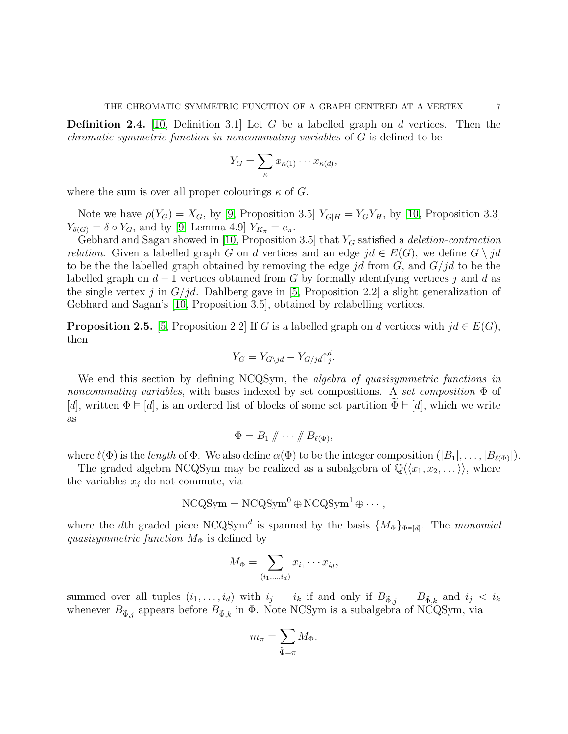**Definition 2.4.** [10, Definition 3.1] Let $G$ be a labelled graph on $d$ vertices. Then the *chromatic symmetric function in noncommuting variables* of $G$ is defined to be

$$Y_G = \sum_{\kappa} x_{\kappa(1)} \cdots x_{\kappa(d)},$$

where the sum is over all proper colourings $\kappa$ of $G$.

Note we have $\rho(Y_G) = X_G$, by [9, Proposition 3.5] $Y_{G|H} = Y_G Y_H$, by [10, Proposition 3.3] $Y_{\delta(G)} = \delta \circ Y_G$, and by [9, Lemma 4.9] $Y_{K_\pi} = e_\pi$.

Gebhard and Sagan showed in [10, Proposition 3.5] that $Y_G$ satisfied a *deletion-contraction relation*. Given a labelled graph $G$ on $d$ vertices and an edge $jd \in E(G)$, we define $G \setminus jd$ to be the the labelled graph obtained by removing the edge $jd$ from $G$, and $G/jd$ to be the labelled graph on $d-1$ vertices obtained from $G$ by formally identifying vertices $j$ and $d$ as the single vertex $j$ in $G/jd$. Dahlberg gave in [5, Proposition 2.2] a slight generalization of Gebhard and Sagan's [10, Proposition 3.5], obtained by relabelling vertices.

**Proposition 2.5.** [5, Proposition 2.2] If $G$ is a labelled graph on $d$ vertices with $jd \in E(G)$, then

$$Y_G = Y_{G \setminus jd} - Y_{G/jd}\uparrow_j^d.$$

We end this section by defining NCQSym, the *algebra of quasisymmetric functions in noncommuting variables*, with bases indexed by set compositions. A *set composition* $\Phi$ of $[d]$, written $\Phi \vDash [d]$, is an ordered list of blocks of some set partition $\widetilde{\Phi} \vdash [d]$, which we write as

$$\Phi = B_1 \mathbin{/\!\!/} \cdots \mathbin{/\!\!/} B_{\ell(\Phi)},$$

where $\ell(\Phi)$ is the *length* of $\Phi$. We also define $\alpha(\Phi)$ to be the integer composition $(|B_1|, \ldots, |B_{\ell(\Phi)}|)$.

The graded algebra NCQSym may be realized as a subalgebra of $\mathbb{Q}\langle\langle x_1, x_2, \ldots \rangle\rangle$, where the variables $x_j$ do not commute, via

$$\mathrm{NCQSym} = \mathrm{NCQSym}^0 \oplus \mathrm{NCQSym}^1 \oplus \cdots,$$

where the $d$th graded piece $\mathrm{NCQSym}^d$ is spanned by the basis $\{M_\Phi\}_{\Phi \vDash [d]}$. The *monomial quasisymmetric function* $M_\Phi$ is defined by

$$M_\Phi = \sum_{(i_1, \ldots, i_d)} x_{i_1} \cdots x_{i_d},$$

summed over all tuples $(i_1, \ldots, i_d)$ with $i_j = i_k$ if and only if $B_{\widetilde{\Phi},j} = B_{\widetilde{\Phi},k}$ and $i_j < i_k$ whenever $B_{\widetilde{\Phi},j}$ appears before $B_{\widetilde{\Phi},k}$ in $\Phi$. Note NCSym is a subalgebra of NCQSym, via

$$m_\pi = \sum_{\widetilde{\Phi} = \pi} M_\Phi.$$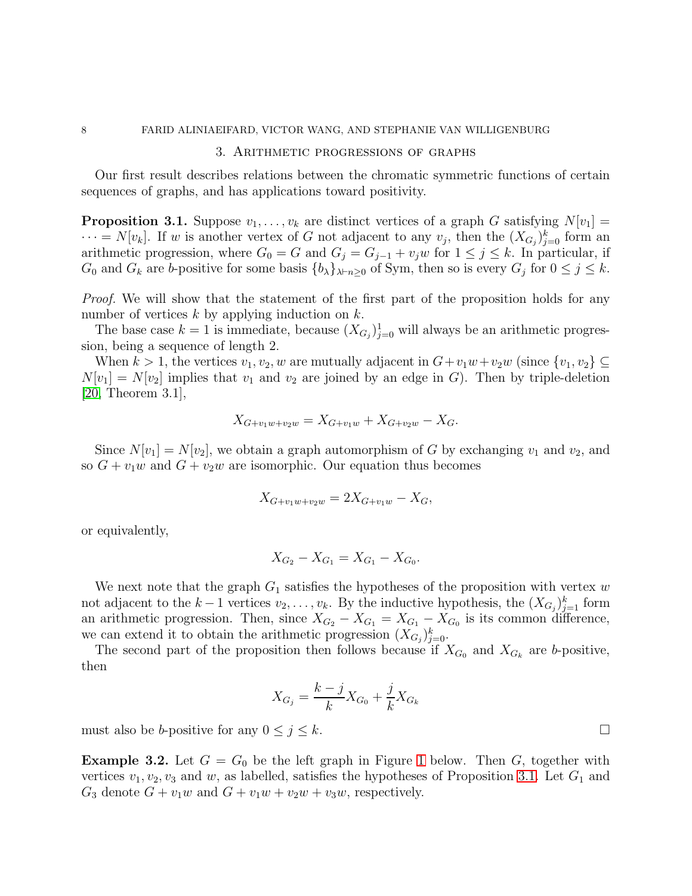## 3. Arithmetic progressions of graphs

Our first result describes relations between the chromatic symmetric functions of certain sequences of graphs, and has applications toward positivity.

**Proposition 3.1.** Suppose $v_1, \ldots, v_k$ are distinct vertices of a graph $G$ satisfying $N[v_1] = \cdots = N[v_k]$. If $w$ is another vertex of $G$ not adjacent to any $v_j$, then the $(X_{G_j})_{j=0}^k$ form an arithmetic progression, where $G_0 = G$ and $G_j = G_{j-1} + v_j w$ for $1 \le j \le k$. In particular, if $G_0$ and $G_k$ are $b$-positive for some basis $\{b_\lambda\}_{\lambda \vdash n \ge 0}$ of Sym, then so is every $G_j$ for $0 \le j \le k$.

*Proof.* We will show that the statement of the first part of the proposition holds for any number of vertices $k$ by applying induction on $k$.

The base case $k = 1$ is immediate, because $(X_{G_j})_{j=0}^1$ will always be an arithmetic progression, being a sequence of length 2.

When $k > 1$, the vertices $v_1, v_2, w$ are mutually adjacent in $G + v_1w + v_2w$ (since $\{v_1, v_2\} \subseteq N[v_1] = N[v_2]$ implies that $v_1$ and $v_2$ are joined by an edge in $G$). Then by triple-deletion [20, Theorem 3.1],

$$X_{G+v_1w+v_2w} = X_{G+v_1w} + X_{G+v_2w} - X_G.$$

Since $N[v_1] = N[v_2]$, we obtain a graph automorphism of $G$ by exchanging $v_1$ and $v_2$, and so $G + v_1w$ and $G + v_2w$ are isomorphic. Our equation thus becomes

$$X_{G+v_1w+v_2w} = 2X_{G+v_1w} - X_G,$$

or equivalently,

$$X_{G_2} - X_{G_1} = X_{G_1} - X_{G_0}.$$

We next note that the graph $G_1$ satisfies the hypotheses of the proposition with vertex $w$ not adjacent to the $k-1$ vertices $v_2, \ldots, v_k$. By the inductive hypothesis, the $(X_{G_j})_{j=1}^k$ form an arithmetic progression. Then, since $X_{G_2} - X_{G_1} = X_{G_1} - X_{G_0}$ is its common difference, we can extend it to obtain the arithmetic progression $(X_{G_j})_{j=0}^k$.

The second part of the proposition then follows because if $X_{G_0}$ and $X_{G_k}$ are $b$-positive, then

$$X_{G_j} = \frac{k-j}{k} X_{G_0} + \frac{j}{k} X_{G_k}$$

must also be $b$-positive for any $0 \le j \le k$. $\square$

**Example 3.2.** Let $G = G_0$ be the left graph in Figure 1 below. Then $G$, together with vertices $v_1, v_2, v_3$ and $w$, as labelled, satisfies the hypotheses of Proposition 3.1. Let $G_1$ and $G_3$ denote $G + v_1w$ and $G + v_1w + v_2w + v_3w$, respectively.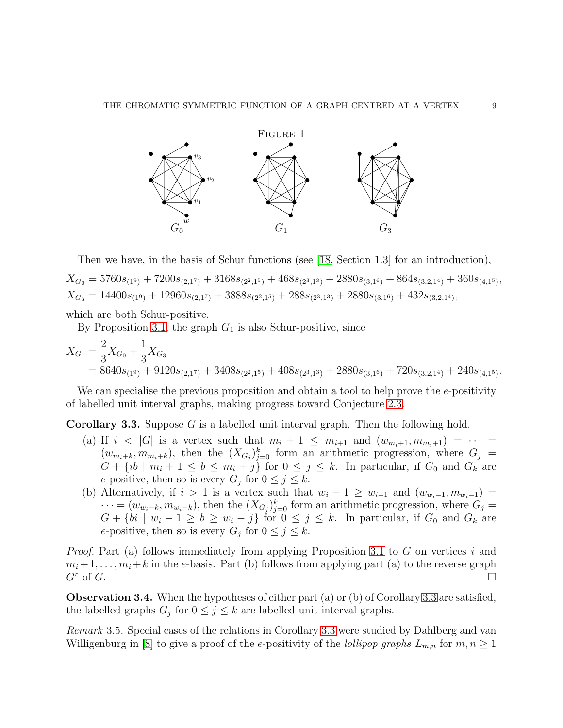Figure 1

$G_0$ $G_1$ $G_3$

$v_3$ $v_2$ $v_1$ $w$

Then we have, in the basis of Schur functions (see [18, Section 1.3] for an introduction),

$$X_{G_0} = 5760s_{(1^9)} + 7200s_{(2,1^7)} + 3168s_{(2^2,1^5)} + 468s_{(2^3,1^3)} + 2880s_{(3,1^6)} + 864s_{(3,2,1^4)} + 360s_{(4,1^5)},$$
$$X_{G_3} = 14400s_{(1^9)} + 12960s_{(2,1^7)} + 3888s_{(2^2,1^5)} + 288s_{(2^3,1^3)} + 2880s_{(3,1^6)} + 432s_{(3,2,1^4)},$$

which are both Schur-positive.

By Proposition 3.1, the graph $G_1$ is also Schur-positive, since

$$\begin{aligned} X_{G_1} &= \frac{2}{3}X_{G_0} + \frac{1}{3}X_{G_3} \\ &= 8640s_{(1^9)} + 9120s_{(2,1^7)} + 3408s_{(2^2,1^5)} + 408s_{(2^3,1^3)} + 2880s_{(3,1^6)} + 720s_{(3,2,1^4)} + 240s_{(4,1^5)}. \end{aligned}$$

We can specialise the previous proposition and obtain a tool to help prove the $e$-positivity of labelled unit interval graphs, making progress toward Conjecture 2.3.

**Corollary 3.3.** Suppose $G$ is a labelled unit interval graph. Then the following hold.

(a) If $i < |G|$ is a vertex such that $m_i + 1 \leq m_{i+1}$ and $(w_{m_i+1}, m_{m_i+1}) = \cdots = (w_{m_i+k}, m_{m_i+k})$, then the $(X_{G_j})_{j=0}^k$ form an arithmetic progression, where $G_j = G + \{ib \mid m_i + 1 \leq b \leq m_i + j\}$ for $0 \leq j \leq k$. In particular, if $G_0$ and $G_k$ are $e$-positive, then so is every $G_j$ for $0 \leq j \leq k$.

(b) Alternatively, if $i > 1$ is a vertex such that $w_i - 1 \geq w_{i-1}$ and $(w_{w_i-1}, m_{w_i-1}) = \cdots = (w_{w_i-k}, m_{w_i-k})$, then the $(X_{G_j})_{j=0}^k$ form an arithmetic progression, where $G_j = G + \{bi \mid w_i - 1 \geq b \geq w_i - j\}$ for $0 \leq j \leq k$. In particular, if $G_0$ and $G_k$ are $e$-positive, then so is every $G_j$ for $0 \leq j \leq k$.

*Proof.* Part (a) follows immediately from applying Proposition 3.1 to $G$ on vertices $i$ and $m_i + 1, \ldots, m_i + k$ in the $e$-basis. Part (b) follows from applying part (a) to the reverse graph $G^r$ of $G$. □

**Observation 3.4.** When the hypotheses of either part (a) or (b) of Corollary 3.3 are satisfied, the labelled graphs $G_j$ for $0 \leq j \leq k$ are labelled unit interval graphs.

*Remark* 3.5. Special cases of the relations in Corollary 3.3 were studied by Dahlberg and van Willigenburg in [8] to give a proof of the $e$-positivity of the *lollipop graphs* $L_{m,n}$ for $m, n \geq 1$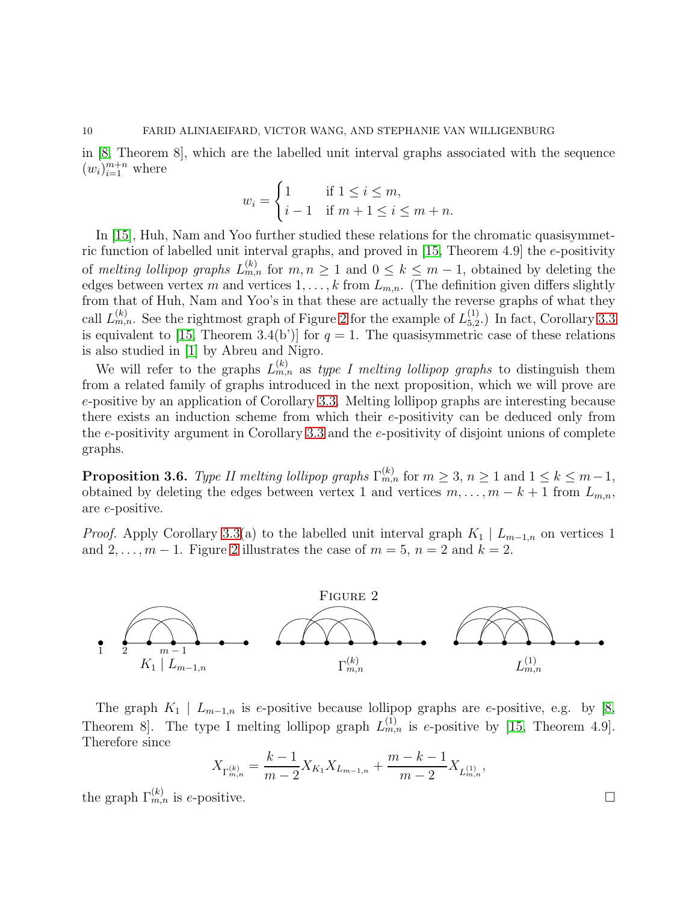in [8, Theorem 8], which are the labelled unit interval graphs associated with the sequence $(w_i)_{i=1}^{m+n}$ where

$$w_i = \begin{cases} 1 & \text{if } 1 \le i \le m, \\ i-1 & \text{if } m+1 \le i \le m+n. \end{cases}$$

In [15], Huh, Nam and Yoo further studied these relations for the chromatic quasisymmetric function of labelled unit interval graphs, and proved in [15, Theorem 4.9] the $e$-positivity of *melting lollipop graphs* $L_{m,n}^{(k)}$ for $m, n \ge 1$ and $0 \le k \le m-1$, obtained by deleting the edges between vertex $m$ and vertices $1, \ldots, k$ from $L_{m,n}$. (The definition given differs slightly from that of Huh, Nam and Yoo's in that these are actually the reverse graphs of what they call $L_{m,n}^{(k)}$. See the rightmost graph of Figure 2 for the example of $L_{5,2}^{(1)}$.) In fact, Corollary 3.3 is equivalent to [15, Theorem 3.4(b')] for $q = 1$. The quasisymmetric case of these relations is also studied in [1] by Abreu and Nigro.

We will refer to the graphs $L_{m,n}^{(k)}$ as *type I melting lollipop graphs* to distinguish them from a related family of graphs introduced in the next proposition, which we will prove are $e$-positive by an application of Corollary 3.3. Melting lollipop graphs are interesting because there exists an induction scheme from which their $e$-positivity can be deduced only from the $e$-positivity argument in Corollary 3.3 and the $e$-positivity of disjoint unions of complete graphs.

**Proposition 3.6.** *Type II melting lollipop graphs $\Gamma_{m,n}^{(k)}$ for $m \ge 3$, $n \ge 1$ and $1 \le k \le m-1$, obtained by deleting the edges between vertex 1 and vertices $m, \ldots, m-k+1$ from $L_{m,n}$, are $e$-positive.*

*Proof.* Apply Corollary 3.3(a) to the labelled unit interval graph $K_1 \mid L_{m-1,n}$ on vertices 1 and $2, \ldots, m-1$. Figure 2 illustrates the case of $m = 5$, $n = 2$ and $k = 2$.

FIGURE 2

1 2 $m-1$

$K_1 \mid L_{m-1,n}$ $\Gamma_{m,n}^{(k)}$ $L_{m,n}^{(1)}$

The graph $K_1 \mid L_{m-1,n}$ is $e$-positive because lollipop graphs are $e$-positive, e.g. by [8, Theorem 8]. The type I melting lollipop graph $L_{m,n}^{(1)}$ is $e$-positive by [15, Theorem 4.9]. Therefore since

$$X_{\Gamma_{m,n}^{(k)}} = \frac{k-1}{m-2} X_{K_1} X_{L_{m-1,n}} + \frac{m-k-1}{m-2} X_{L_{m,n}^{(1)}},$$

the graph $\Gamma_{m,n}^{(k)}$ is $e$-positive. $\square$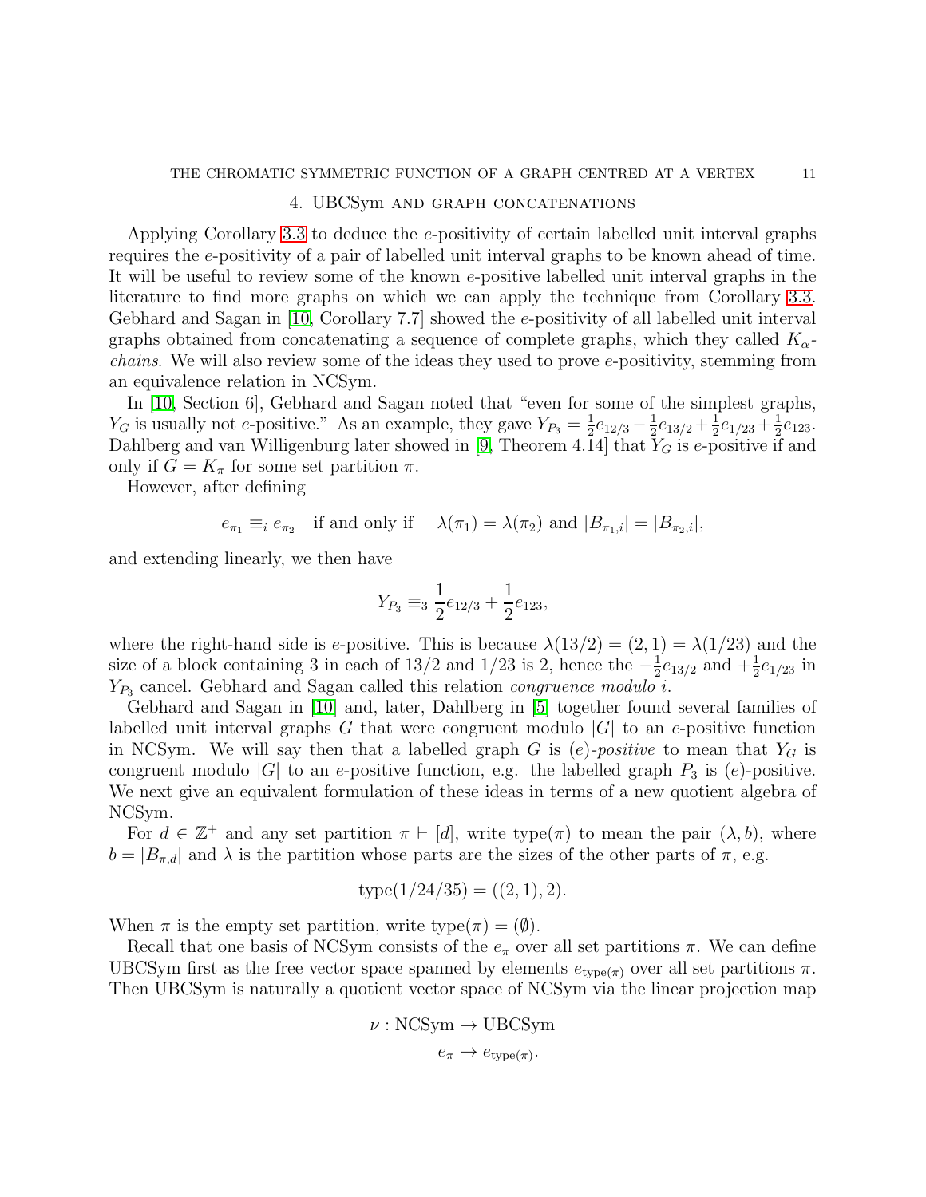## 4. UBCSym and graph concatenations

Applying Corollary 3.3 to deduce the $e$-positivity of certain labelled unit interval graphs requires the $e$-positivity of a pair of labelled unit interval graphs to be known ahead of time. It will be useful to review some of the known $e$-positive labelled unit interval graphs in the literature to find more graphs on which we can apply the technique from Corollary 3.3. Gebhard and Sagan in [10, Corollary 7.7] showed the $e$-positivity of all labelled unit interval graphs obtained from concatenating a sequence of complete graphs, which they called $K_\alpha$-*chains*. We will also review some of the ideas they used to prove $e$-positivity, stemming from an equivalence relation in NCSym.

In [10, Section 6], Gebhard and Sagan noted that "even for some of the simplest graphs, $Y_G$ is usually not $e$-positive." As an example, they gave $Y_{P_3} = \frac{1}{2}e_{12/3} - \frac{1}{2}e_{13/2} + \frac{1}{2}e_{1/23} + \frac{1}{2}e_{123}$. Dahlberg and van Willigenburg later showed in [9, Theorem 4.14] that $Y_G$ is $e$-positive if and only if $G = K_\pi$ for some set partition $\pi$.

However, after defining

$$e_{\pi_1} \equiv_i e_{\pi_2} \quad \text{if and only if} \quad \lambda(\pi_1) = \lambda(\pi_2) \text{ and } |B_{\pi_1,i}| = |B_{\pi_2,i}|,$$

and extending linearly, we then have

$$Y_{P_3} \equiv_3 \frac{1}{2}e_{12/3} + \frac{1}{2}e_{123},$$

where the right-hand side is $e$-positive. This is because $\lambda(13/2) = (2,1) = \lambda(1/23)$ and the size of a block containing 3 in each of 13/2 and 1/23 is 2, hence the $-\frac{1}{2}e_{13/2}$ and $+\frac{1}{2}e_{1/23}$ in $Y_{P_3}$ cancel. Gebhard and Sagan called this relation *congruence modulo* $i$.

Gebhard and Sagan in [10] and, later, Dahlberg in [5] together found several families of labelled unit interval graphs $G$ that were congruent modulo $|G|$ to an $e$-positive function in NCSym. We will say then that a labelled graph $G$ is $(e)$-*positive* to mean that $Y_G$ is congruent modulo $|G|$ to an $e$-positive function, e.g. the labelled graph $P_3$ is $(e)$-positive. We next give an equivalent formulation of these ideas in terms of a new quotient algebra of NCSym.

For $d \in \mathbb{Z}^+$ and any set partition $\pi \vdash [d]$, write $\mathrm{type}(\pi)$ to mean the pair $(\lambda, b)$, where $b = |B_{\pi,d}|$ and $\lambda$ is the partition whose parts are the sizes of the other parts of $\pi$, e.g.

$$\mathrm{type}(1/24/35) = ((2,1),2).$$

When $\pi$ is the empty set partition, write $\mathrm{type}(\pi) = (\emptyset)$.

Recall that one basis of NCSym consists of the $e_\pi$ over all set partitions $\pi$. We can define UBCSym first as the free vector space spanned by elements $e_{\mathrm{type}(\pi)}$ over all set partitions $\pi$. Then UBCSym is naturally a quotient vector space of NCSym via the linear projection map

$$\nu : \mathrm{NCSym} \to \mathrm{UBCSym}$$
$$e_\pi \mapsto e_{\mathrm{type}(\pi)}.$$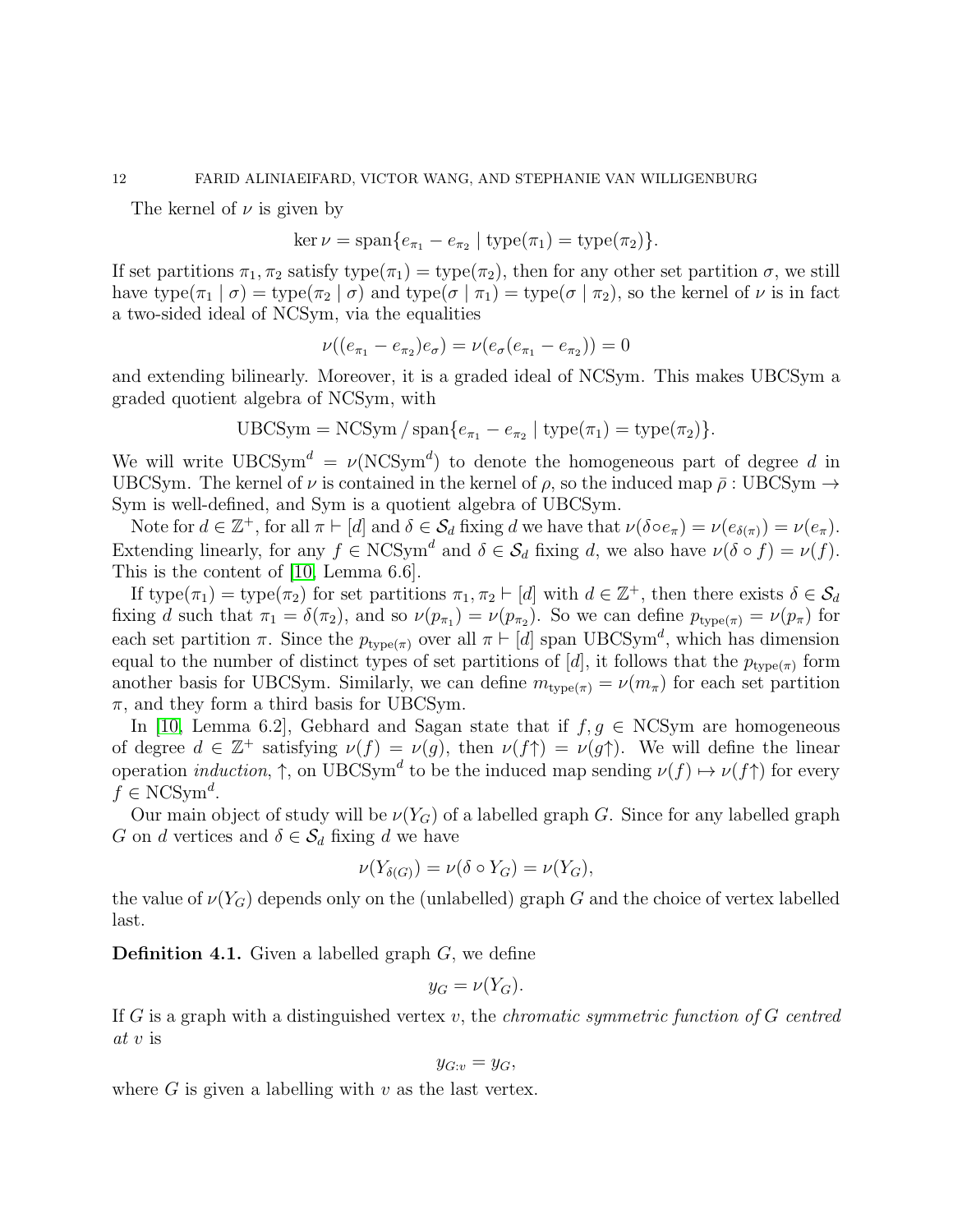The kernel of $\nu$ is given by

$$\ker \nu = \operatorname{span}\{e_{\pi_1} - e_{\pi_2} \mid \operatorname{type}(\pi_1) = \operatorname{type}(\pi_2)\}.$$

If set partitions $\pi_1, \pi_2$ satisfy $\operatorname{type}(\pi_1) = \operatorname{type}(\pi_2)$, then for any other set partition $\sigma$, we still have $\operatorname{type}(\pi_1 \mid \sigma) = \operatorname{type}(\pi_2 \mid \sigma)$ and $\operatorname{type}(\sigma \mid \pi_1) = \operatorname{type}(\sigma \mid \pi_2)$, so the kernel of $\nu$ is in fact a two-sided ideal of NCSym, via the equalities

$$\nu((e_{\pi_1} - e_{\pi_2})e_\sigma) = \nu(e_\sigma(e_{\pi_1} - e_{\pi_2})) = 0$$

and extending bilinearly. Moreover, it is a graded ideal of NCSym. This makes UBCSym a graded quotient algebra of NCSym, with

$$\text{UBCSym} = \text{NCSym} \,/\, \operatorname{span}\{e_{\pi_1} - e_{\pi_2} \mid \operatorname{type}(\pi_1) = \operatorname{type}(\pi_2)\}.$$

We will write $\text{UBCSym}^d = \nu(\text{NCSym}^d)$ to denote the homogeneous part of degree $d$ in UBCSym. The kernel of $\nu$ is contained in the kernel of $\rho$, so the induced map $\bar{\rho} : \text{UBCSym} \to \text{Sym}$ is well-defined, and Sym is a quotient algebra of UBCSym.

Note for $d \in \mathbb{Z}^+$, for all $\pi \vdash [d]$ and $\delta \in \mathcal{S}_d$ fixing $d$ we have that $\nu(\delta \circ e_\pi) = \nu(e_{\delta(\pi)}) = \nu(e_\pi)$. Extending linearly, for any $f \in \text{NCSym}^d$ and $\delta \in \mathcal{S}_d$ fixing $d$, we also have $\nu(\delta \circ f) = \nu(f)$. This is the content of [10, Lemma 6.6].

If $\operatorname{type}(\pi_1) = \operatorname{type}(\pi_2)$ for set partitions $\pi_1, \pi_2 \vdash [d]$ with $d \in \mathbb{Z}^+$, then there exists $\delta \in \mathcal{S}_d$ fixing $d$ such that $\pi_1 = \delta(\pi_2)$, and so $\nu(p_{\pi_1}) = \nu(p_{\pi_2})$. So we can define $p_{\operatorname{type}(\pi)} = \nu(p_\pi)$ for each set partition $\pi$. Since the $p_{\operatorname{type}(\pi)}$ over all $\pi \vdash [d]$ span $\text{UBCSym}^d$, which has dimension equal to the number of distinct types of set partitions of $[d]$, it follows that the $p_{\operatorname{type}(\pi)}$ form another basis for UBCSym. Similarly, we can define $m_{\operatorname{type}(\pi)} = \nu(m_\pi)$ for each set partition $\pi$, and they form a third basis for UBCSym.

In [10, Lemma 6.2], Gebhard and Sagan state that if $f, g \in \text{NCSym}$ are homogeneous of degree $d \in \mathbb{Z}^+$ satisfying $\nu(f) = \nu(g)$, then $\nu(f\!\uparrow) = \nu(g\!\uparrow)$. We will define the linear operation *induction*, $\uparrow$, on $\text{UBCSym}^d$ to be the induced map sending $\nu(f) \mapsto \nu(f\!\uparrow)$ for every $f \in \text{NCSym}^d$.

Our main object of study will be $\nu(Y_G)$ of a labelled graph $G$. Since for any labelled graph $G$ on $d$ vertices and $\delta \in \mathcal{S}_d$ fixing $d$ we have

$$\nu(Y_{\delta(G)}) = \nu(\delta \circ Y_G) = \nu(Y_G),$$

the value of $\nu(Y_G)$ depends only on the (unlabelled) graph $G$ and the choice of vertex labelled last.

**Definition 4.1.** Given a labelled graph $G$, we define

$$y_G = \nu(Y_G).$$

If $G$ is a graph with a distinguished vertex $v$, the *chromatic symmetric function of $G$ centred at $v$* is

$$y_{G:v} = y_G,$$

where $G$ is given a labelling with $v$ as the last vertex.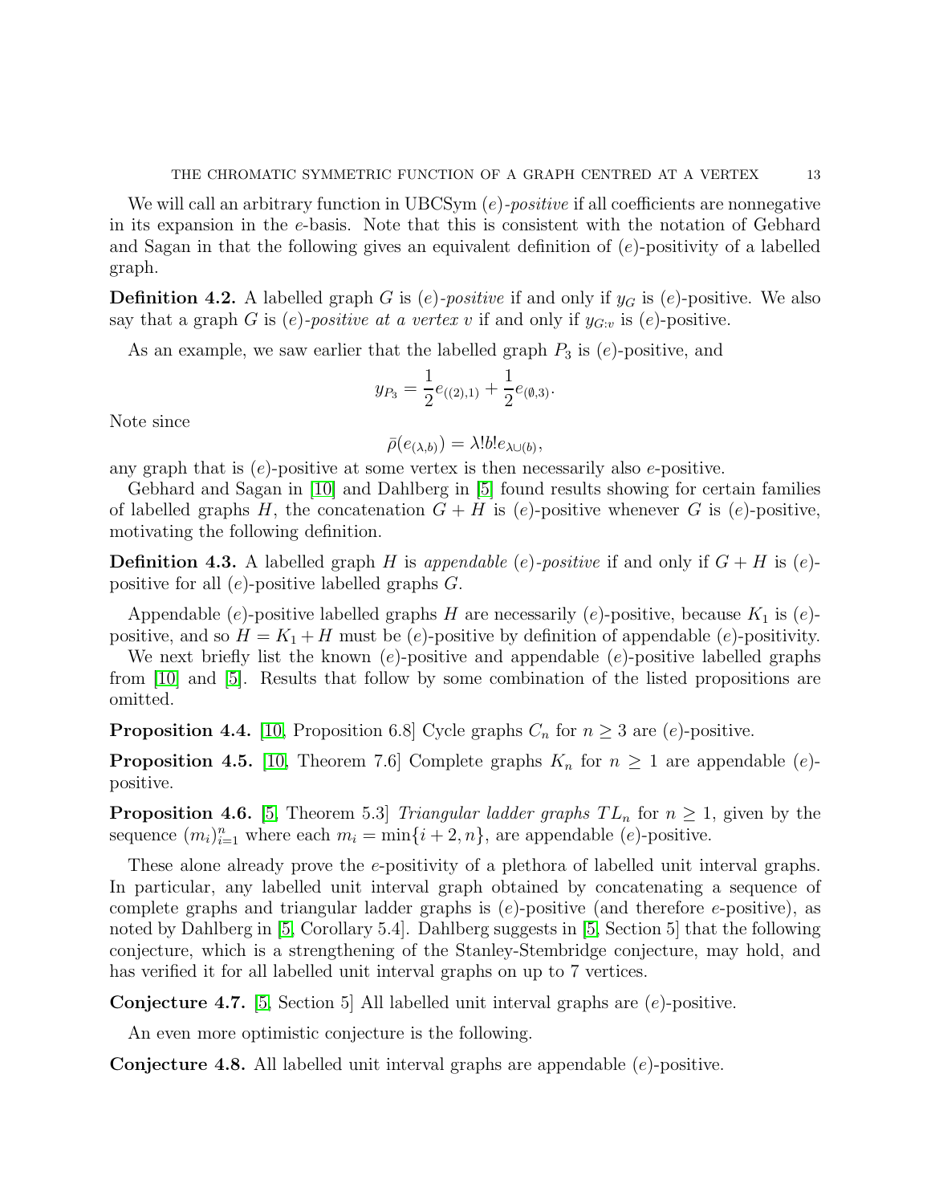We will call an arbitrary function in UBCSym *(e)-positive* if all coefficients are nonnegative in its expansion in the $e$-basis. Note that this is consistent with the notation of Gebhard and Sagan in that the following gives an equivalent definition of $(e)$-positivity of a labelled graph.

**Definition 4.2.** A labelled graph $G$ is *(e)-positive* if and only if $y_G$ is $(e)$-positive. We also say that a graph $G$ is *(e)-positive at a vertex v* if and only if $y_{G:v}$ is $(e)$-positive.

As an example, we saw earlier that the labelled graph $P_3$ is $(e)$-positive, and

$$y_{P_3} = \frac{1}{2}e_{((2),1)} + \frac{1}{2}e_{(\emptyset,3)}.$$

Note since

$$\bar{\rho}(e_{(\lambda,b)}) = \lambda! b! e_{\lambda \cup (b)},$$

any graph that is $(e)$-positive at some vertex is then necessarily also $e$-positive.

Gebhard and Sagan in [10] and Dahlberg in [5] found results showing for certain families of labelled graphs $H$, the concatenation $G + H$ is $(e)$-positive whenever $G$ is $(e)$-positive, motivating the following definition.

**Definition 4.3.** A labelled graph $H$ is *appendable (e)-positive* if and only if $G + H$ is $(e)$-positive for all $(e)$-positive labelled graphs $G$.

Appendable $(e)$-positive labelled graphs $H$ are necessarily $(e)$-positive, because $K_1$ is $(e)$-positive, and so $H = K_1 + H$ must be $(e)$-positive by definition of appendable $(e)$-positivity.

We next briefly list the known $(e)$-positive and appendable $(e)$-positive labelled graphs from [10] and [5]. Results that follow by some combination of the listed propositions are omitted.

**Proposition 4.4.** [10, Proposition 6.8] Cycle graphs $C_n$ for $n \geq 3$ are $(e)$-positive.

**Proposition 4.5.** [10, Theorem 7.6] Complete graphs $K_n$ for $n \geq 1$ are appendable $(e)$-positive.

**Proposition 4.6.** [5, Theorem 5.3] *Triangular ladder graphs* $TL_n$ for $n \geq 1$, given by the sequence $(m_i)_{i=1}^n$ where each $m_i = \min\{i + 2, n\}$, are appendable $(e)$-positive.

These alone already prove the $e$-positivity of a plethora of labelled unit interval graphs. In particular, any labelled unit interval graph obtained by concatenating a sequence of complete graphs and triangular ladder graphs is $(e)$-positive (and therefore $e$-positive), as noted by Dahlberg in [5, Corollary 5.4]. Dahlberg suggests in [5, Section 5] that the following conjecture, which is a strengthening of the Stanley-Stembridge conjecture, may hold, and has verified it for all labelled unit interval graphs on up to 7 vertices.

**Conjecture 4.7.** [5, Section 5] All labelled unit interval graphs are $(e)$-positive.

An even more optimistic conjecture is the following.

**Conjecture 4.8.** All labelled unit interval graphs are appendable $(e)$-positive.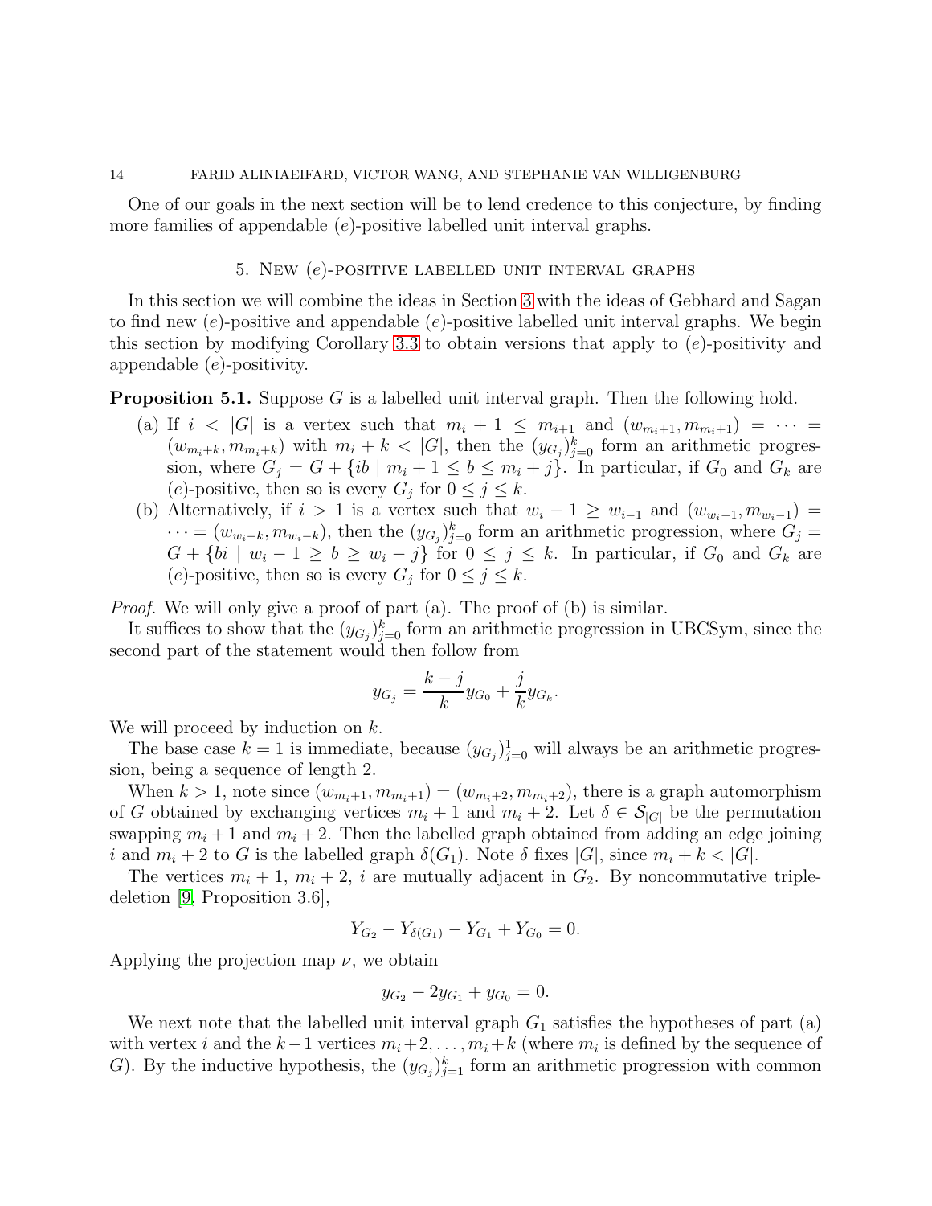One of our goals in the next section will be to lend credence to this conjecture, by finding more families of appendable $(e)$-positive labelled unit interval graphs.

## 5. New $(e)$-positive labelled unit interval graphs

In this section we will combine the ideas in Section 3 with the ideas of Gebhard and Sagan to find new $(e)$-positive and appendable $(e)$-positive labelled unit interval graphs. We begin this section by modifying Corollary 3.3 to obtain versions that apply to $(e)$-positivity and appendable $(e)$-positivity.

**Proposition 5.1.** Suppose $G$ is a labelled unit interval graph. Then the following hold.

(a) If $i < |G|$ is a vertex such that $m_i + 1 \leq m_{i+1}$ and $(w_{m_i+1}, m_{m_i+1}) = \cdots = (w_{m_i+k}, m_{m_i+k})$ with $m_i + k < |G|$, then the $(y_{G_j})_{j=0}^{k}$ form an arithmetic progression, where $G_j = G + \{ib \mid m_i + 1 \leq b \leq m_i + j\}$. In particular, if $G_0$ and $G_k$ are $(e)$-positive, then so is every $G_j$ for $0 \leq j \leq k$.

(b) Alternatively, if $i > 1$ is a vertex such that $w_i - 1 \geq w_{i-1}$ and $(w_{w_i-1}, m_{w_i-1}) = \cdots = (w_{w_i-k}, m_{w_i-k})$, then the $(y_{G_j})_{j=0}^{k}$ form an arithmetic progression, where $G_j = G + \{bi \mid w_i - 1 \geq b \geq w_i - j\}$ for $0 \leq j \leq k$. In particular, if $G_0$ and $G_k$ are $(e)$-positive, then so is every $G_j$ for $0 \leq j \leq k$.

*Proof.* We will only give a proof of part (a). The proof of (b) is similar.

It suffices to show that the $(y_{G_j})_{j=0}^{k}$ form an arithmetic progression in UBCSym, since the second part of the statement would then follow from

$$y_{G_j} = \frac{k-j}{k} y_{G_0} + \frac{j}{k} y_{G_k}.$$

We will proceed by induction on $k$.

The base case $k = 1$ is immediate, because $(y_{G_j})_{j=0}^{1}$ will always be an arithmetic progression, being a sequence of length 2.

When $k > 1$, note since $(w_{m_i+1}, m_{m_i+1}) = (w_{m_i+2}, m_{m_i+2})$, there is a graph automorphism of $G$ obtained by exchanging vertices $m_i + 1$ and $m_i + 2$. Let $\delta \in \mathcal{S}_{|G|}$ be the permutation swapping $m_i + 1$ and $m_i + 2$. Then the labelled graph obtained from adding an edge joining $i$ and $m_i + 2$ to $G$ is the labelled graph $\delta(G_1)$. Note $\delta$ fixes $|G|$, since $m_i + k < |G|$.

The vertices $m_i + 1$, $m_i + 2$, $i$ are mutually adjacent in $G_2$. By noncommutative triple-deletion [9, Proposition 3.6],

$$Y_{G_2} - Y_{\delta(G_1)} - Y_{G_1} + Y_{G_0} = 0.$$

Applying the projection map $\nu$, we obtain

$$y_{G_2} - 2y_{G_1} + y_{G_0} = 0.$$

We next note that the labelled unit interval graph $G_1$ satisfies the hypotheses of part (a) with vertex $i$ and the $k-1$ vertices $m_i+2, \ldots, m_i+k$ (where $m_i$ is defined by the sequence of $G$). By the inductive hypothesis, the $(y_{G_j})_{j=1}^{k}$ form an arithmetic progression with common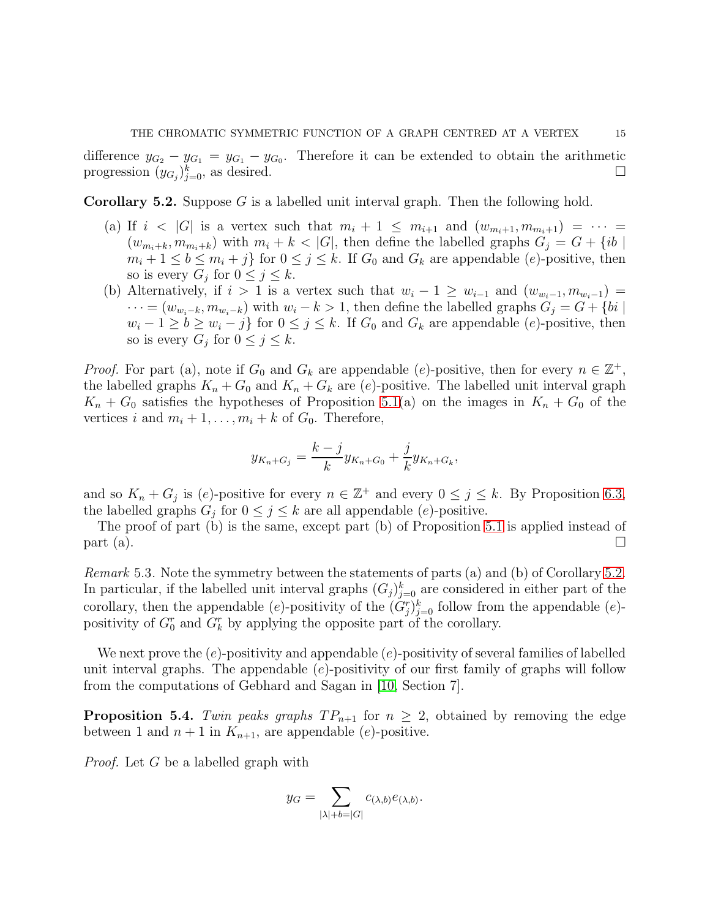difference $y_{G_2} - y_{G_1} = y_{G_1} - y_{G_0}$. Therefore it can be extended to obtain the arithmetic progression $(y_{G_j})_{j=0}^k$, as desired. $\square$

**Corollary 5.2.** Suppose $G$ is a labelled unit interval graph. Then the following hold.

(a) If $i < |G|$ is a vertex such that $m_i + 1 \leq m_{i+1}$ and $(w_{m_i+1}, m_{m_i+1}) = \cdots = (w_{m_i+k}, m_{m_i+k})$ with $m_i + k < |G|$, then define the labelled graphs $G_j = G + \{ib \mid m_i + 1 \leq b \leq m_i + j\}$ for $0 \leq j \leq k$. If $G_0$ and $G_k$ are appendable $(e)$-positive, then so is every $G_j$ for $0 \leq j \leq k$.

(b) Alternatively, if $i > 1$ is a vertex such that $w_i - 1 \geq w_{i-1}$ and $(w_{w_i-1}, m_{w_i-1}) = \cdots = (w_{w_i-k}, m_{w_i-k})$ with $w_i - k > 1$, then define the labelled graphs $G_j = G + \{bi \mid w_i - 1 \geq b \geq w_i - j\}$ for $0 \leq j \leq k$. If $G_0$ and $G_k$ are appendable $(e)$-positive, then so is every $G_j$ for $0 \leq j \leq k$.

*Proof.* For part (a), note if $G_0$ and $G_k$ are appendable $(e)$-positive, then for every $n \in \mathbb{Z}^+$, the labelled graphs $K_n + G_0$ and $K_n + G_k$ are $(e)$-positive. The labelled unit interval graph $K_n + G_0$ satisfies the hypotheses of Proposition 5.1(a) on the images in $K_n + G_0$ of the vertices $i$ and $m_i + 1, \ldots, m_i + k$ of $G_0$. Therefore,

$$y_{K_n+G_j} = \frac{k-j}{k} y_{K_n+G_0} + \frac{j}{k} y_{K_n+G_k},$$

and so $K_n + G_j$ is $(e)$-positive for every $n \in \mathbb{Z}^+$ and every $0 \leq j \leq k$. By Proposition 6.3, the labelled graphs $G_j$ for $0 \leq j \leq k$ are all appendable $(e)$-positive.

The proof of part (b) is the same, except part (b) of Proposition 5.1 is applied instead of part (a). $\square$

*Remark* 5.3. Note the symmetry between the statements of parts (a) and (b) of Corollary 5.2. In particular, if the labelled unit interval graphs $(G_j)_{j=0}^k$ are considered in either part of the corollary, then the appendable $(e)$-positivity of the $(G_j^r)_{j=0}^k$ follow from the appendable $(e)$-positivity of $G_0^r$ and $G_k^r$ by applying the opposite part of the corollary.

We next prove the $(e)$-positivity and appendable $(e)$-positivity of several families of labelled unit interval graphs. The appendable $(e)$-positivity of our first family of graphs will follow from the computations of Gebhard and Sagan in [10, Section 7].

**Proposition 5.4.** *Twin peaks graphs $TP_{n+1}$ for $n \geq 2$, obtained by removing the edge between 1 and $n+1$ in $K_{n+1}$, are appendable $(e)$-positive.*

*Proof.* Let $G$ be a labelled graph with

$$y_G = \sum_{|\lambda|+b=|G|} c_{(\lambda,b)} e_{(\lambda,b)}.$$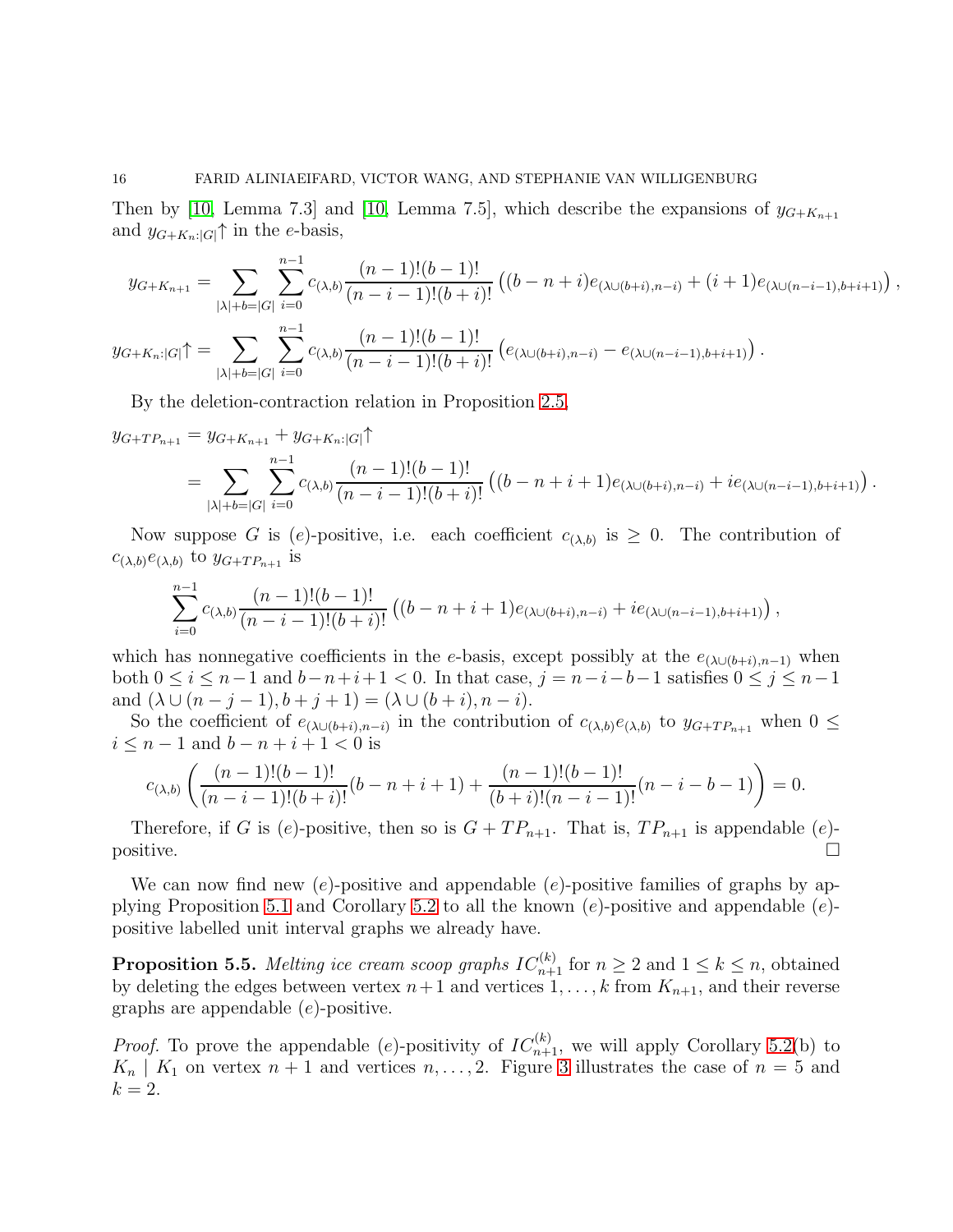Then by [10, Lemma 7.3] and [10, Lemma 7.5], which describe the expansions of $y_{G+K_{n+1}}$ and $y_{G+K_n:|G|}\!\uparrow$ in the $e$-basis,

$$y_{G+K_{n+1}} = \sum_{|\lambda|+b=|G|} \sum_{i=0}^{n-1} c_{(\lambda,b)} \frac{(n-1)!(b-1)!}{(n-i-1)!(b+i)!} \left( (b-n+i) e_{(\lambda\cup(b+i),n-i)} + (i+1) e_{(\lambda\cup(n-i-1),b+i+1)} \right),$$

$$y_{G+K_n:|G|}\!\uparrow = \sum_{|\lambda|+b=|G|} \sum_{i=0}^{n-1} c_{(\lambda,b)} \frac{(n-1)!(b-1)!}{(n-i-1)!(b+i)!} \left( e_{(\lambda\cup(b+i),n-i)} - e_{(\lambda\cup(n-i-1),b+i+1)} \right).$$

By the deletion-contraction relation in Proposition 2.5,

$$\begin{aligned} y_{G+TP_{n+1}} &= y_{G+K_{n+1}} + y_{G+K_n:|G|}\!\uparrow \\ &= \sum_{|\lambda|+b=|G|} \sum_{i=0}^{n-1} c_{(\lambda,b)} \frac{(n-1)!(b-1)!}{(n-i-1)!(b+i)!} \left( (b-n+i+1) e_{(\lambda\cup(b+i),n-i)} + i e_{(\lambda\cup(n-i-1),b+i+1)} \right). \end{aligned}$$

Now suppose $G$ is $(e)$-positive, i.e. each coefficient $c_{(\lambda,b)}$ is $\geq 0$. The contribution of $c_{(\lambda,b)} e_{(\lambda,b)}$ to $y_{G+TP_{n+1}}$ is

$$\sum_{i=0}^{n-1} c_{(\lambda,b)} \frac{(n-1)!(b-1)!}{(n-i-1)!(b+i)!} \left( (b-n+i+1) e_{(\lambda\cup(b+i),n-i)} + i e_{(\lambda\cup(n-i-1),b+i+1)} \right),$$

which has nonnegative coefficients in the $e$-basis, except possibly at the $e_{(\lambda\cup(b+i),n-1)}$ when both $0 \leq i \leq n-1$ and $b-n+i+1 < 0$. In that case, $j = n-i-b-1$ satisfies $0 \leq j \leq n-1$ and $(\lambda \cup (n-j-1), b+j+1) = (\lambda \cup (b+i), n-i)$.

So the coefficient of $e_{(\lambda\cup(b+i),n-i)}$ in the contribution of $c_{(\lambda,b)} e_{(\lambda,b)}$ to $y_{G+TP_{n+1}}$ when $0 \leq i \leq n-1$ and $b-n+i+1 < 0$ is

$$c_{(\lambda,b)} \left( \frac{(n-1)!(b-1)!}{(n-i-1)!(b+i)!}(b-n+i+1) + \frac{(n-1)!(b-1)!}{(b+i)!(n-i-1)!}(n-i-b-1) \right) = 0.$$

Therefore, if $G$ is $(e)$-positive, then so is $G + TP_{n+1}$. That is, $TP_{n+1}$ is appendable $(e)$-positive. $\square$

We can now find new $(e)$-positive and appendable $(e)$-positive families of graphs by applying Proposition 5.1 and Corollary 5.2 to all the known $(e)$-positive and appendable $(e)$-positive labelled unit interval graphs we already have.

**Proposition 5.5.** *Melting ice cream scoop graphs $IC_{n+1}^{(k)}$ for $n \geq 2$ and $1 \leq k \leq n$, obtained by deleting the edges between vertex $n+1$ and vertices $1, \ldots, k$ from $K_{n+1}$, and their reverse graphs are appendable $(e)$-positive.*

*Proof.* To prove the appendable $(e)$-positivity of $IC_{n+1}^{(k)}$, we will apply Corollary 5.2(b) to $K_n \mid K_1$ on vertex $n+1$ and vertices $n, \ldots, 2$. Figure 3 illustrates the case of $n = 5$ and $k = 2$.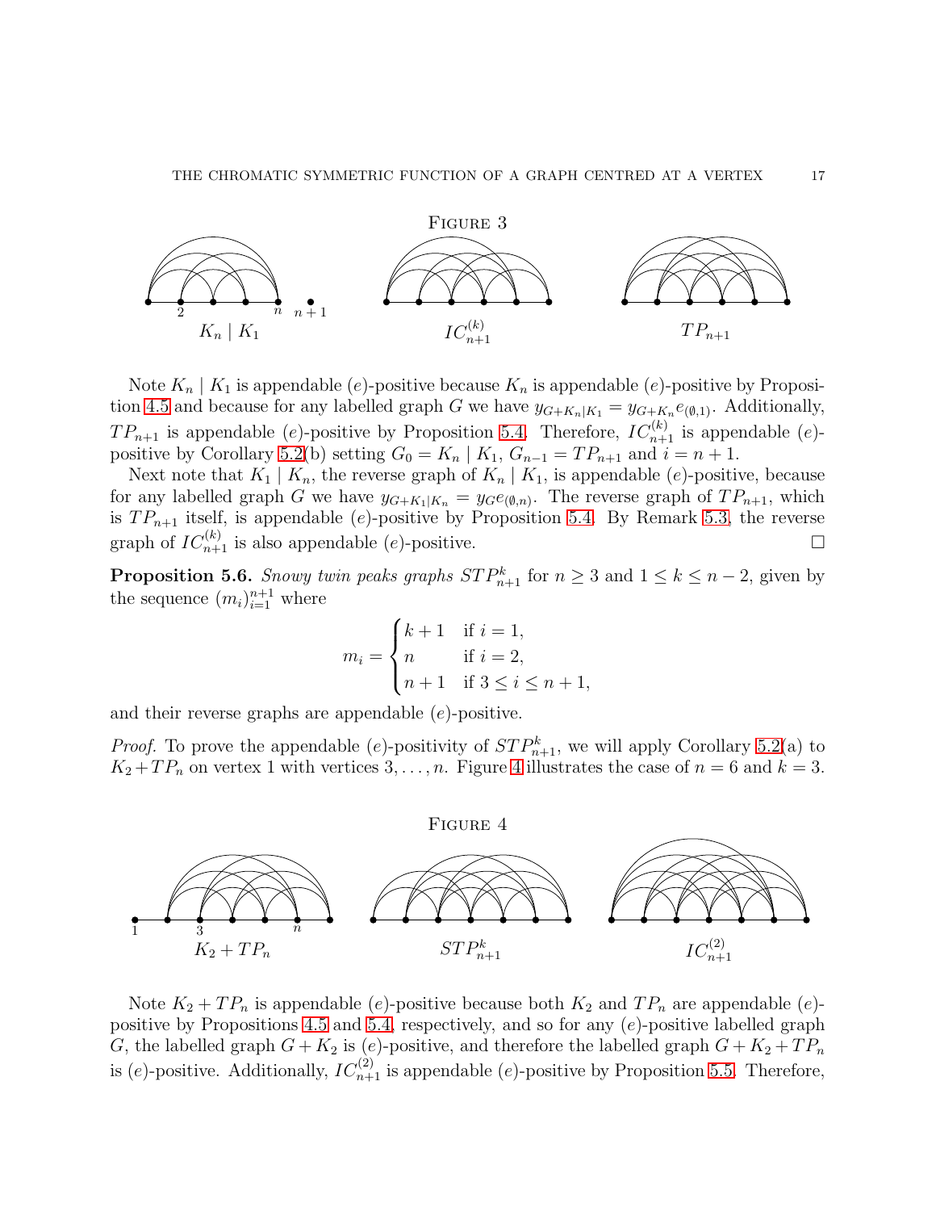Figure 3

$K_n \mid K_1$ $IC_{n+1}^{(k)}$ $TP_{n+1}$

Note $K_n \mid K_1$ is appendable $(e)$-positive because $K_n$ is appendable $(e)$-positive by Proposition 4.5 and because for any labelled graph $G$ we have $y_{G+K_n|K_1} = y_{G+K_n} e_{(\emptyset,1)}$. Additionally, $TP_{n+1}$ is appendable $(e)$-positive by Proposition 5.4. Therefore, $IC_{n+1}^{(k)}$ is appendable $(e)$-positive by Corollary 5.2(b) setting $G_0 = K_n \mid K_1$, $G_{n-1} = TP_{n+1}$ and $i = n+1$.

Next note that $K_1 \mid K_n$, the reverse graph of $K_n \mid K_1$, is appendable $(e)$-positive, because for any labelled graph $G$ we have $y_{G+K_1|K_n} = y_G e_{(\emptyset,n)}$. The reverse graph of $TP_{n+1}$, which is $TP_{n+1}$ itself, is appendable $(e)$-positive by Proposition 5.4. By Remark 5.3, the reverse graph of $IC_{n+1}^{(k)}$ is also appendable $(e)$-positive. $\square$

**Proposition 5.6.** *Snowy twin peaks graphs $STP_{n+1}^k$ for $n \geq 3$ and $1 \leq k \leq n-2$, given by the sequence $(m_i)_{i=1}^{n+1}$ where*

$$m_i = \begin{cases} k+1 & \text{if } i = 1, \\ n & \text{if } i = 2, \\ n+1 & \text{if } 3 \leq i \leq n+1, \end{cases}$$

*and their reverse graphs are appendable $(e)$-positive.*

*Proof.* To prove the appendable $(e)$-positivity of $STP_{n+1}^k$, we will apply Corollary 5.2(a) to $K_2 + TP_n$ on vertex 1 with vertices $3, \ldots, n$. Figure 4 illustrates the case of $n = 6$ and $k = 3$.

Figure 4

$K_2 + TP_n$ $STP_{n+1}^k$ $IC_{n+1}^{(2)}$

Note $K_2 + TP_n$ is appendable $(e)$-positive because both $K_2$ and $TP_n$ are appendable $(e)$-positive by Propositions 4.5 and 5.4, respectively, and so for any $(e)$-positive labelled graph $G$, the labelled graph $G + K_2$ is $(e)$-positive, and therefore the labelled graph $G + K_2 + TP_n$ is $(e)$-positive. Additionally, $IC_{n+1}^{(2)}$ is appendable $(e)$-positive by Proposition 5.5. Therefore,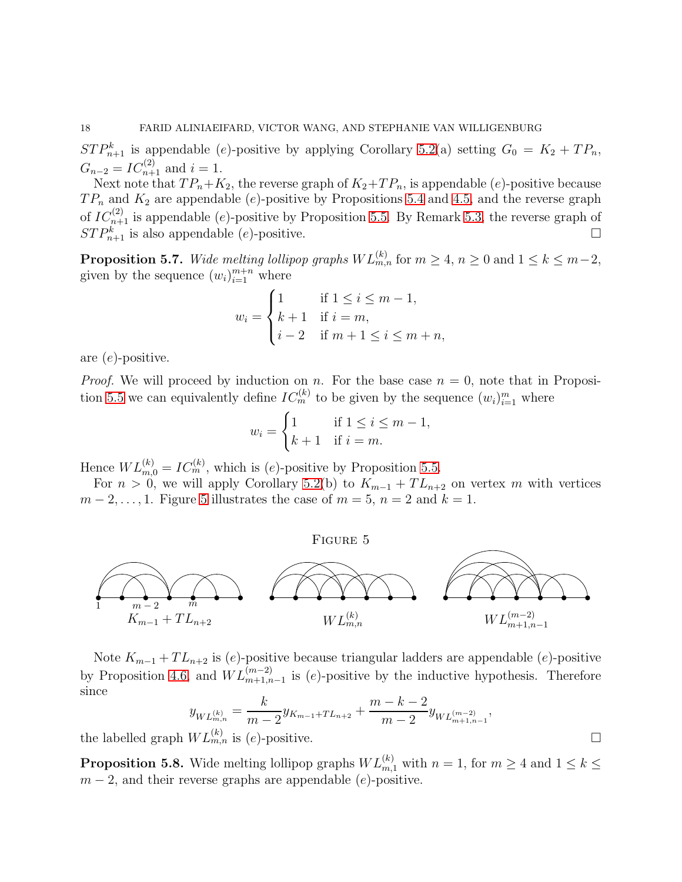$STP^k_{n+1}$ is appendable $(e)$-positive by applying Corollary 5.2(a) setting $G_0 = K_2 + TP_n$, $G_{n-2} = IC^{(2)}_{n+1}$ and $i = 1$.

Next note that $TP_n + K_2$, the reverse graph of $K_2 + TP_n$, is appendable $(e)$-positive because $TP_n$ and $K_2$ are appendable $(e)$-positive by Propositions 5.4 and 4.5, and the reverse graph of $IC^{(2)}_{n+1}$ is appendable $(e)$-positive by Proposition 5.5. By Remark 5.3, the reverse graph of $STP^k_{n+1}$ is also appendable $(e)$-positive. □

**Proposition 5.7.** *Wide melting lollipop graphs $WL^{(k)}_{m,n}$ for $m \geq 4$, $n \geq 0$ and $1 \leq k \leq m-2$, given by the sequence $(w_i)_{i=1}^{m+n}$ where*

$$w_i = \begin{cases} 1 & \text{if } 1 \leq i \leq m-1, \\ k+1 & \text{if } i = m, \\ i-2 & \text{if } m+1 \leq i \leq m+n, \end{cases}$$

*are $(e)$-positive.*

*Proof.* We will proceed by induction on $n$. For the base case $n = 0$, note that in Proposition 5.5 we can equivalently define $IC^{(k)}_m$ to be given by the sequence $(w_i)_{i=1}^m$ where

$$w_i = \begin{cases} 1 & \text{if } 1 \leq i \leq m-1, \\ k+1 & \text{if } i = m. \end{cases}$$

Hence $WL^{(k)}_{m,0} = IC^{(k)}_m$, which is $(e)$-positive by Proposition 5.5.

For $n > 0$, we will apply Corollary 5.2(b) to $K_{m-1} + TL_{n+2}$ on vertex $m$ with vertices $m-2, \ldots, 1$. Figure 5 illustrates the case of $m = 5$, $n = 2$ and $k = 1$.

Figure 5

1  $m-2$  $m$

$K_{m-1} + TL_{n+2}$

$WL^{(k)}_{m,n}$

$WL^{(m-2)}_{m+1,n-1}$

Note $K_{m-1} + TL_{n+2}$ is $(e)$-positive because triangular ladders are appendable $(e)$-positive by Proposition 4.6, and $WL^{(m-2)}_{m+1,n-1}$ is $(e)$-positive by the inductive hypothesis. Therefore since

$$y_{WL^{(k)}_{m,n}} = \frac{k}{m-2} y_{K_{m-1}+TL_{n+2}} + \frac{m-k-2}{m-2} y_{WL^{(m-2)}_{m+1,n-1}},$$

the labelled graph $WL^{(k)}_{m,n}$ is $(e)$-positive. □

**Proposition 5.8.** Wide melting lollipop graphs $WL^{(k)}_{m,1}$ with $n = 1$, for $m \geq 4$ and $1 \leq k \leq m-2$, and their reverse graphs are appendable $(e)$-positive.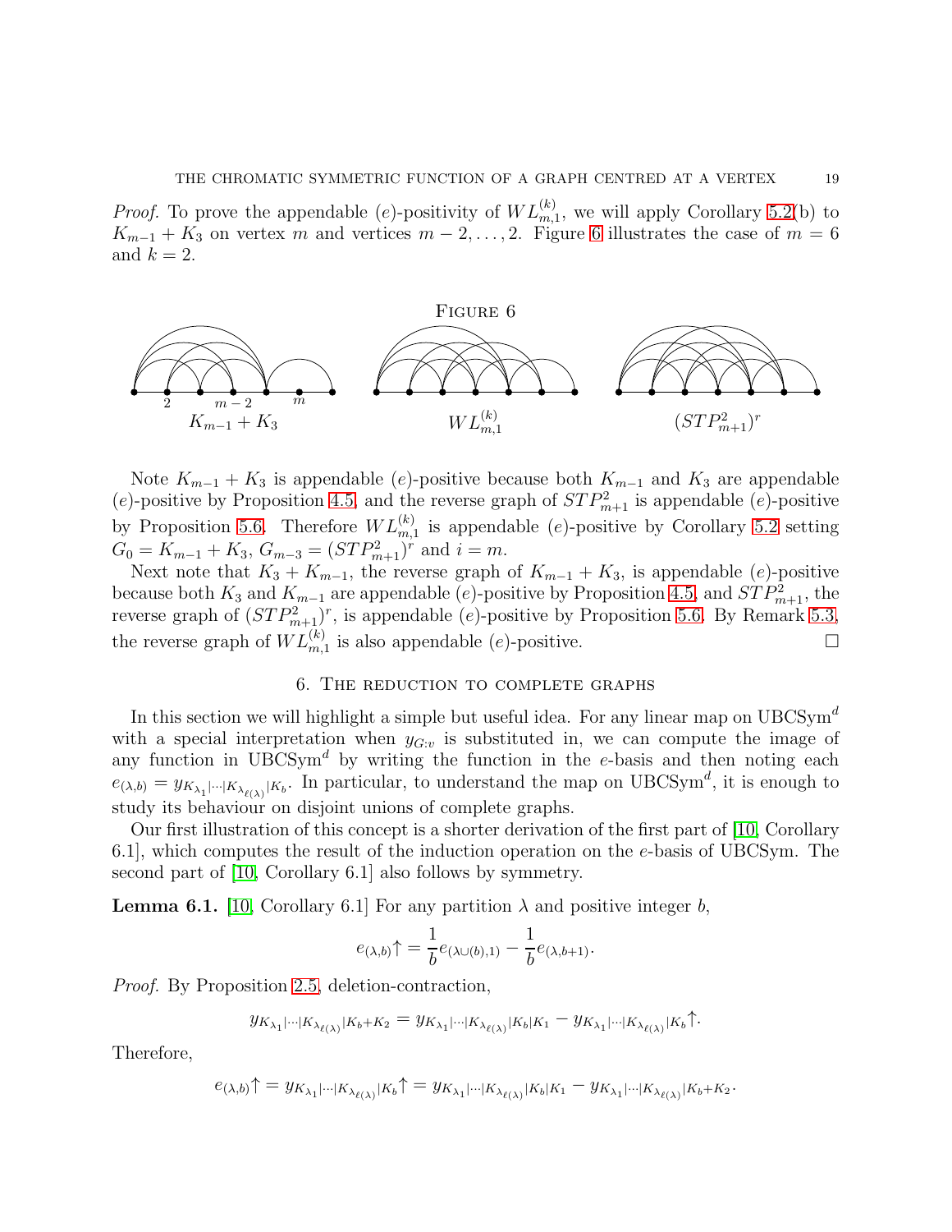*Proof.* To prove the appendable $(e)$-positivity of $WL^{(k)}_{m,1}$, we will apply Corollary 5.2(b) to $K_{m-1}+K_3$ on vertex $m$ and vertices $m-2,\ldots,2$. Figure 6 illustrates the case of $m=6$ and $k=2$.

Figure 6

2 $m-2$ $m$

$K_{m-1}+K_3$

$WL^{(k)}_{m,1}$

$(STP^2_{m+1})^r$

Note $K_{m-1}+K_3$ is appendable $(e)$-positive because both $K_{m-1}$ and $K_3$ are appendable $(e)$-positive by Proposition 4.5, and the reverse graph of $STP^2_{m+1}$ is appendable $(e)$-positive by Proposition 5.6. Therefore $WL^{(k)}_{m,1}$ is appendable $(e)$-positive by Corollary 5.2 setting $G_0 = K_{m-1}+K_3$, $G_{m-3} = (STP^2_{m+1})^r$ and $i=m$.

Next note that $K_3+K_{m-1}$, the reverse graph of $K_{m-1}+K_3$, is appendable $(e)$-positive because both $K_3$ and $K_{m-1}$ are appendable $(e)$-positive by Proposition 4.5, and $STP^2_{m+1}$, the reverse graph of $(STP^2_{m+1})^r$, is appendable $(e)$-positive by Proposition 5.6. By Remark 5.3, the reverse graph of $WL^{(k)}_{m,1}$ is also appendable $(e)$-positive. $\square$

## 6. The reduction to complete graphs

In this section we will highlight a simple but useful idea. For any linear map on $\mathrm{UBCSym}^d$ with a special interpretation when $y_{G:v}$ is substituted in, we can compute the image of any function in $\mathrm{UBCSym}^d$ by writing the function in the $e$-basis and then noting each $e_{(\lambda,b)} = y_{K_{\lambda_1}|\cdots|K_{\lambda_{\ell(\lambda)}}|K_b}$. In particular, to understand the map on $\mathrm{UBCSym}^d$, it is enough to study its behaviour on disjoint unions of complete graphs.

Our first illustration of this concept is a shorter derivation of the first part of [10, Corollary 6.1], which computes the result of the induction operation on the $e$-basis of UBCSym. The second part of [10, Corollary 6.1] also follows by symmetry.

**Lemma 6.1.** [10, Corollary 6.1] For any partition $\lambda$ and positive integer $b$,

$$e_{(\lambda,b)}\!\uparrow = \frac{1}{b}e_{(\lambda\cup(b),1)} - \frac{1}{b}e_{(\lambda,b+1)}.$$

*Proof.* By Proposition 2.5, deletion-contraction,

$$y_{K_{\lambda_1}|\cdots|K_{\lambda_{\ell(\lambda)}}|K_b+K_2} = y_{K_{\lambda_1}|\cdots|K_{\lambda_{\ell(\lambda)}}|K_b|K_1} - y_{K_{\lambda_1}|\cdots|K_{\lambda_{\ell(\lambda)}}|K_b}\!\uparrow.$$

Therefore,

$$e_{(\lambda,b)}\!\uparrow = y_{K_{\lambda_1}|\cdots|K_{\lambda_{\ell(\lambda)}}|K_b}\!\uparrow = y_{K_{\lambda_1}|\cdots|K_{\lambda_{\ell(\lambda)}}|K_b|K_1} - y_{K_{\lambda_1}|\cdots|K_{\lambda_{\ell(\lambda)}}|K_b+K_2}.$$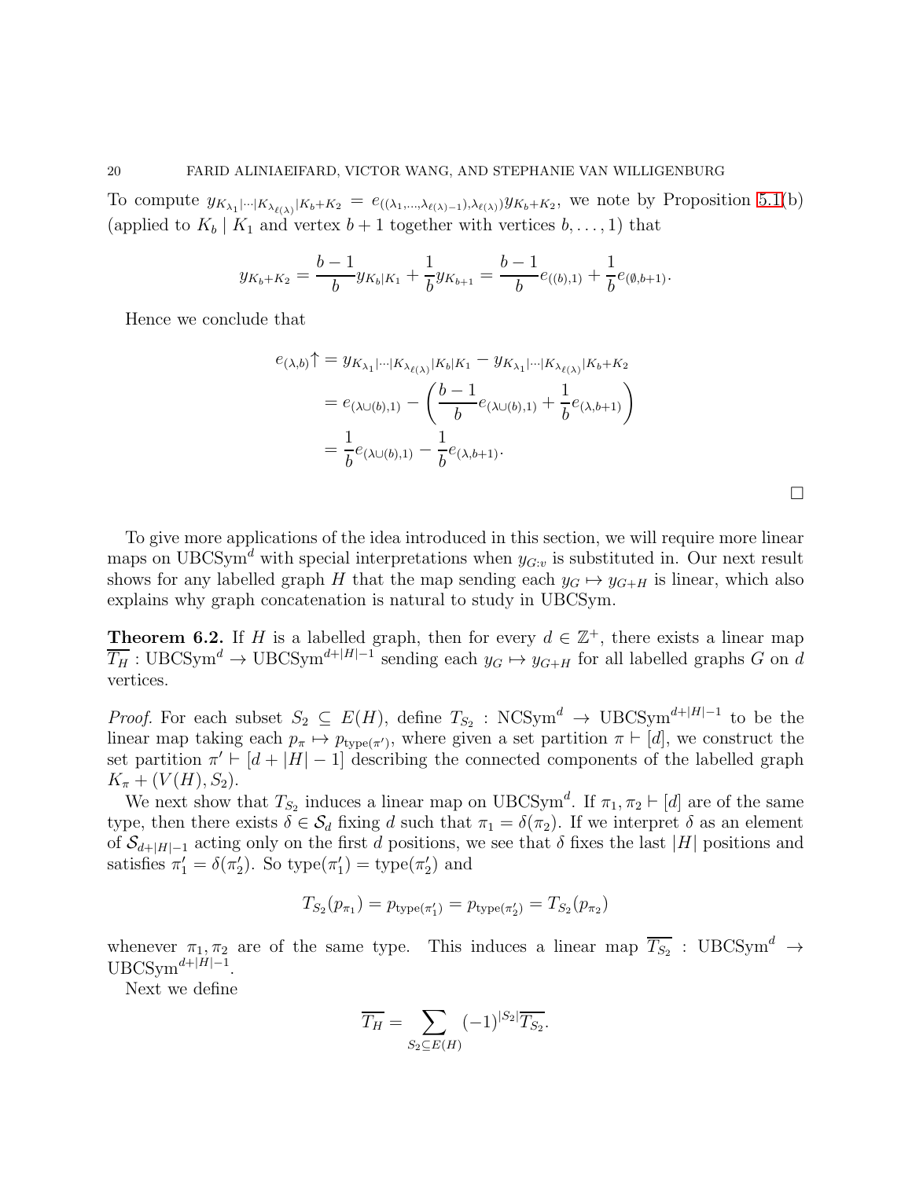To compute $y_{K_{\lambda_1}|\cdots|K_{\lambda_{\ell(\lambda)}}|K_b+K_2} = e_{((\lambda_1,\ldots,\lambda_{\ell(\lambda)-1}),\lambda_{\ell(\lambda)})} y_{K_b+K_2}$, we note by Proposition 5.1(b) (applied to $K_b \mid K_1$ and vertex $b+1$ together with vertices $b,\ldots,1$) that

$$y_{K_b+K_2} = \frac{b-1}{b} y_{K_b|K_1} + \frac{1}{b} y_{K_{b+1}} = \frac{b-1}{b} e_{((b),1)} + \frac{1}{b} e_{(\emptyset,b+1)}.$$

Hence we conclude that

$$\begin{aligned}
e_{(\lambda,b)}\!\uparrow &= y_{K_{\lambda_1}|\cdots|K_{\lambda_{\ell(\lambda)}}|K_b|K_1} - y_{K_{\lambda_1}|\cdots|K_{\lambda_{\ell(\lambda)}}|K_b+K_2} \\
&= e_{(\lambda\cup(b),1)} - \left(\frac{b-1}{b} e_{(\lambda\cup(b),1)} + \frac{1}{b} e_{(\lambda,b+1)}\right) \\
&= \frac{1}{b} e_{(\lambda\cup(b),1)} - \frac{1}{b} e_{(\lambda,b+1)}.
\end{aligned}$$

□

To give more applications of the idea introduced in this section, we will require more linear maps on $\mathrm{UBCSym}^d$ with special interpretations when $y_{G:v}$ is substituted in. Our next result shows for any labelled graph $H$ that the map sending each $y_G \mapsto y_{G+H}$ is linear, which also explains why graph concatenation is natural to study in UBCSym.

**Theorem 6.2.** If $H$ is a labelled graph, then for every $d \in \mathbb{Z}^+$, there exists a linear map $\overline{T_H} : \mathrm{UBCSym}^d \to \mathrm{UBCSym}^{d+|H|-1}$ sending each $y_G \mapsto y_{G+H}$ for all labelled graphs $G$ on $d$ vertices.

*Proof.* For each subset $S_2 \subseteq E(H)$, define $T_{S_2} : \mathrm{NCSym}^d \to \mathrm{UBCSym}^{d+|H|-1}$ to be the linear map taking each $p_\pi \mapsto p_{\mathrm{type}(\pi')}$, where given a set partition $\pi \vdash [d]$, we construct the set partition $\pi' \vdash [d+|H|-1]$ describing the connected components of the labelled graph $K_\pi + (V(H), S_2)$.

We next show that $T_{S_2}$ induces a linear map on $\mathrm{UBCSym}^d$. If $\pi_1, \pi_2 \vdash [d]$ are of the same type, then there exists $\delta \in \mathcal{S}_d$ fixing $d$ such that $\pi_1 = \delta(\pi_2)$. If we interpret $\delta$ as an element of $\mathcal{S}_{d+|H|-1}$ acting only on the first $d$ positions, we see that $\delta$ fixes the last $|H|$ positions and satisfies $\pi_1' = \delta(\pi_2')$. So $\mathrm{type}(\pi_1') = \mathrm{type}(\pi_2')$ and

$$T_{S_2}(p_{\pi_1}) = p_{\mathrm{type}(\pi_1')} = p_{\mathrm{type}(\pi_2')} = T_{S_2}(p_{\pi_2})$$

whenever $\pi_1, \pi_2$ are of the same type. This induces a linear map $\overline{T_{S_2}} : \mathrm{UBCSym}^d \to \mathrm{UBCSym}^{d+|H|-1}$.

Next we define

$$\overline{T_H} = \sum_{S_2 \subseteq E(H)} (-1)^{|S_2|} \overline{T_{S_2}}.$$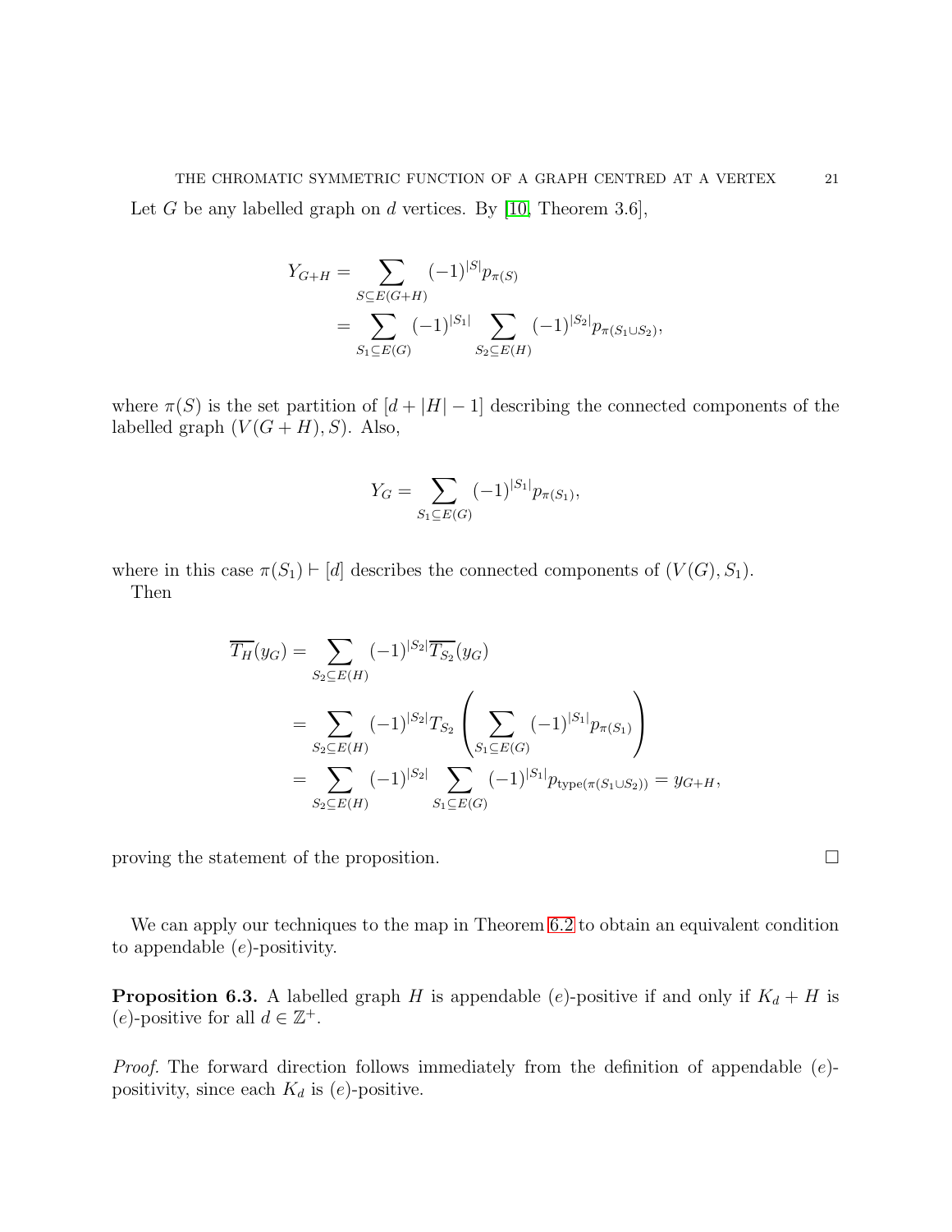Let $G$ be any labelled graph on $d$ vertices. By [10, Theorem 3.6],

$$
\begin{aligned}
Y_{G+H} &= \sum_{S \subseteq E(G+H)} (-1)^{|S|} p_{\pi(S)} \\
&= \sum_{S_1 \subseteq E(G)} (-1)^{|S_1|} \sum_{S_2 \subseteq E(H)} (-1)^{|S_2|} p_{\pi(S_1 \cup S_2)},
\end{aligned}
$$

where $\pi(S)$ is the set partition of $[d + |H| - 1]$ describing the connected components of the labelled graph $(V(G+H), S)$. Also,

$$
Y_G = \sum_{S_1 \subseteq E(G)} (-1)^{|S_1|} p_{\pi(S_1)},
$$

where in this case $\pi(S_1) \vdash [d]$ describes the connected components of $(V(G), S_1)$.

Then

$$
\begin{aligned}
\overline{T_H}(y_G) &= \sum_{S_2 \subseteq E(H)} (-1)^{|S_2|} \overline{T_{S_2}}(y_G) \\
&= \sum_{S_2 \subseteq E(H)} (-1)^{|S_2|} T_{S_2} \left( \sum_{S_1 \subseteq E(G)} (-1)^{|S_1|} p_{\pi(S_1)} \right) \\
&= \sum_{S_2 \subseteq E(H)} (-1)^{|S_2|} \sum_{S_1 \subseteq E(G)} (-1)^{|S_1|} p_{\text{type}(\pi(S_1 \cup S_2))} = y_{G+H},
\end{aligned}
$$

proving the statement of the proposition. $\square$

We can apply our techniques to the map in Theorem 6.2 to obtain an equivalent condition to appendable $(e)$-positivity.

**Proposition 6.3.** A labelled graph $H$ is appendable $(e)$-positive if and only if $K_d + H$ is $(e)$-positive for all $d \in \mathbb{Z}^+$.

*Proof.* The forward direction follows immediately from the definition of appendable $(e)$-positivity, since each $K_d$ is $(e)$-positive.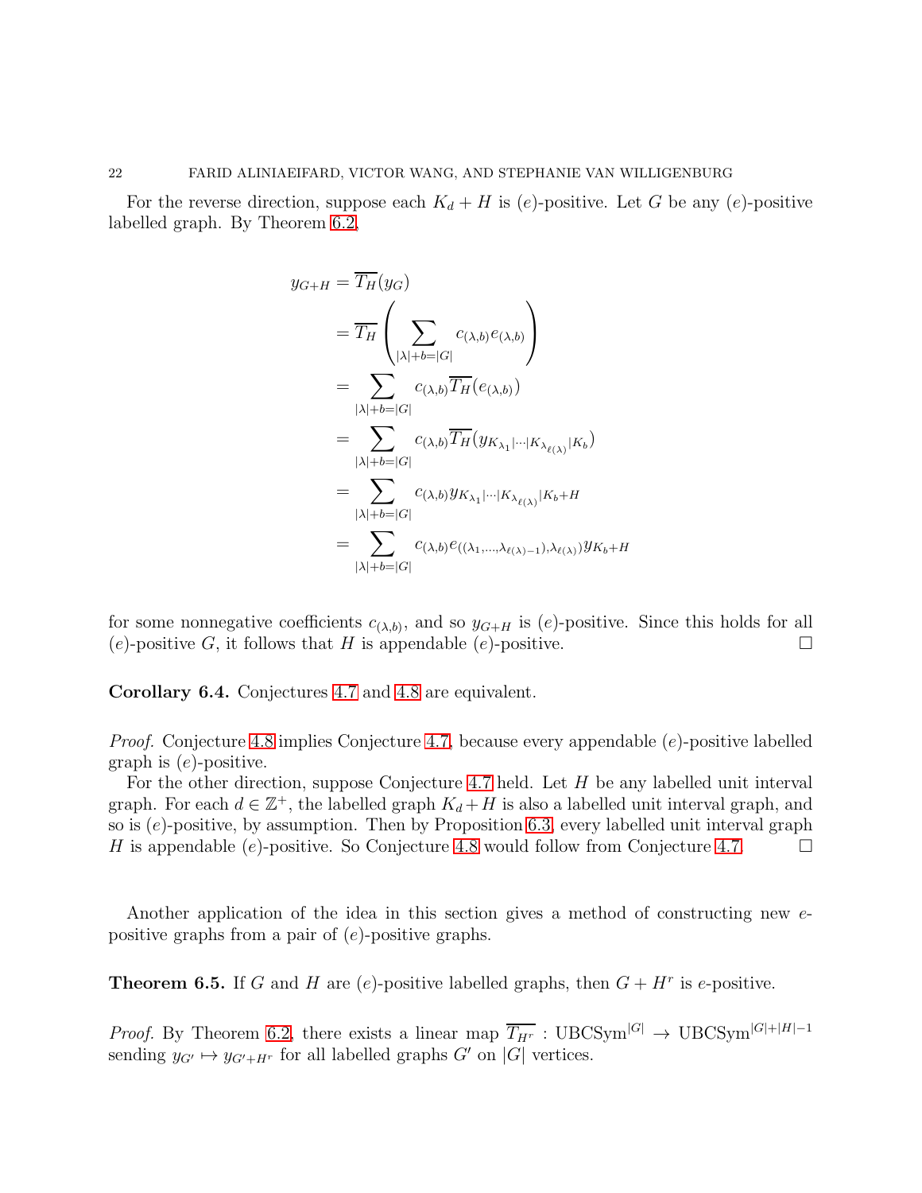For the reverse direction, suppose each $K_d + H$ is $(e)$-positive. Let $G$ be any $(e)$-positive labelled graph. By Theorem 6.2,

$$
\begin{aligned}
y_{G+H} &= \overline{T_H}(y_G) \\
&= \overline{T_H}\left( \sum_{|\lambda|+b=|G|} c_{(\lambda,b)} e_{(\lambda,b)} \right) \\
&= \sum_{|\lambda|+b=|G|} c_{(\lambda,b)} \overline{T_H}(e_{(\lambda,b)}) \\
&= \sum_{|\lambda|+b=|G|} c_{(\lambda,b)} \overline{T_H}(y_{K_{\lambda_1}|\cdots|K_{\lambda_{\ell(\lambda)}}|K_b}) \\
&= \sum_{|\lambda|+b=|G|} c_{(\lambda,b)} y_{K_{\lambda_1}|\cdots|K_{\lambda_{\ell(\lambda)}}|K_b+H} \\
&= \sum_{|\lambda|+b=|G|} c_{(\lambda,b)} e_{((\lambda_1,\ldots,\lambda_{\ell(\lambda)-1}),\lambda_{\ell(\lambda)})} y_{K_b+H}
\end{aligned}
$$

for some nonnegative coefficients $c_{(\lambda,b)}$, and so $y_{G+H}$ is $(e)$-positive. Since this holds for all $(e)$-positive $G$, it follows that $H$ is appendable $(e)$-positive. $\square$

**Corollary 6.4.** Conjectures 4.7 and 4.8 are equivalent.

*Proof.* Conjecture 4.8 implies Conjecture 4.7, because every appendable $(e)$-positive labelled graph is $(e)$-positive.

For the other direction, suppose Conjecture 4.7 held. Let $H$ be any labelled unit interval graph. For each $d \in \mathbb{Z}^+$, the labelled graph $K_d + H$ is also a labelled unit interval graph, and so is $(e)$-positive, by assumption. Then by Proposition 6.3, every labelled unit interval graph $H$ is appendable $(e)$-positive. So Conjecture 4.8 would follow from Conjecture 4.7. $\square$

Another application of the idea in this section gives a method of constructing new $e$-positive graphs from a pair of $(e)$-positive graphs.

**Theorem 6.5.** If $G$ and $H$ are $(e)$-positive labelled graphs, then $G + H^r$ is $e$-positive.

*Proof.* By Theorem 6.2, there exists a linear map $\overline{T_{H^r}} : \mathrm{UBCSym}^{|G|} \to \mathrm{UBCSym}^{|G|+|H|-1}$ sending $y_{G'} \mapsto y_{G'+H^r}$ for all labelled graphs $G'$ on $|G|$ vertices.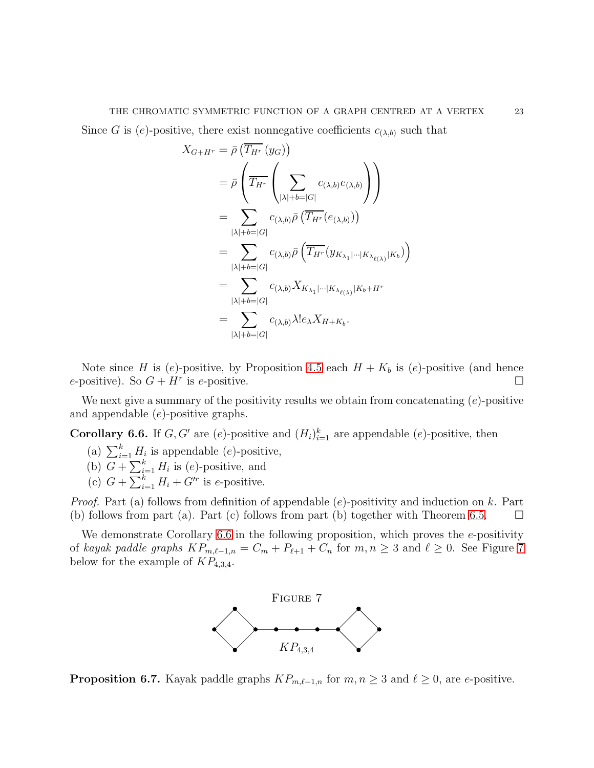Since $G$ is $(e)$-positive, there exist nonnegative coefficients $c_{(\lambda,b)}$ such that

$$
\begin{aligned}
X_{G+H^r} &= \bar{\rho}\left(\overline{T_{H^r}}\left(y_G\right)\right) \\
&= \bar{\rho}\left(\overline{T_{H^r}}\left(\sum_{|\lambda|+b=|G|} c_{(\lambda,b)} e_{(\lambda,b)}\right)\right) \\
&= \sum_{|\lambda|+b=|G|} c_{(\lambda,b)} \bar{\rho}\left(\overline{T_{H^r}}(e_{(\lambda,b)})\right) \\
&= \sum_{|\lambda|+b=|G|} c_{(\lambda,b)} \bar{\rho}\left(\overline{T_{H^r}}(y_{K_{\lambda_1}|\cdots|K_{\lambda_{\ell(\lambda)}}|K_b})\right) \\
&= \sum_{|\lambda|+b=|G|} c_{(\lambda,b)} X_{K_{\lambda_1}|\cdots|K_{\lambda_{\ell(\lambda)}}|K_b+H^r} \\
&= \sum_{|\lambda|+b=|G|} c_{(\lambda,b)} \lambda! e_\lambda X_{H+K_b}.
\end{aligned}
$$

Note since $H$ is $(e)$-positive, by Proposition 4.5 each $H+K_b$ is $(e)$-positive (and hence $e$-positive). So $G+H^r$ is $e$-positive. □

We next give a summary of the positivity results we obtain from concatenating $(e)$-positive and appendable $(e)$-positive graphs.

**Corollary 6.6.** If $G, G'$ are $(e)$-positive and $(H_i)_{i=1}^k$ are appendable $(e)$-positive, then

(a) $\sum_{i=1}^k H_i$ is appendable $(e)$-positive,
(b) $G + \sum_{i=1}^k H_i$ is $(e)$-positive, and
(c) $G + \sum_{i=1}^k H_i + G'^r$ is $e$-positive.

*Proof.* Part (a) follows from definition of appendable $(e)$-positivity and induction on $k$. Part (b) follows from part (a). Part (c) follows from part (b) together with Theorem 6.5. □

We demonstrate Corollary 6.6 in the following proposition, which proves the $e$-positivity of *kayak paddle graphs* $KP_{m,\ell-1,n} = C_m + P_{\ell+1} + C_n$ for $m, n \geq 3$ and $\ell \geq 0$. See Figure 7 below for the example of $KP_{4,3,4}$.

Figure 7

$KP_{4,3,4}$

**Proposition 6.7.** Kayak paddle graphs $KP_{m,\ell-1,n}$ for $m, n \geq 3$ and $\ell \geq 0$, are $e$-positive.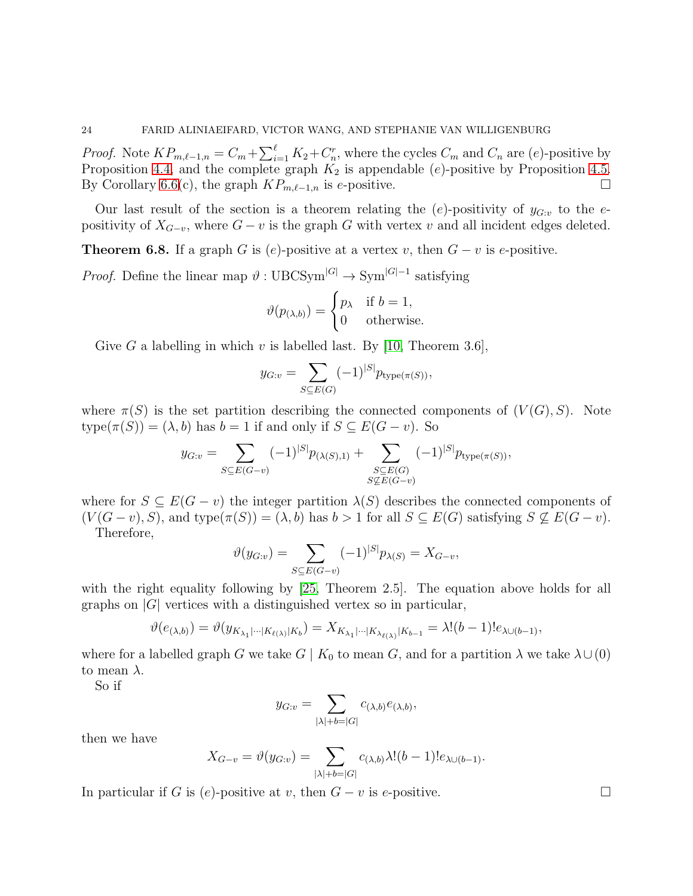*Proof.* Note $KP_{m,\ell-1,n} = C_m + \sum_{i=1}^{\ell} K_2 + C_n^r$, where the cycles $C_m$ and $C_n$ are $(e)$-positive by Proposition 4.4, and the complete graph $K_2$ is appendable $(e)$-positive by Proposition 4.5. By Corollary 6.6(c), the graph $KP_{m,\ell-1,n}$ is $e$-positive. □

Our last result of the section is a theorem relating the $(e)$-positivity of $y_{G:v}$ to the $e$-positivity of $X_{G-v}$, where $G - v$ is the graph $G$ with vertex $v$ and all incident edges deleted.

**Theorem 6.8.** If a graph $G$ is $(e)$-positive at a vertex $v$, then $G - v$ is $e$-positive.

*Proof.* Define the linear map $\vartheta : \mathrm{UBCSym}^{|G|} \to \mathrm{Sym}^{|G|-1}$ satisfying

$$\vartheta(p_{(\lambda,b)}) = \begin{cases} p_\lambda & \text{if } b = 1, \\ 0 & \text{otherwise.} \end{cases}$$

Give $G$ a labelling in which $v$ is labelled last. By [10, Theorem 3.6],

$$y_{G:v} = \sum_{S \subseteq E(G)} (-1)^{|S|} p_{\mathrm{type}(\pi(S))},$$

where $\pi(S)$ is the set partition describing the connected components of $(V(G), S)$. Note $\mathrm{type}(\pi(S)) = (\lambda, b)$ has $b = 1$ if and only if $S \subseteq E(G-v)$. So

$$y_{G:v} = \sum_{S \subseteq E(G-v)} (-1)^{|S|} p_{(\lambda(S),1)} + \sum_{\substack{S \subseteq E(G) \\ S \not\subseteq E(G-v)}} (-1)^{|S|} p_{\mathrm{type}(\pi(S))},$$

where for $S \subseteq E(G-v)$ the integer partition $\lambda(S)$ describes the connected components of $(V(G-v), S)$, and $\mathrm{type}(\pi(S)) = (\lambda, b)$ has $b > 1$ for all $S \subseteq E(G)$ satisfying $S \not\subseteq E(G-v)$.

Therefore,

$$\vartheta(y_{G:v}) = \sum_{S \subseteq E(G-v)} (-1)^{|S|} p_{\lambda(S)} = X_{G-v},$$

with the right equality following by [25, Theorem 2.5]. The equation above holds for all graphs on $|G|$ vertices with a distinguished vertex so in particular,

$$\vartheta(e_{(\lambda,b)}) = \vartheta(y_{K_{\lambda_1}|\cdots|K_{\ell(\lambda)}|K_b}) = X_{K_{\lambda_1}|\cdots|K_{\lambda_{\ell(\lambda)}}|K_{b-1}} = \lambda!(b-1)! e_{\lambda\cup(b-1)},$$

where for a labelled graph $G$ we take $G \mid K_0$ to mean $G$, and for a partition $\lambda$ we take $\lambda \cup (0)$ to mean $\lambda$.

So if

$$y_{G:v} = \sum_{|\lambda|+b=|G|} c_{(\lambda,b)} e_{(\lambda,b)},$$

then we have

$$X_{G-v} = \vartheta(y_{G:v}) = \sum_{|\lambda|+b=|G|} c_{(\lambda,b)} \lambda!(b-1)! e_{\lambda\cup(b-1)}.$$

In particular if $G$ is $(e)$-positive at $v$, then $G - v$ is $e$-positive. □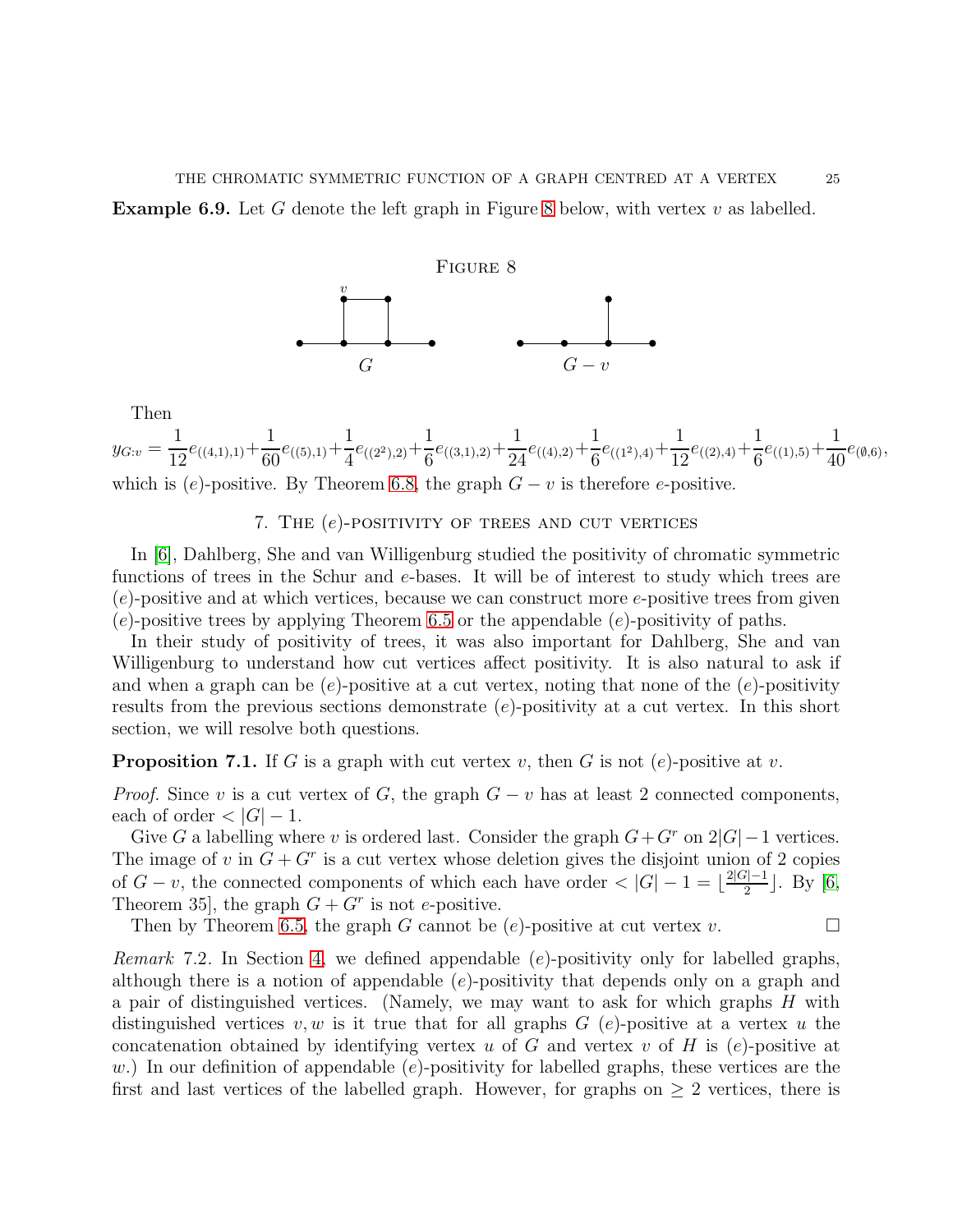**Example 6.9.** Let $G$ denote the left graph in Figure 8 below, with vertex $v$ as labelled.

Figure 8

$G$ $\qquad$ $G - v$

Then

$$y_{G:v} = \frac{1}{12}e_{((4,1),1)} + \frac{1}{60}e_{((5),1)} + \frac{1}{4}e_{((2^2),2)} + \frac{1}{6}e_{((3,1),2)} + \frac{1}{24}e_{((4),2)} + \frac{1}{6}e_{((1^2),4)} + \frac{1}{12}e_{((2),4)} + \frac{1}{6}e_{((1),5)} + \frac{1}{40}e_{(\emptyset,6)},$$

which is $(e)$-positive. By Theorem 6.8, the graph $G - v$ is therefore $e$-positive.

## 7. The $(e)$-positivity of trees and cut vertices

In [6], Dahlberg, She and van Willigenburg studied the positivity of chromatic symmetric functions of trees in the Schur and $e$-bases. It will be of interest to study which trees are $(e)$-positive and at which vertices, because we can construct more $e$-positive trees from given $(e)$-positive trees by applying Theorem 6.5 or the appendable $(e)$-positivity of paths.

In their study of positivity of trees, it was also important for Dahlberg, She and van Willigenburg to understand how cut vertices affect positivity. It is also natural to ask if and when a graph can be $(e)$-positive at a cut vertex, noting that none of the $(e)$-positivity results from the previous sections demonstrate $(e)$-positivity at a cut vertex. In this short section, we will resolve both questions.

**Proposition 7.1.** If $G$ is a graph with cut vertex $v$, then $G$ is not $(e)$-positive at $v$.

*Proof.* Since $v$ is a cut vertex of $G$, the graph $G - v$ has at least 2 connected components, each of order $< |G| - 1$.

Give $G$ a labelling where $v$ is ordered last. Consider the graph $G + G^r$ on $2|G| - 1$ vertices. The image of $v$ in $G + G^r$ is a cut vertex whose deletion gives the disjoint union of 2 copies of $G - v$, the connected components of which each have order $< |G| - 1 = \lfloor \frac{2|G|-1}{2} \rfloor$. By [6, Theorem 35], the graph $G + G^r$ is not $e$-positive.

Then by Theorem 6.5, the graph $G$ cannot be $(e)$-positive at cut vertex $v$. $\square$

*Remark* 7.2. In Section 4, we defined appendable $(e)$-positivity only for labelled graphs, although there is a notion of appendable $(e)$-positivity that depends only on a graph and a pair of distinguished vertices. (Namely, we may want to ask for which graphs $H$ with distinguished vertices $v, w$ is it true that for all graphs $G$ $(e)$-positive at a vertex $u$ the concatenation obtained by identifying vertex $u$ of $G$ and vertex $v$ of $H$ is $(e)$-positive at $w$.) In our definition of appendable $(e)$-positivity for labelled graphs, these vertices are the first and last vertices of the labelled graph. However, for graphs on $\geq 2$ vertices, there is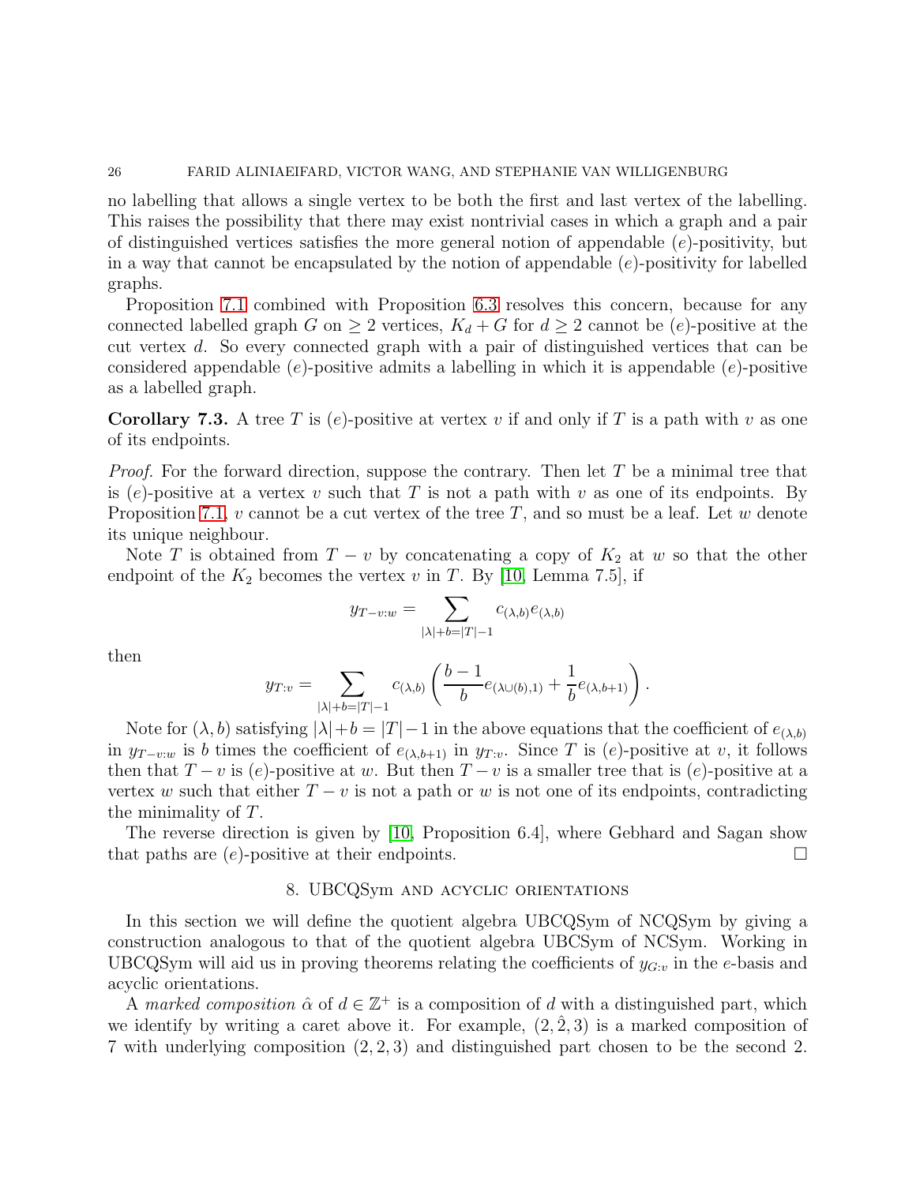no labelling that allows a single vertex to be both the first and last vertex of the labelling. This raises the possibility that there may exist nontrivial cases in which a graph and a pair of distinguished vertices satisfies the more general notion of appendable $(e)$-positivity, but in a way that cannot be encapsulated by the notion of appendable $(e)$-positivity for labelled graphs.

Proposition 7.1 combined with Proposition 6.3 resolves this concern, because for any connected labelled graph $G$ on $\geq 2$ vertices, $K_d + G$ for $d \geq 2$ cannot be $(e)$-positive at the cut vertex $d$. So every connected graph with a pair of distinguished vertices that can be considered appendable $(e)$-positive admits a labelling in which it is appendable $(e)$-positive as a labelled graph.

**Corollary 7.3.** A tree $T$ is $(e)$-positive at vertex $v$ if and only if $T$ is a path with $v$ as one of its endpoints.

*Proof.* For the forward direction, suppose the contrary. Then let $T$ be a minimal tree that is $(e)$-positive at a vertex $v$ such that $T$ is not a path with $v$ as one of its endpoints. By Proposition 7.1, $v$ cannot be a cut vertex of the tree $T$, and so must be a leaf. Let $w$ denote its unique neighbour.

Note $T$ is obtained from $T - v$ by concatenating a copy of $K_2$ at $w$ so that the other endpoint of the $K_2$ becomes the vertex $v$ in $T$. By [10, Lemma 7.5], if

$$y_{T-v:w} = \sum_{|\lambda|+b=|T|-1} c_{(\lambda,b)} e_{(\lambda,b)}$$

then

$$y_{T:v} = \sum_{|\lambda|+b=|T|-1} c_{(\lambda,b)} \left( \frac{b-1}{b} e_{(\lambda\cup(b),1)} + \frac{1}{b} e_{(\lambda,b+1)} \right).$$

Note for $(\lambda, b)$ satisfying $|\lambda|+b = |T|-1$ in the above equations that the coefficient of $e_{(\lambda,b)}$ in $y_{T-v:w}$ is $b$ times the coefficient of $e_{(\lambda,b+1)}$ in $y_{T:v}$. Since $T$ is $(e)$-positive at $v$, it follows then that $T - v$ is $(e)$-positive at $w$. But then $T - v$ is a smaller tree that is $(e)$-positive at a vertex $w$ such that either $T - v$ is not a path or $w$ is not one of its endpoints, contradicting the minimality of $T$.

The reverse direction is given by [10, Proposition 6.4], where Gebhard and Sagan show that paths are $(e)$-positive at their endpoints. $\square$

## 8. UBCQSym and acyclic orientations

In this section we will define the quotient algebra UBCQSym of NCQSym by giving a construction analogous to that of the quotient algebra UBCSym of NCSym. Working in UBCQSym will aid us in proving theorems relating the coefficients of $y_{G:v}$ in the $e$-basis and acyclic orientations.

A *marked composition* $\hat{\alpha}$ of $d \in \mathbb{Z}^+$ is a composition of $d$ with a distinguished part, which we identify by writing a caret above it. For example, $(2, \hat{2}, 3)$ is a marked composition of 7 with underlying composition $(2, 2, 3)$ and distinguished part chosen to be the second 2.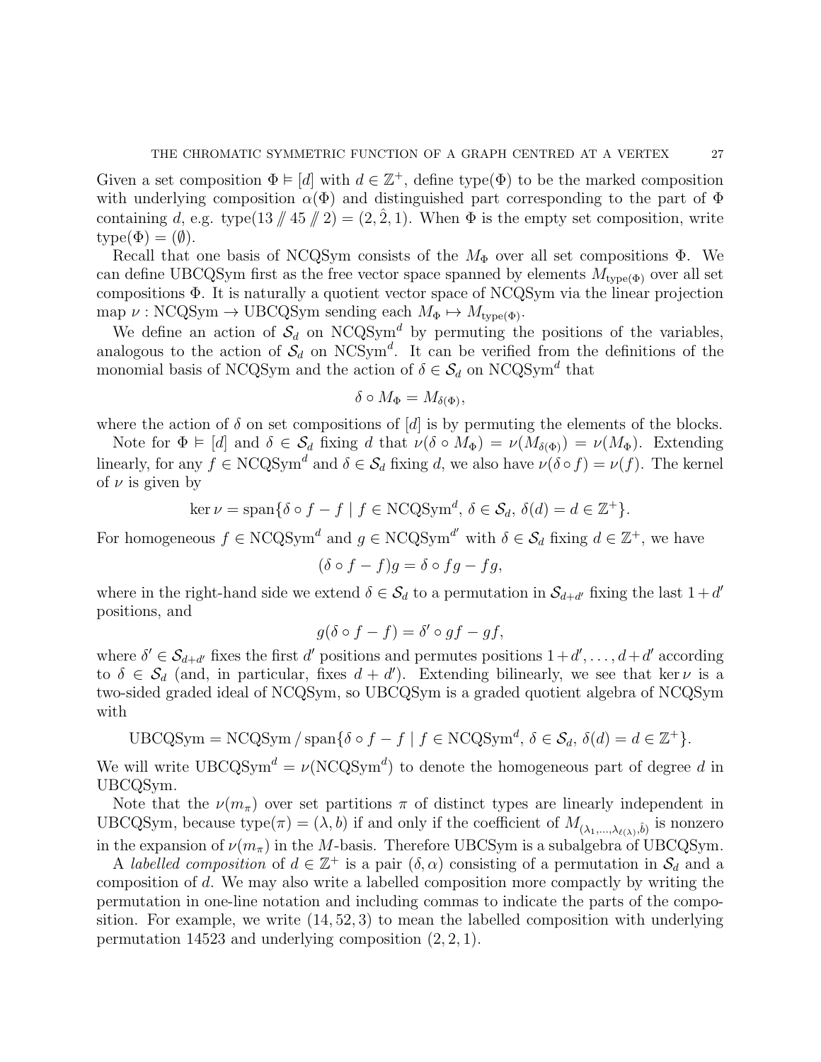Given a set composition $\Phi \vDash [d]$ with $d \in \mathbb{Z}^+$, define $\operatorname{type}(\Phi)$ to be the marked composition with underlying composition $\alpha(\Phi)$ and distinguished part corresponding to the part of $\Phi$ containing $d$, e.g. $\operatorname{type}(13 \,/\!\!/\, 45 \,/\!\!/\, 2) = (2, \hat{2}, 1)$. When $\Phi$ is the empty set composition, write $\operatorname{type}(\Phi) = (\emptyset)$.

Recall that one basis of NCQSym consists of the $M_\Phi$ over all set compositions $\Phi$. We can define UBCQSym first as the free vector space spanned by elements $M_{\operatorname{type}(\Phi)}$ over all set compositions $\Phi$. It is naturally a quotient vector space of NCQSym via the linear projection map $\nu : \text{NCQSym} \to \text{UBCQSym}$ sending each $M_\Phi \mapsto M_{\operatorname{type}(\Phi)}$.

We define an action of $\mathcal{S}_d$ on $\text{NCQSym}^d$ by permuting the positions of the variables, analogous to the action of $\mathcal{S}_d$ on $\text{NCSym}^d$. It can be verified from the definitions of the monomial basis of NCQSym and the action of $\delta \in \mathcal{S}_d$ on $\text{NCQSym}^d$ that

$$\delta \circ M_\Phi = M_{\delta(\Phi)},$$

where the action of $\delta$ on set compositions of $[d]$ is by permuting the elements of the blocks.

Note for $\Phi \vDash [d]$ and $\delta \in \mathcal{S}_d$ fixing $d$ that $\nu(\delta \circ M_\Phi) = \nu(M_{\delta(\Phi)}) = \nu(M_\Phi)$. Extending linearly, for any $f \in \text{NCQSym}^d$ and $\delta \in \mathcal{S}_d$ fixing $d$, we also have $\nu(\delta \circ f) = \nu(f)$. The kernel of $\nu$ is given by

$$\ker \nu = \operatorname{span}\{\delta \circ f - f \mid f \in \text{NCQSym}^d,\ \delta \in \mathcal{S}_d,\ \delta(d) = d \in \mathbb{Z}^+\}.$$

For homogeneous $f \in \text{NCQSym}^d$ and $g \in \text{NCQSym}^{d'}$ with $\delta \in \mathcal{S}_d$ fixing $d \in \mathbb{Z}^+$, we have

$$(\delta \circ f - f)g = \delta \circ fg - fg,$$

where in the right-hand side we extend $\delta \in \mathcal{S}_d$ to a permutation in $\mathcal{S}_{d+d'}$ fixing the last $1 + d'$ positions, and

$$g(\delta \circ f - f) = \delta' \circ gf - gf,$$

where $\delta' \in \mathcal{S}_{d+d'}$ fixes the first $d'$ positions and permutes positions $1 + d', \ldots, d + d'$ according to $\delta \in \mathcal{S}_d$ (and, in particular, fixes $d + d'$). Extending bilinearly, we see that $\ker \nu$ is a two-sided graded ideal of NCQSym, so UBCQSym is a graded quotient algebra of NCQSym with

$$\text{UBCQSym} = \text{NCQSym} / \operatorname{span}\{\delta \circ f - f \mid f \in \text{NCQSym}^d,\ \delta \in \mathcal{S}_d,\ \delta(d) = d \in \mathbb{Z}^+\}.$$

We will write $\text{UBCQSym}^d = \nu(\text{NCQSym}^d)$ to denote the homogeneous part of degree $d$ in UBCQSym.

Note that the $\nu(m_\pi)$ over set partitions $\pi$ of distinct types are linearly independent in UBCQSym, because $\operatorname{type}(\pi) = (\lambda, b)$ if and only if the coefficient of $M_{(\lambda_1, \ldots, \lambda_{\ell(\lambda)}, \hat{b})}$ is nonzero in the expansion of $\nu(m_\pi)$ in the $M$-basis. Therefore UBCSym is a subalgebra of UBCQSym.

A *labelled composition* of $d \in \mathbb{Z}^+$ is a pair $(\delta, \alpha)$ consisting of a permutation in $\mathcal{S}_d$ and a composition of $d$. We may also write a labelled composition more compactly by writing the permutation in one-line notation and including commas to indicate the parts of the composition. For example, we write $(14, 52, 3)$ to mean the labelled composition with underlying permutation $14523$ and underlying composition $(2, 2, 1)$.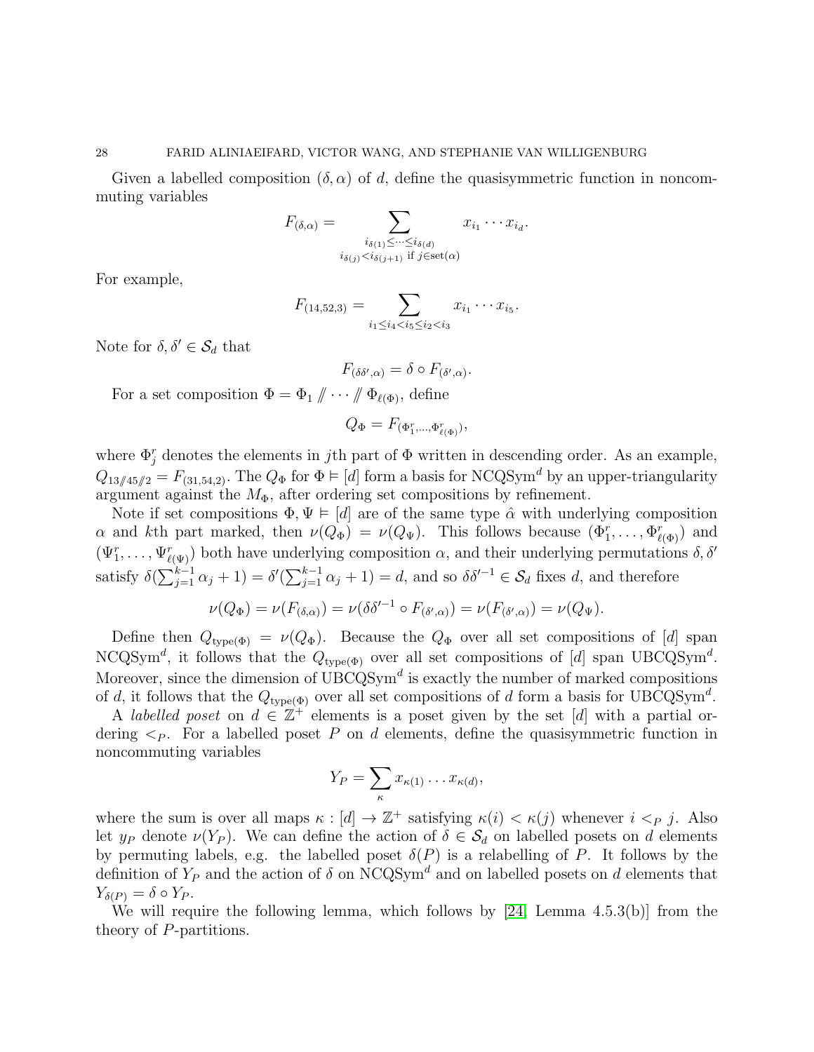Given a labelled composition $(\delta, \alpha)$ of $d$, define the quasisymmetric function in noncommuting variables

$$F_{(\delta,\alpha)} = \sum_{\substack{i_{\delta(1)} \leq \cdots \leq i_{\delta(d)} \\ i_{\delta(j)} < i_{\delta(j+1)} \text{ if } j \in \text{set}(\alpha)}} x_{i_1} \cdots x_{i_d}.$$

For example,

$$F_{(14,52,3)} = \sum_{i_1 \leq i_4 < i_5 \leq i_2 < i_3} x_{i_1} \cdots x_{i_5}.$$

Note for $\delta, \delta' \in \mathcal{S}_d$ that

$$F_{(\delta\delta',\alpha)} = \delta \circ F_{(\delta',\alpha)}.$$

For a set composition $\Phi = \Phi_1 /\!\!/ \cdots /\!\!/ \Phi_{\ell(\Phi)}$, define

$$Q_\Phi = F_{(\Phi_1^r, \ldots, \Phi_{\ell(\Phi)}^r)},$$

where $\Phi_j^r$ denotes the elements in $j$th part of $\Phi$ written in descending order. As an example, $Q_{13/\!\!/45/\!\!/2} = F_{(31,54,2)}$. The $Q_\Phi$ for $\Phi \vDash [d]$ form a basis for $\text{NCQSym}^d$ by an upper-triangularity argument against the $M_\Phi$, after ordering set compositions by refinement.

Note if set compositions $\Phi, \Psi \vDash [d]$ are of the same type $\hat{\alpha}$ with underlying composition $\alpha$ and $k$th part marked, then $\nu(Q_\Phi) = \nu(Q_\Psi)$. This follows because $(\Phi_1^r, \ldots, \Phi_{\ell(\Phi)}^r)$ and $(\Psi_1^r, \ldots, \Psi_{\ell(\Psi)}^r)$ both have underlying composition $\alpha$, and their underlying permutations $\delta, \delta'$ satisfy $\delta(\sum_{j=1}^{k-1} \alpha_j + 1) = \delta'(\sum_{j=1}^{k-1} \alpha_j + 1) = d$, and so $\delta\delta'^{-1} \in \mathcal{S}_d$ fixes $d$, and therefore

$$\nu(Q_\Phi) = \nu(F_{(\delta,\alpha)}) = \nu(\delta\delta'^{-1} \circ F_{(\delta',\alpha)}) = \nu(F_{(\delta',\alpha)}) = \nu(Q_\Psi).$$

Define then $Q_{\text{type}(\Phi)} = \nu(Q_\Phi)$. Because the $Q_\Phi$ over all set compositions of $[d]$ span $\text{NCQSym}^d$, it follows that the $Q_{\text{type}(\Phi)}$ over all set compositions of $[d]$ span $\text{UBCQSym}^d$. Moreover, since the dimension of $\text{UBCQSym}^d$ is exactly the number of marked compositions of $d$, it follows that the $Q_{\text{type}(\Phi)}$ over all set compositions of $d$ form a basis for $\text{UBCQSym}^d$.

A *labelled poset* on $d \in \mathbb{Z}^+$ elements is a poset given by the set $[d]$ with a partial ordering $<_P$. For a labelled poset $P$ on $d$ elements, define the quasisymmetric function in noncommuting variables

$$Y_P = \sum_\kappa x_{\kappa(1)} \ldots x_{\kappa(d)},$$

where the sum is over all maps $\kappa : [d] \to \mathbb{Z}^+$ satisfying $\kappa(i) < \kappa(j)$ whenever $i <_P j$. Also let $y_P$ denote $\nu(Y_P)$. We can define the action of $\delta \in \mathcal{S}_d$ on labelled posets on $d$ elements by permuting labels, e.g. the labelled poset $\delta(P)$ is a relabelling of $P$. It follows by the definition of $Y_P$ and the action of $\delta$ on $\text{NCQSym}^d$ and on labelled posets on $d$ elements that $Y_{\delta(P)} = \delta \circ Y_P$.

We will require the following lemma, which follows by [24, Lemma 4.5.3(b)] from the theory of $P$-partitions.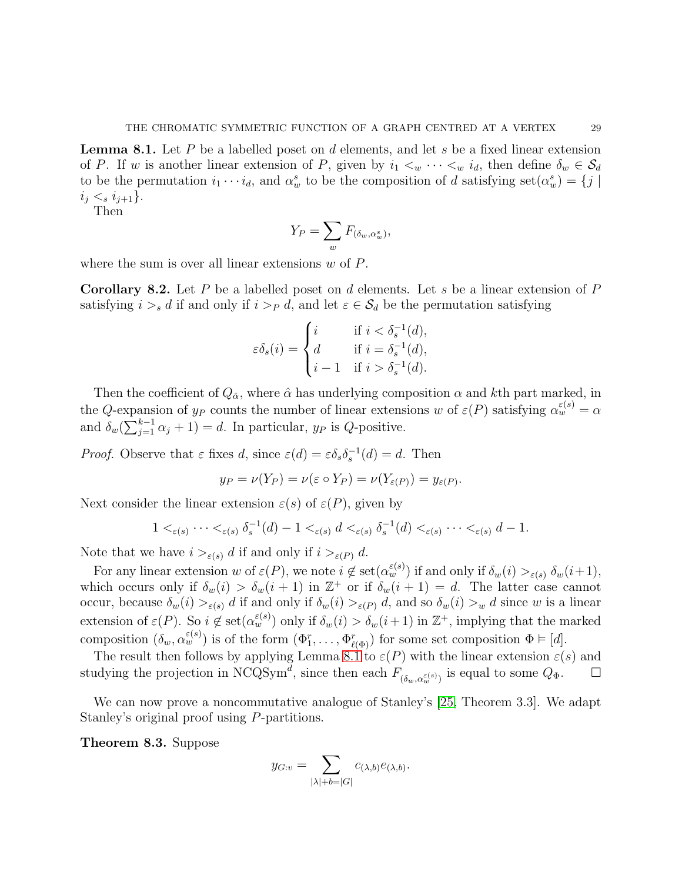**Lemma 8.1.** Let $P$ be a labelled poset on $d$ elements, and let $s$ be a fixed linear extension of $P$. If $w$ is another linear extension of $P$, given by $i_1 <_w \cdots <_w i_d$, then define $\delta_w \in \mathcal{S}_d$ to be the permutation $i_1 \cdots i_d$, and $\alpha_w^s$ to be the composition of $d$ satisfying $\mathrm{set}(\alpha_w^s) = \{j \mid i_j <_s i_{j+1}\}$.

Then

$$Y_P = \sum_w F_{(\delta_w, \alpha_w^s)},$$

where the sum is over all linear extensions $w$ of $P$.

**Corollary 8.2.** Let $P$ be a labelled poset on $d$ elements. Let $s$ be a linear extension of $P$ satisfying $i >_s d$ if and only if $i >_P d$, and let $\varepsilon \in \mathcal{S}_d$ be the permutation satisfying

$$\varepsilon\delta_s(i) = \begin{cases} i & \text{if } i < \delta_s^{-1}(d), \\ d & \text{if } i = \delta_s^{-1}(d), \\ i-1 & \text{if } i > \delta_s^{-1}(d). \end{cases}$$

Then the coefficient of $Q_{\hat{\alpha}}$, where $\hat{\alpha}$ has underlying composition $\alpha$ and $k$th part marked, in the $Q$-expansion of $y_P$ counts the number of linear extensions $w$ of $\varepsilon(P)$ satisfying $\alpha_w^{\varepsilon(s)} = \alpha$ and $\delta_w(\sum_{j=1}^{k-1} \alpha_j + 1) = d$. In particular, $y_P$ is $Q$-positive.

*Proof.* Observe that $\varepsilon$ fixes $d$, since $\varepsilon(d) = \varepsilon\delta_s\delta_s^{-1}(d) = d$. Then

$$y_P = \nu(Y_P) = \nu(\varepsilon \circ Y_P) = \nu(Y_{\varepsilon(P)}) = y_{\varepsilon(P)}.$$

Next consider the linear extension $\varepsilon(s)$ of $\varepsilon(P)$, given by

$$1 <_{\varepsilon(s)} \cdots <_{\varepsilon(s)} \delta_s^{-1}(d) - 1 <_{\varepsilon(s)} d <_{\varepsilon(s)} \delta_s^{-1}(d) <_{\varepsilon(s)} \cdots <_{\varepsilon(s)} d-1.$$

Note that we have $i >_{\varepsilon(s)} d$ if and only if $i >_{\varepsilon(P)} d$.

For any linear extension $w$ of $\varepsilon(P)$, we note $i \notin \mathrm{set}(\alpha_w^{\varepsilon(s)})$ if and only if $\delta_w(i) >_{\varepsilon(s)} \delta_w(i+1)$, which occurs only if $\delta_w(i) > \delta_w(i+1)$ in $\mathbb{Z}^+$ or if $\delta_w(i+1) = d$. The latter case cannot occur, because $\delta_w(i) >_{\varepsilon(s)} d$ if and only if $\delta_w(i) >_{\varepsilon(P)} d$, and so $\delta_w(i) >_w d$ since $w$ is a linear extension of $\varepsilon(P)$. So $i \notin \mathrm{set}(\alpha_w^{\varepsilon(s)})$ only if $\delta_w(i) > \delta_w(i+1)$ in $\mathbb{Z}^+$, implying that the marked composition $(\delta_w, \alpha_w^{\varepsilon(s)})$ is of the form $(\Phi_1^r, \ldots, \Phi_{\ell(\Phi)}^r)$ for some set composition $\Phi \vDash [d]$.

The result then follows by applying Lemma 8.1 to $\varepsilon(P)$ with the linear extension $\varepsilon(s)$ and studying the projection in $\mathrm{NCQSym}^d$, since then each $F_{(\delta_w, \alpha_w^{\varepsilon(s)})}$ is equal to some $Q_\Phi$. $\square$

We can now prove a noncommutative analogue of Stanley's [25, Theorem 3.3]. We adapt Stanley's original proof using $P$-partitions.

**Theorem 8.3.** Suppose

$$y_{G:v} = \sum_{|\lambda|+b=|G|} c_{(\lambda,b)} e_{(\lambda,b)}.$$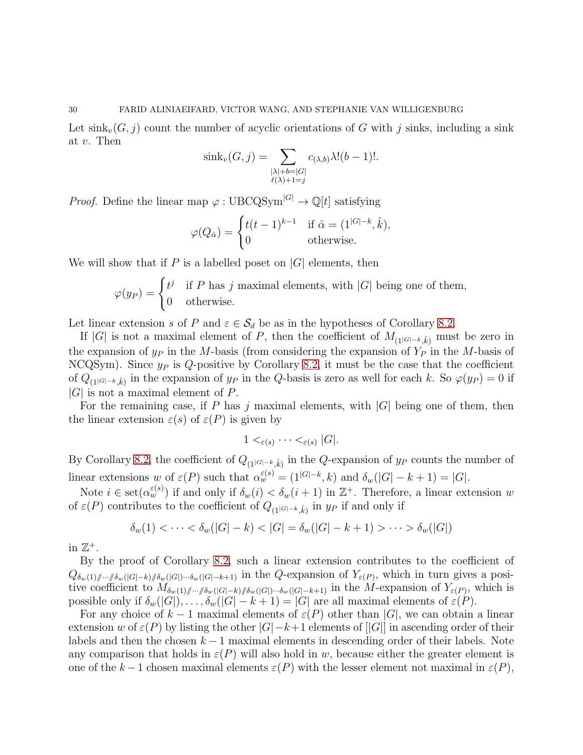Let $\mathrm{sink}_v(G,j)$ count the number of acyclic orientations of $G$ with $j$ sinks, including a sink at $v$. Then

$$\mathrm{sink}_v(G,j) = \sum_{\substack{|\lambda|+b=|G| \\ \ell(\lambda)+1=j}} c_{(\lambda,b)} \lambda!(b-1)!.$$

*Proof.* Define the linear map $\varphi : \mathrm{UBCQSym}^{|G|} \to \mathbb{Q}[t]$ satisfying

$$\varphi(Q_{\hat{\alpha}}) = \begin{cases} t(t-1)^{k-1} & \text{if } \hat{\alpha} = (1^{|G|-k}, \hat{k}), \\ 0 & \text{otherwise.} \end{cases}$$

We will show that if $P$ is a labelled poset on $|G|$ elements, then

$$\varphi(y_P) = \begin{cases} t^j & \text{if } P \text{ has } j \text{ maximal elements, with } |G| \text{ being one of them,} \\ 0 & \text{otherwise.} \end{cases}$$

Let linear extension $s$ of $P$ and $\varepsilon \in \mathcal{S}_d$ be as in the hypotheses of Corollary 8.2.

If $|G|$ is not a maximal element of $P$, then the coefficient of $M_{(1^{|G|-k},\hat{k})}$ must be zero in the expansion of $y_P$ in the $M$-basis (from considering the expansion of $Y_P$ in the $M$-basis of NCQSym). Since $y_P$ is $Q$-positive by Corollary 8.2, it must be the case that the coefficient of $Q_{(1^{|G|-k},\hat{k})}$ in the expansion of $y_P$ in the $Q$-basis is zero as well for each $k$. So $\varphi(y_P) = 0$ if $|G|$ is not a maximal element of $P$.

For the remaining case, if $P$ has $j$ maximal elements, with $|G|$ being one of them, then the linear extension $\varepsilon(s)$ of $\varepsilon(P)$ is given by

$$1 <_{\varepsilon(s)} \cdots <_{\varepsilon(s)} |G|.$$

By Corollary 8.2, the coefficient of $Q_{(1^{|G|-k},\hat{k})}$ in the $Q$-expansion of $y_P$ counts the number of linear extensions $w$ of $\varepsilon(P)$ such that $\alpha_w^{\varepsilon(s)} = (1^{|G|-k}, k)$ and $\delta_w(|G|-k+1) = |G|$.

Note $i \in \mathrm{set}(\alpha_w^{\varepsilon(s)})$ if and only if $\delta_w(i) < \delta_w(i+1)$ in $\mathbb{Z}^+$. Therefore, a linear extension $w$ of $\varepsilon(P)$ contributes to the coefficient of $Q_{(1^{|G|-k},\hat{k})}$ in $y_P$ if and only if

$$\delta_w(1) < \cdots < \delta_w(|G|-k) < |G| = \delta_w(|G|-k+1) > \cdots > \delta_w(|G|)$$

in $\mathbb{Z}^+$.

By the proof of Corollary 8.2, such a linear extension contributes to the coefficient of $Q_{\delta_w(1) /\!\!/ \cdots /\!\!/ \delta_w(|G|-k) /\!\!/ \delta_w(|G|) \cdots \delta_w(|G|-k+1)}$ in the $Q$-expansion of $Y_{\varepsilon(P)}$, which in turn gives a positive coefficient to $M_{\delta_w(1) /\!\!/ \cdots /\!\!/ \delta_w(|G|-k) /\!\!/ \delta_w(|G|) \cdots \delta_w(|G|-k+1)}$ in the $M$-expansion of $Y_{\varepsilon(P)}$, which is possible only if $\delta_w(|G|), \ldots, \delta_w(|G|-k+1) = |G|$ are all maximal elements of $\varepsilon(P)$.

For any choice of $k-1$ maximal elements of $\varepsilon(P)$ other than $|G|$, we can obtain a linear extension $w$ of $\varepsilon(P)$ by listing the other $|G|-k+1$ elements of $[|G|]$ in ascending order of their labels and then the chosen $k-1$ maximal elements in descending order of their labels. Note any comparison that holds in $\varepsilon(P)$ will also hold in $w$, because either the greater element is one of the $k-1$ chosen maximal elements $\varepsilon(P)$ with the lesser element not maximal in $\varepsilon(P)$,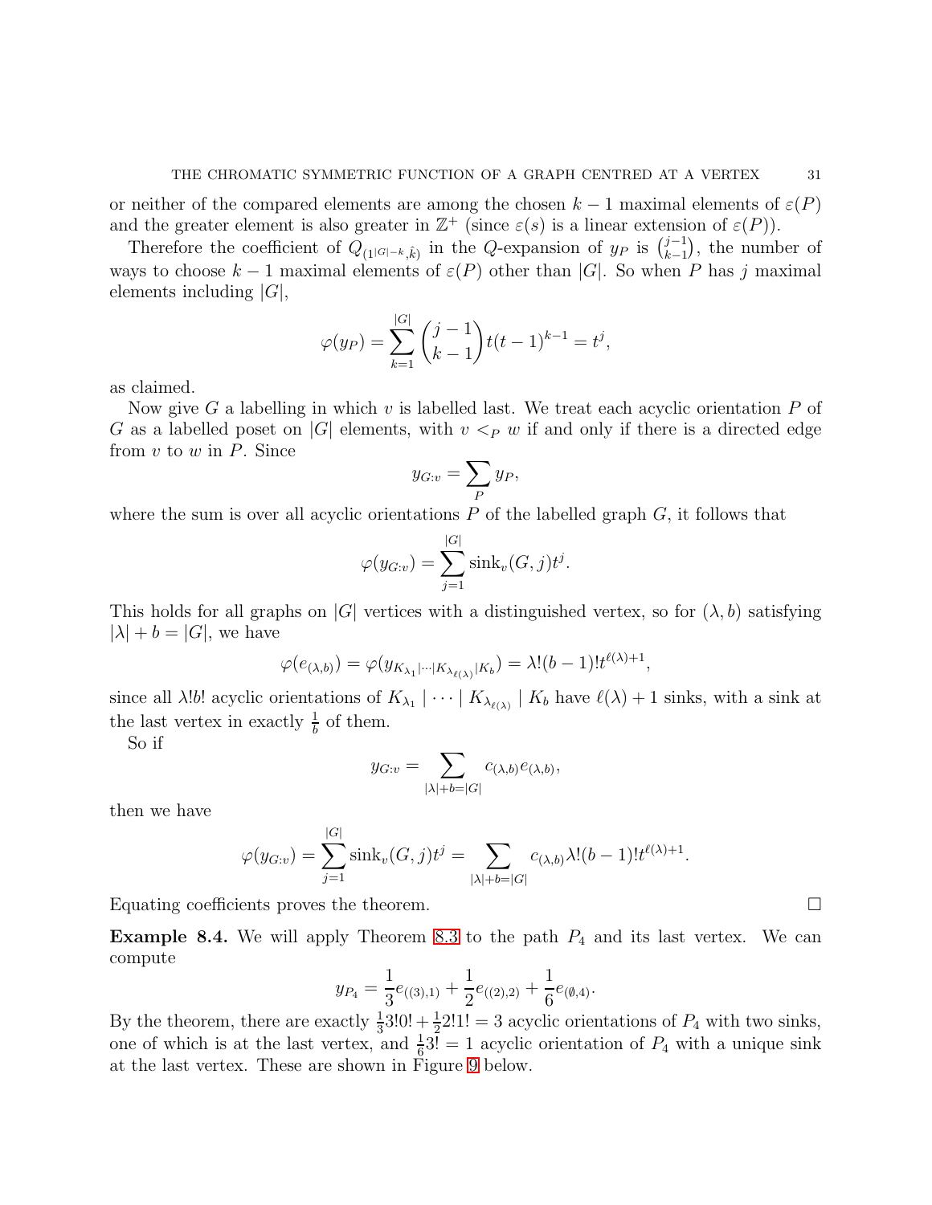or neither of the compared elements are among the chosen $k-1$ maximal elements of $\varepsilon(P)$ and the greater element is also greater in $\mathbb{Z}^+$ (since $\varepsilon(s)$ is a linear extension of $\varepsilon(P)$).

Therefore the coefficient of $Q_{(1^{|G|-k},\hat{k})}$ in the $Q$-expansion of $y_P$ is $\binom{j-1}{k-1}$, the number of ways to choose $k-1$ maximal elements of $\varepsilon(P)$ other than $|G|$. So when $P$ has $j$ maximal elements including $|G|$,

$$\varphi(y_P) = \sum_{k=1}^{|G|} \binom{j-1}{k-1} t(t-1)^{k-1} = t^j,$$

as claimed.

Now give $G$ a labelling in which $v$ is labelled last. We treat each acyclic orientation $P$ of $G$ as a labelled poset on $|G|$ elements, with $v <_P w$ if and only if there is a directed edge from $v$ to $w$ in $P$. Since

$$y_{G:v} = \sum_P y_P,$$

where the sum is over all acyclic orientations $P$ of the labelled graph $G$, it follows that

$$\varphi(y_{G:v}) = \sum_{j=1}^{|G|} \operatorname{sink}_v(G,j) t^j.$$

This holds for all graphs on $|G|$ vertices with a distinguished vertex, so for $(\lambda, b)$ satisfying $|\lambda| + b = |G|$, we have

$$\varphi(e_{(\lambda,b)}) = \varphi(y_{K_{\lambda_1}|\cdots|K_{\lambda_{\ell(\lambda)}}|K_b}) = \lambda!(b-1)!t^{\ell(\lambda)+1},$$

since all $\lambda!b!$ acyclic orientations of $K_{\lambda_1} \mid \cdots \mid K_{\lambda_{\ell(\lambda)}} \mid K_b$ have $\ell(\lambda)+1$ sinks, with a sink at the last vertex in exactly $\frac{1}{b}$ of them.

So if

$$y_{G:v} = \sum_{|\lambda|+b=|G|} c_{(\lambda,b)} e_{(\lambda,b)},$$

then we have

$$\varphi(y_{G:v}) = \sum_{j=1}^{|G|} \operatorname{sink}_v(G,j) t^j = \sum_{|\lambda|+b=|G|} c_{(\lambda,b)} \lambda!(b-1)!t^{\ell(\lambda)+1}.$$

Equating coefficients proves the theorem. $\square$

**Example 8.4.** We will apply Theorem 8.3 to the path $P_4$ and its last vertex. We can compute

$$y_{P_4} = \frac{1}{3} e_{((3),1)} + \frac{1}{2} e_{((2),2)} + \frac{1}{6} e_{(\emptyset,4)}.$$

By the theorem, there are exactly $\frac{1}{3}3!0! + \frac{1}{2}2!1! = 3$ acyclic orientations of $P_4$ with two sinks, one of which is at the last vertex, and $\frac{1}{6}3! = 1$ acyclic orientation of $P_4$ with a unique sink at the last vertex. These are shown in Figure 9 below.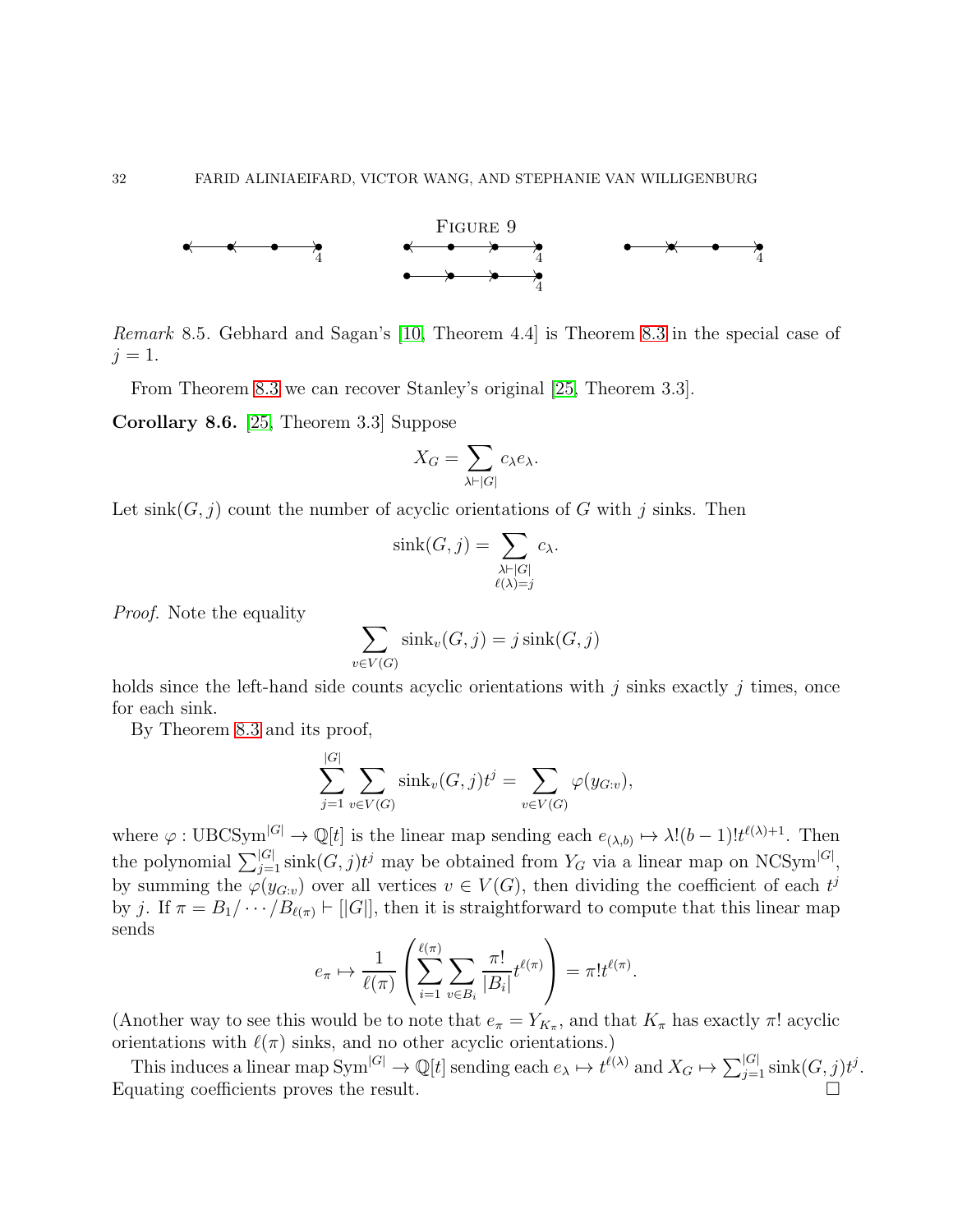Figure 9

4 4 4 4

*Remark* 8.5. Gebhard and Sagan's [10, Theorem 4.4] is Theorem 8.3 in the special case of $j = 1$.

From Theorem 8.3 we can recover Stanley's original [25, Theorem 3.3].

**Corollary 8.6.** [25, Theorem 3.3] Suppose

$$X_G = \sum_{\lambda \vdash |G|} c_\lambda e_\lambda.$$

Let $\operatorname{sink}(G, j)$ count the number of acyclic orientations of $G$ with $j$ sinks. Then

$$\operatorname{sink}(G, j) = \sum_{\substack{\lambda \vdash |G| \\ \ell(\lambda) = j}} c_\lambda.$$

*Proof.* Note the equality

$$\sum_{v \in V(G)} \operatorname{sink}_v(G, j) = j \operatorname{sink}(G, j)$$

holds since the left-hand side counts acyclic orientations with $j$ sinks exactly $j$ times, once for each sink.

By Theorem 8.3 and its proof,

$$\sum_{j=1}^{|G|} \sum_{v \in V(G)} \operatorname{sink}_v(G, j) t^j = \sum_{v \in V(G)} \varphi(y_{G:v}),$$

where $\varphi : \mathrm{UBCSym}^{|G|} \to \mathbb{Q}[t]$ is the linear map sending each $e_{(\lambda,b)} \mapsto \lambda!(b-1)!t^{\ell(\lambda)+1}$. Then the polynomial $\sum_{j=1}^{|G|} \operatorname{sink}(G, j)t^j$ may be obtained from $Y_G$ via a linear map on $\mathrm{NCSym}^{|G|}$, by summing the $\varphi(y_{G:v})$ over all vertices $v \in V(G)$, then dividing the coefficient of each $t^j$ by $j$. If $\pi = B_1/\cdots/B_{\ell(\pi)} \vdash [|G|]$, then it is straightforward to compute that this linear map sends

$$e_\pi \mapsto \frac{1}{\ell(\pi)} \left( \sum_{i=1}^{\ell(\pi)} \sum_{v \in B_i} \frac{\pi!}{|B_i|} t^{\ell(\pi)} \right) = \pi! t^{\ell(\pi)}.$$

(Another way to see this would be to note that $e_\pi = Y_{K_\pi}$, and that $K_\pi$ has exactly $\pi!$ acyclic orientations with $\ell(\pi)$ sinks, and no other acyclic orientations.)

This induces a linear map $\mathrm{Sym}^{|G|} \to \mathbb{Q}[t]$ sending each $e_\lambda \mapsto t^{\ell(\lambda)}$ and $X_G \mapsto \sum_{j=1}^{|G|} \operatorname{sink}(G, j)t^j$. Equating coefficients proves the result. $\square$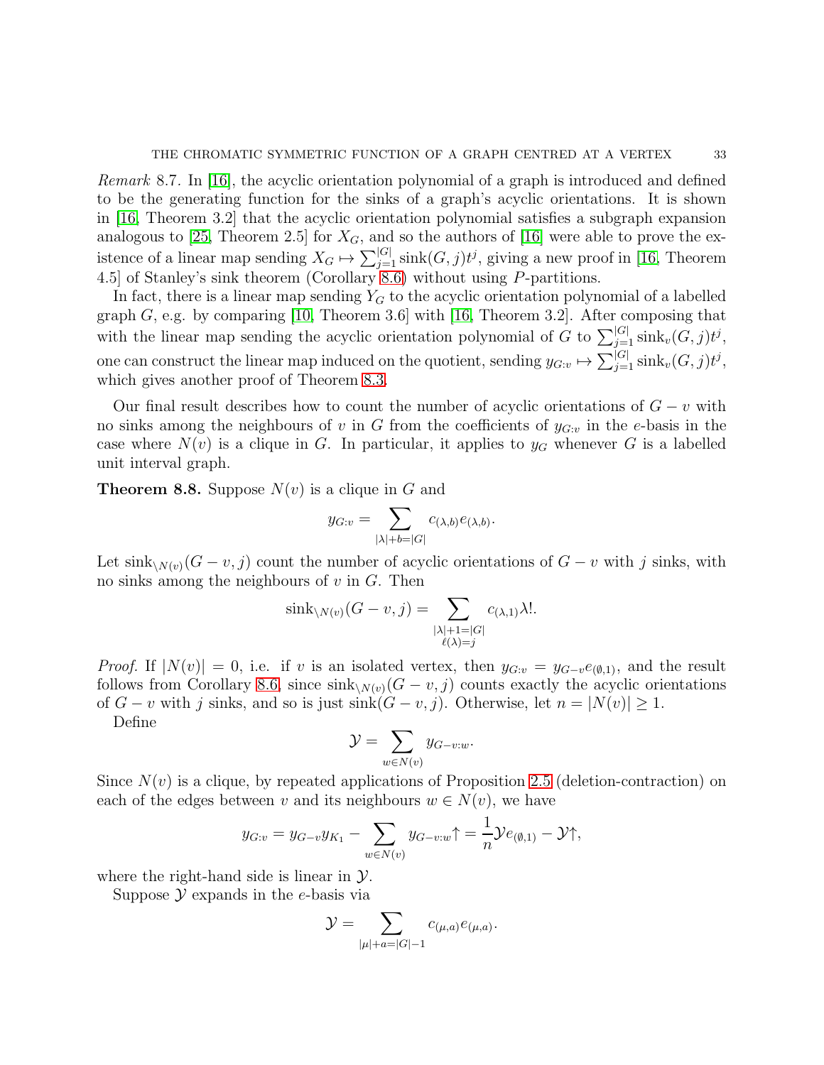*Remark* 8.7. In [16], the acyclic orientation polynomial of a graph is introduced and defined to be the generating function for the sinks of a graph's acyclic orientations. It is shown in [16, Theorem 3.2] that the acyclic orientation polynomial satisfies a subgraph expansion analogous to [25, Theorem 2.5] for $X_G$, and so the authors of [16] were able to prove the existence of a linear map sending $X_G \mapsto \sum_{j=1}^{|G|} \mathrm{sink}(G,j)t^j$, giving a new proof in [16, Theorem 4.5] of Stanley's sink theorem (Corollary 8.6) without using $P$-partitions.

In fact, there is a linear map sending $Y_G$ to the acyclic orientation polynomial of a labelled graph $G$, e.g. by comparing [10, Theorem 3.6] with [16, Theorem 3.2]. After composing that with the linear map sending the acyclic orientation polynomial of $G$ to $\sum_{j=1}^{|G|} \mathrm{sink}_v(G,j)t^j$, one can construct the linear map induced on the quotient, sending $y_{G:v} \mapsto \sum_{j=1}^{|G|} \mathrm{sink}_v(G,j)t^j$, which gives another proof of Theorem 8.3.

Our final result describes how to count the number of acyclic orientations of $G - v$ with no sinks among the neighbours of $v$ in $G$ from the coefficients of $y_{G:v}$ in the $e$-basis in the case where $N(v)$ is a clique in $G$. In particular, it applies to $y_G$ whenever $G$ is a labelled unit interval graph.

**Theorem 8.8.** Suppose $N(v)$ is a clique in $G$ and

$$y_{G:v} = \sum_{|\lambda|+b=|G|} c_{(\lambda,b)} e_{(\lambda,b)}.$$

Let $\mathrm{sink}_{\backslash N(v)}(G-v,j)$ count the number of acyclic orientations of $G-v$ with $j$ sinks, with no sinks among the neighbours of $v$ in $G$. Then

$$\mathrm{sink}_{\backslash N(v)}(G-v,j) = \sum_{\substack{|\lambda|+1=|G| \\ \ell(\lambda)=j}} c_{(\lambda,1)} \lambda!.$$

*Proof.* If $|N(v)| = 0$, i.e. if $v$ is an isolated vertex, then $y_{G:v} = y_{G-v} e_{(\emptyset,1)}$, and the result follows from Corollary 8.6, since $\mathrm{sink}_{\backslash N(v)}(G-v,j)$ counts exactly the acyclic orientations of $G-v$ with $j$ sinks, and so is just $\mathrm{sink}(G-v,j)$. Otherwise, let $n = |N(v)| \geq 1$.

Define

$$\mathcal{Y} = \sum_{w \in N(v)} y_{G-v:w}.$$

Since $N(v)$ is a clique, by repeated applications of Proposition 2.5 (deletion-contraction) on each of the edges between $v$ and its neighbours $w \in N(v)$, we have

$$y_{G:v} = y_{G-v} y_{K_1} - \sum_{w \in N(v)} y_{G-v:w}{\uparrow} = \frac{1}{n} \mathcal{Y} e_{(\emptyset,1)} - \mathcal{Y}{\uparrow},$$

where the right-hand side is linear in $\mathcal{Y}$.

Suppose $\mathcal{Y}$ expands in the $e$-basis via

$$\mathcal{Y} = \sum_{|\mu|+a=|G|-1} c_{(\mu,a)} e_{(\mu,a)}.$$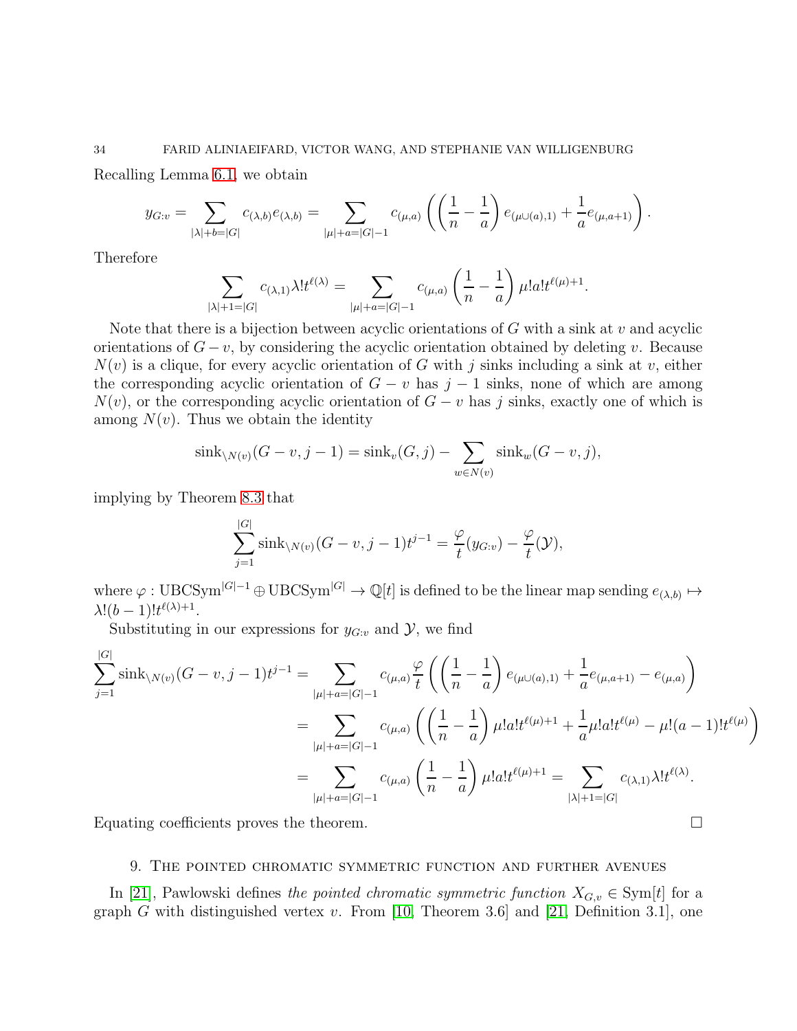Recalling Lemma 6.1, we obtain

$$y_{G:v} = \sum_{|\lambda|+b=|G|} c_{(\lambda,b)} e_{(\lambda,b)} = \sum_{|\mu|+a=|G|-1} c_{(\mu,a)} \left( \left( \frac{1}{n} - \frac{1}{a} \right) e_{(\mu\cup(a),1)} + \frac{1}{a} e_{(\mu,a+1)} \right).$$

Therefore

$$\sum_{|\lambda|+1=|G|} c_{(\lambda,1)} \lambda! t^{\ell(\lambda)} = \sum_{|\mu|+a=|G|-1} c_{(\mu,a)} \left( \frac{1}{n} - \frac{1}{a} \right) \mu! a! t^{\ell(\mu)+1}.$$

Note that there is a bijection between acyclic orientations of $G$ with a sink at $v$ and acyclic orientations of $G - v$, by considering the acyclic orientation obtained by deleting $v$. Because $N(v)$ is a clique, for every acyclic orientation of $G$ with $j$ sinks including a sink at $v$, either the corresponding acyclic orientation of $G - v$ has $j - 1$ sinks, none of which are among $N(v)$, or the corresponding acyclic orientation of $G - v$ has $j$ sinks, exactly one of which is among $N(v)$. Thus we obtain the identity

$$\mathrm{sink}_{\setminus N(v)}(G - v, j - 1) = \mathrm{sink}_v(G, j) - \sum_{w \in N(v)} \mathrm{sink}_w(G - v, j),$$

implying by Theorem 8.3 that

$$\sum_{j=1}^{|G|} \mathrm{sink}_{\setminus N(v)}(G - v, j - 1) t^{j-1} = \frac{\varphi}{t}(y_{G:v}) - \frac{\varphi}{t}(\mathcal{Y}),$$

where $\varphi : \mathrm{UBCSym}^{|G|-1} \oplus \mathrm{UBCSym}^{|G|} \to \mathbb{Q}[t]$ is defined to be the linear map sending $e_{(\lambda,b)} \mapsto \lambda!(b-1)!t^{\ell(\lambda)+1}$.

Substituting in our expressions for $y_{G:v}$ and $\mathcal{Y}$, we find

$$\begin{aligned}
\sum_{j=1}^{|G|} \mathrm{sink}_{\setminus N(v)}(G - v, j - 1) t^{j-1} &= \sum_{|\mu|+a=|G|-1} c_{(\mu,a)} \frac{\varphi}{t} \left( \left( \frac{1}{n} - \frac{1}{a} \right) e_{(\mu\cup(a),1)} + \frac{1}{a} e_{(\mu,a+1)} - e_{(\mu,a)} \right) \\
&= \sum_{|\mu|+a=|G|-1} c_{(\mu,a)} \left( \left( \frac{1}{n} - \frac{1}{a} \right) \mu! a! t^{\ell(\mu)+1} + \frac{1}{a} \mu! a! t^{\ell(\mu)} - \mu!(a-1)! t^{\ell(\mu)} \right) \\
&= \sum_{|\mu|+a=|G|-1} c_{(\mu,a)} \left( \frac{1}{n} - \frac{1}{a} \right) \mu! a! t^{\ell(\mu)+1} = \sum_{|\lambda|+1=|G|} c_{(\lambda,1)} \lambda! t^{\ell(\lambda)}.
\end{aligned}$$

Equating coefficients proves the theorem. $\square$

## 9. The pointed chromatic symmetric function and further avenues

In [21], Pawlowski defines *the pointed chromatic symmetric function* $X_{G,v} \in \mathrm{Sym}[t]$ for a graph $G$ with distinguished vertex $v$. From [10, Theorem 3.6] and [21, Definition 3.1], one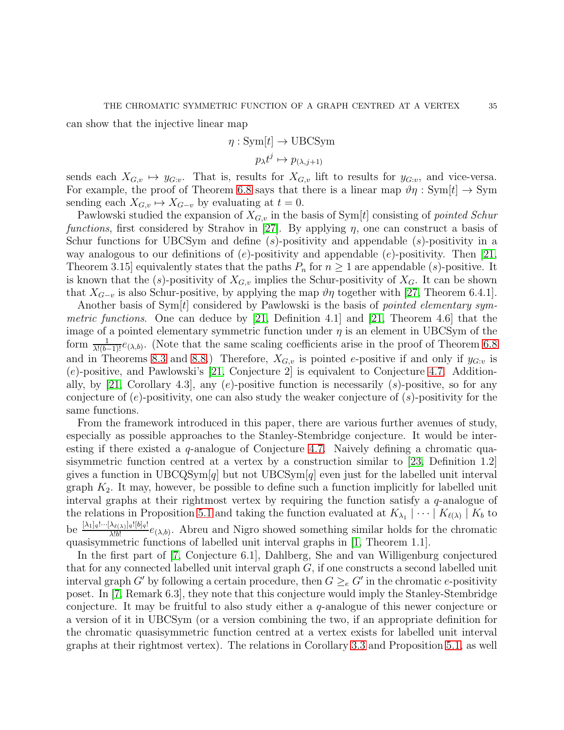can show that the injective linear map

$$\eta : \mathrm{Sym}[t] \to \mathrm{UBCSym}$$
$$p_\lambda t^j \mapsto p_{(\lambda, j+1)}$$

sends each $X_{G,v} \mapsto y_{G:v}$. That is, results for $X_{G,v}$ lift to results for $y_{G:v}$, and vice-versa. For example, the proof of Theorem 6.8 says that there is a linear map $\vartheta\eta : \mathrm{Sym}[t] \to \mathrm{Sym}$ sending each $X_{G,v} \mapsto X_{G-v}$ by evaluating at $t = 0$.

Pawlowski studied the expansion of $X_{G,v}$ in the basis of $\mathrm{Sym}[t]$ consisting of *pointed Schur functions*, first considered by Strahov in [27]. By applying $\eta$, one can construct a basis of Schur functions for UBCSym and define $(s)$-positivity and appendable $(s)$-positivity in a way analogous to our definitions of $(e)$-positivity and appendable $(e)$-positivity. Then [21, Theorem 3.15] equivalently states that the paths $P_n$ for $n \geq 1$ are appendable $(s)$-positive. It is known that the $(s)$-positivity of $X_{G,v}$ implies the Schur-positivity of $X_G$. It can be shown that $X_{G-v}$ is also Schur-positive, by applying the map $\vartheta\eta$ together with [27, Theorem 6.4.1].

Another basis of $\mathrm{Sym}[t]$ considered by Pawlowski is the basis of *pointed elementary symmetric functions*. One can deduce by [21, Definition 4.1] and [21, Theorem 4.6] that the image of a pointed elementary symmetric function under $\eta$ is an element in UBCSym of the form $\frac{1}{\lambda!(b-1)!}e_{(\lambda,b)}$. (Note that the same scaling coefficients arise in the proof of Theorem 6.8 and in Theorems 8.3 and 8.8.) Therefore, $X_{G,v}$ is pointed $e$-positive if and only if $y_{G:v}$ is $(e)$-positive, and Pawlowski's [21, Conjecture 2] is equivalent to Conjecture 4.7. Additionally, by [21, Corollary 4.3], any $(e)$-positive function is necessarily $(s)$-positive, so for any conjecture of $(e)$-positivity, one can also study the weaker conjecture of $(s)$-positivity for the same functions.

From the framework introduced in this paper, there are various further avenues of study, especially as possible approaches to the Stanley-Stembridge conjecture. It would be interesting if there existed a $q$-analogue of Conjecture 4.7. Naively defining a chromatic quasisymmetric function centred at a vertex by a construction similar to [23, Definition 1.2] gives a function in $\mathrm{UBCQSym}[q]$ but not $\mathrm{UBCSym}[q]$ even just for the labelled unit interval graph $K_2$. It may, however, be possible to define such a function implicitly for labelled unit interval graphs at their rightmost vertex by requiring the function satisfy a $q$-analogue of the relations in Proposition 5.1 and taking the function evaluated at $K_{\lambda_1} \mid \cdots \mid K_{\ell(\lambda)} \mid K_b$ to be $\frac{[\lambda_1]_q! \cdots [\lambda_{\ell(\lambda)}]_q! [b]_q!}{\lambda! b!} e_{(\lambda,b)}$. Abreu and Nigro showed something similar holds for the chromatic quasisymmetric functions of labelled unit interval graphs in [1, Theorem 1.1].

In the first part of [7, Conjecture 6.1], Dahlberg, She and van Willigenburg conjectured that for any connected labelled unit interval graph $G$, if one constructs a second labelled unit interval graph $G'$ by following a certain procedure, then $G \geq_e G'$ in the chromatic $e$-positivity poset. In [7, Remark 6.3], they note that this conjecture would imply the Stanley-Stembridge conjecture. It may be fruitful to also study either a $q$-analogue of this newer conjecture or a version of it in UBCSym (or a version combining the two, if an appropriate definition for the chromatic quasisymmetric function centred at a vertex exists for labelled unit interval graphs at their rightmost vertex). The relations in Corollary 3.3 and Proposition 5.1, as well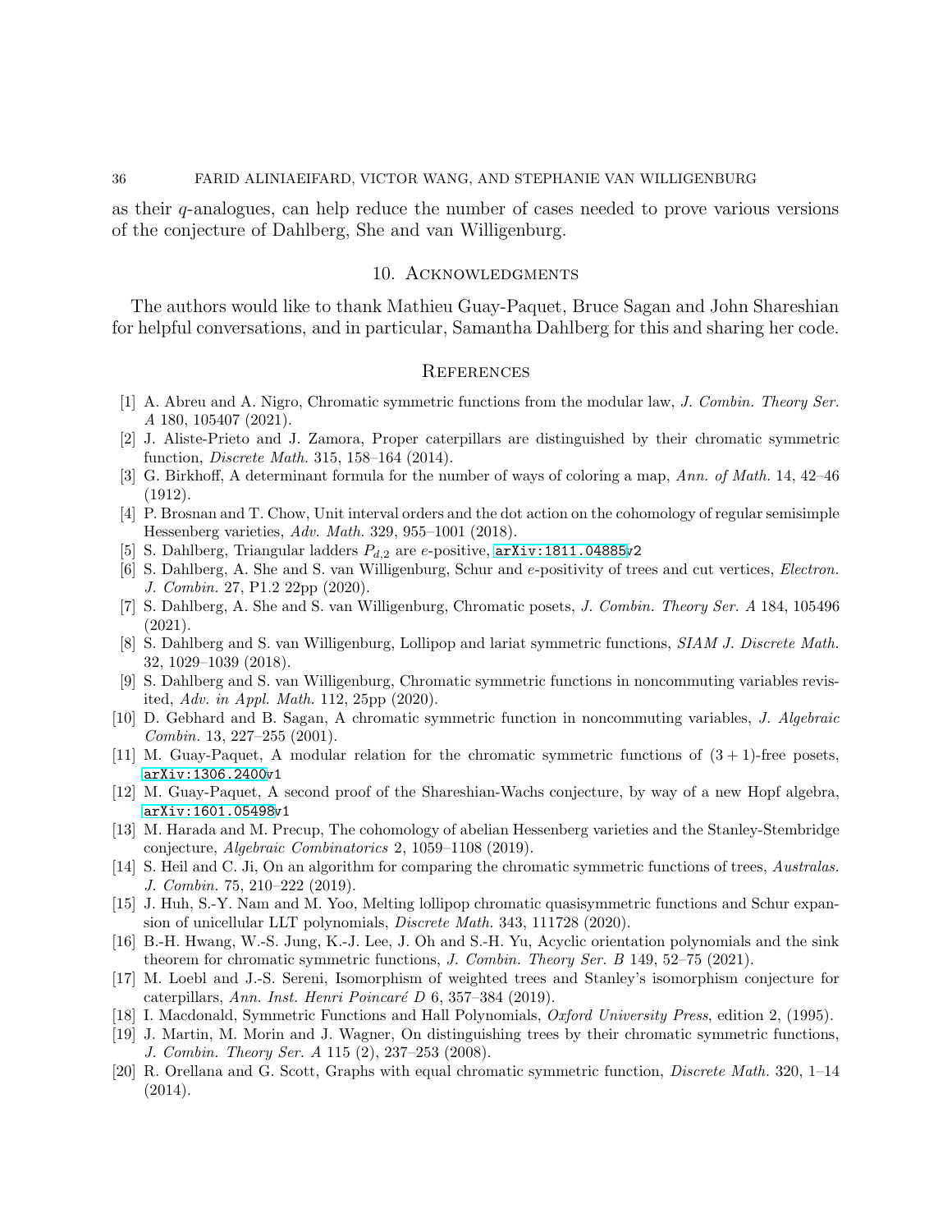as their $q$-analogues, can help reduce the number of cases needed to prove various versions of the conjecture of Dahlberg, She and van Willigenburg.

## 10. Acknowledgments

The authors would like to thank Mathieu Guay-Paquet, Bruce Sagan and John Shareshian for helpful conversations, and in particular, Samantha Dahlberg for this and sharing her code.

## References

[1] A. Abreu and A. Nigro, Chromatic symmetric functions from the modular law, *J. Combin. Theory Ser. A* 180, 105407 (2021).

[2] J. Aliste-Prieto and J. Zamora, Proper caterpillars are distinguished by their chromatic symmetric function, *Discrete Math.* 315, 158–164 (2014).

[3] G. Birkhoff, A determinant formula for the number of ways of coloring a map, *Ann. of Math.* 14, 42–46 (1912).

[4] P. Brosnan and T. Chow, Unit interval orders and the dot action on the cohomology of regular semisimple Hessenberg varieties, *Adv. Math.* 329, 955–1001 (2018).

[5] S. Dahlberg, Triangular ladders $P_{d,2}$ are $e$-positive, arXiv:1811.04885v2

[6] S. Dahlberg, A. She and S. van Willigenburg, Schur and $e$-positivity of trees and cut vertices, *Electron. J. Combin.* 27, P1.2 22pp (2020).

[7] S. Dahlberg, A. She and S. van Willigenburg, Chromatic posets, *J. Combin. Theory Ser. A* 184, 105496 (2021).

[8] S. Dahlberg and S. van Willigenburg, Lollipop and lariat symmetric functions, *SIAM J. Discrete Math.* 32, 1029–1039 (2018).

[9] S. Dahlberg and S. van Willigenburg, Chromatic symmetric functions in noncommuting variables revisited, *Adv. in Appl. Math.* 112, 25pp (2020).

[10] D. Gebhard and B. Sagan, A chromatic symmetric function in noncommuting variables, *J. Algebraic Combin.* 13, 227–255 (2001).

[11] M. Guay-Paquet, A modular relation for the chromatic symmetric functions of $(3+1)$-free posets, arXiv:1306.2400v1

[12] M. Guay-Paquet, A second proof of the Shareshian-Wachs conjecture, by way of a new Hopf algebra, arXiv:1601.05498v1

[13] M. Harada and M. Precup, The cohomology of abelian Hessenberg varieties and the Stanley-Stembridge conjecture, *Algebraic Combinatorics* 2, 1059–1108 (2019).

[14] S. Heil and C. Ji, On an algorithm for comparing the chromatic symmetric functions of trees, *Australas. J. Combin.* 75, 210–222 (2019).

[15] J. Huh, S.-Y. Nam and M. Yoo, Melting lollipop chromatic quasisymmetric functions and Schur expansion of unicellular LLT polynomials, *Discrete Math.* 343, 111728 (2020).

[16] B.-H. Hwang, W.-S. Jung, K.-J. Lee, J. Oh and S.-H. Yu, Acyclic orientation polynomials and the sink theorem for chromatic symmetric functions, *J. Combin. Theory Ser. B* 149, 52–75 (2021).

[17] M. Loebl and J.-S. Sereni, Isomorphism of weighted trees and Stanley's isomorphism conjecture for caterpillars, *Ann. Inst. Henri Poincaré D* 6, 357–384 (2019).

[18] I. Macdonald, Symmetric Functions and Hall Polynomials, *Oxford University Press*, edition 2, (1995).

[19] J. Martin, M. Morin and J. Wagner, On distinguishing trees by their chromatic symmetric functions, *J. Combin. Theory Ser. A* 115 (2), 237–253 (2008).

[20] R. Orellana and G. Scott, Graphs with equal chromatic symmetric function, *Discrete Math.* 320, 1–14 (2014).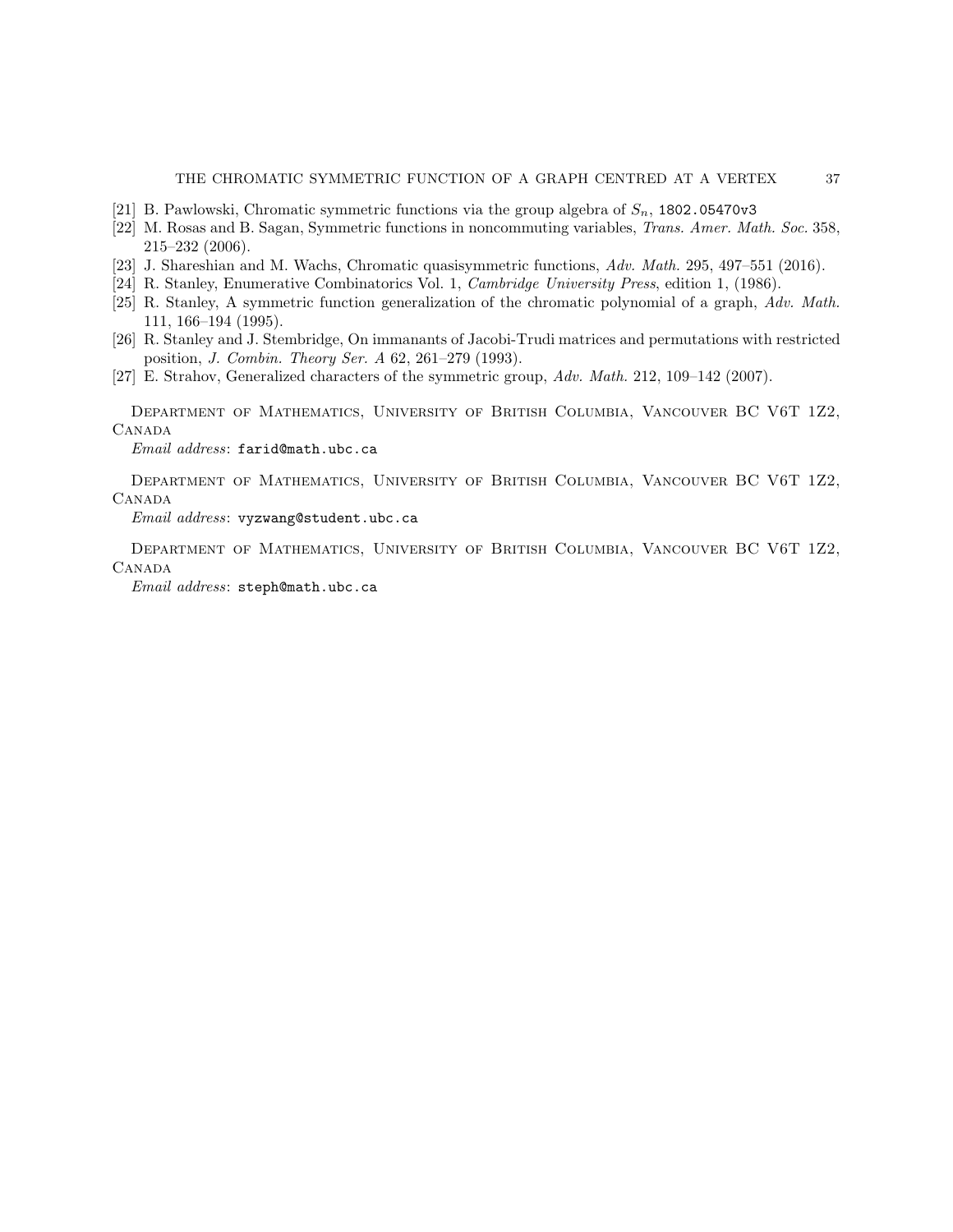[21] B. Pawlowski, Chromatic symmetric functions via the group algebra of $S_n$, `1802.05470v3`

[22] M. Rosas and B. Sagan, Symmetric functions in noncommuting variables, *Trans. Amer. Math. Soc.* 358, 215–232 (2006).

[23] J. Shareshian and M. Wachs, Chromatic quasisymmetric functions, *Adv. Math.* 295, 497–551 (2016).

[24] R. Stanley, Enumerative Combinatorics Vol. 1, *Cambridge University Press*, edition 1, (1986).

[25] R. Stanley, A symmetric function generalization of the chromatic polynomial of a graph, *Adv. Math.* 111, 166–194 (1995).

[26] R. Stanley and J. Stembridge, On immanants of Jacobi-Trudi matrices and permutations with restricted position, *J. Combin. Theory Ser. A* 62, 261–279 (1993).

[27] E. Strahov, Generalized characters of the symmetric group, *Adv. Math.* 212, 109–142 (2007).

Department of Mathematics, University of British Columbia, Vancouver BC V6T 1Z2, Canada

*Email address*: `farid@math.ubc.ca`

Department of Mathematics, University of British Columbia, Vancouver BC V6T 1Z2, Canada

*Email address*: `vyzwang@student.ubc.ca`

Department of Mathematics, University of British Columbia, Vancouver BC V6T 1Z2, Canada

*Email address*: `steph@math.ubc.ca`